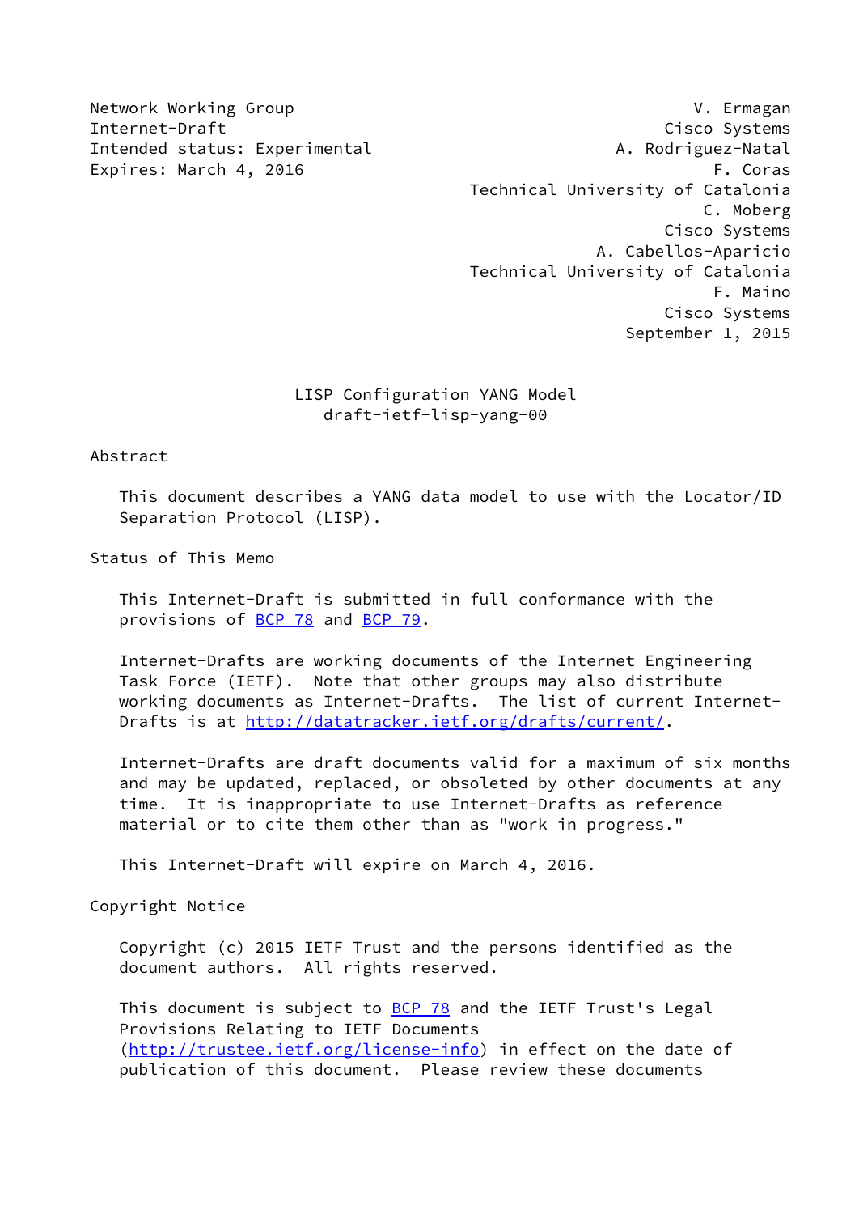Network Working Group V. Ermagan
Internet-Draft Cisco Systems
Intended status: Experimental A. Rodriguez-Natal
Expires: March 4, 2016 F. Coras
Technical University of Catalonia
C. Moberg
Cisco Systems
A. Cabellos-Aparicio
Technical University of Catalonia
F. Maino
Cisco Systems
September 1, 2015

# LISP Configuration YANG Model
draft-ietf-lisp-yang-00

## Abstract

This document describes a YANG data model to use with the Locator/ID Separation Protocol (LISP).

## Status of This Memo

This Internet-Draft is submitted in full conformance with the provisions of BCP 78 and BCP 79.

Internet-Drafts are working documents of the Internet Engineering Task Force (IETF). Note that other groups may also distribute working documents as Internet-Drafts. The list of current Internet-Drafts is at http://datatracker.ietf.org/drafts/current/.

Internet-Drafts are draft documents valid for a maximum of six months and may be updated, replaced, or obsoleted by other documents at any time. It is inappropriate to use Internet-Drafts as reference material or to cite them other than as "work in progress."

This Internet-Draft will expire on March 4, 2016.

## Copyright Notice

Copyright (c) 2015 IETF Trust and the persons identified as the document authors. All rights reserved.

This document is subject to BCP 78 and the IETF Trust's Legal Provisions Relating to IETF Documents (http://trustee.ietf.org/license-info) in effect on the date of publication of this document. Please review these documents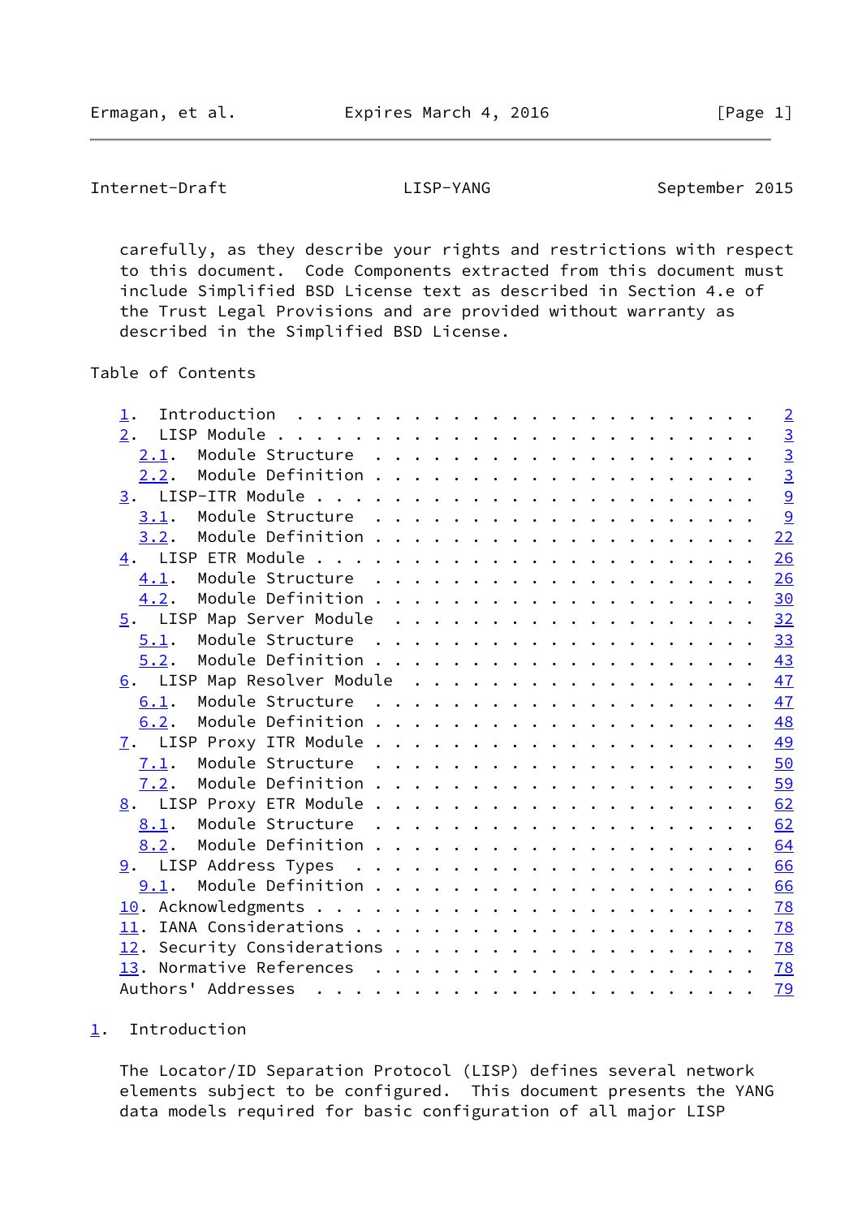carefully, as they describe your rights and restrictions with respect to this document. Code Components extracted from this document must include Simplified BSD License text as described in Section 4.e of the Trust Legal Provisions and are provided without warranty as described in the Simplified BSD License.

Table of Contents

- 1. Introduction . . . . . . . . . . . . . . . . . . . . . . . . 2
- 2. LISP Module . . . . . . . . . . . . . . . . . . . . . . . . 3
  - 2.1. Module Structure . . . . . . . . . . . . . . . . . . . . 3
  - 2.2. Module Definition . . . . . . . . . . . . . . . . . . . 3
- 3. LISP-ITR Module . . . . . . . . . . . . . . . . . . . . . . 9
  - 3.1. Module Structure . . . . . . . . . . . . . . . . . . . . 9
  - 3.2. Module Definition . . . . . . . . . . . . . . . . . . . 22
- 4. LISP ETR Module . . . . . . . . . . . . . . . . . . . . . . 26
  - 4.1. Module Structure . . . . . . . . . . . . . . . . . . . . 26
  - 4.2. Module Definition . . . . . . . . . . . . . . . . . . . 30
- 5. LISP Map Server Module . . . . . . . . . . . . . . . . . . 32
  - 5.1. Module Structure . . . . . . . . . . . . . . . . . . . . 33
  - 5.2. Module Definition . . . . . . . . . . . . . . . . . . . 43
- 6. LISP Map Resolver Module . . . . . . . . . . . . . . . . . 47
  - 6.1. Module Structure . . . . . . . . . . . . . . . . . . . . 47
  - 6.2. Module Definition . . . . . . . . . . . . . . . . . . . 48
- 7. LISP Proxy ITR Module . . . . . . . . . . . . . . . . . . . 49
  - 7.1. Module Structure . . . . . . . . . . . . . . . . . . . . 50
  - 7.2. Module Definition . . . . . . . . . . . . . . . . . . . 59
- 8. LISP Proxy ETR Module . . . . . . . . . . . . . . . . . . . 62
  - 8.1. Module Structure . . . . . . . . . . . . . . . . . . . . 62
  - 8.2. Module Definition . . . . . . . . . . . . . . . . . . . 64
- 9. LISP Address Types . . . . . . . . . . . . . . . . . . . . 66
  - 9.1. Module Definition . . . . . . . . . . . . . . . . . . . 66
- 10. Acknowledgments . . . . . . . . . . . . . . . . . . . . . . 78
- 11. IANA Considerations . . . . . . . . . . . . . . . . . . . . 78
- 12. Security Considerations . . . . . . . . . . . . . . . . . . 78
- 13. Normative References . . . . . . . . . . . . . . . . . . . 78
- Authors' Addresses . . . . . . . . . . . . . . . . . . . . . . 79

## 1. Introduction

The Locator/ID Separation Protocol (LISP) defines several network elements subject to be configured. This document presents the YANG data models required for basic configuration of all major LISP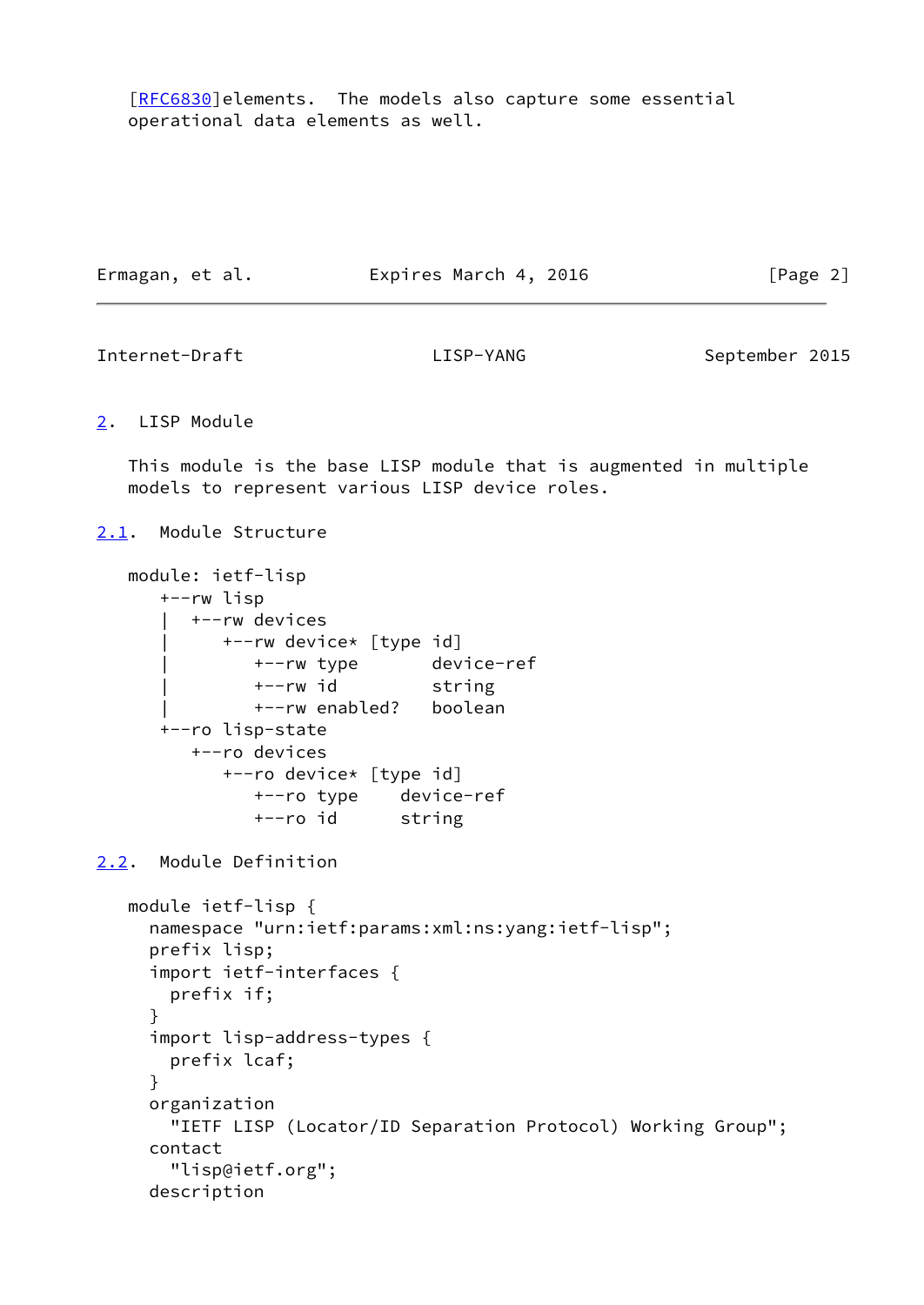[RFC6830]elements. The models also capture some essential operational data elements as well.

## 2. LISP Module

This module is the base LISP module that is augmented in multiple models to represent various LISP device roles.

### 2.1. Module Structure

```
module: ietf-lisp
   +--rw lisp
   |  +--rw devices
   |     +--rw device* [type id]
   |        +--rw type        device-ref
   |        +--rw id          string
   |        +--rw enabled?    boolean
   +--ro lisp-state
      +--ro devices
         +--ro device* [type id]
            +--ro type     device-ref
            +--ro id       string
```

### 2.2. Module Definition

```
module ietf-lisp {
  namespace "urn:ietf:params:xml:ns:yang:ietf-lisp";
  prefix lisp;
  import ietf-interfaces {
    prefix if;
  }
  import lisp-address-types {
    prefix lcaf;
  }
  organization
    "IETF LISP (Locator/ID Separation Protocol) Working Group";
  contact
    "lisp@ietf.org";
  description
```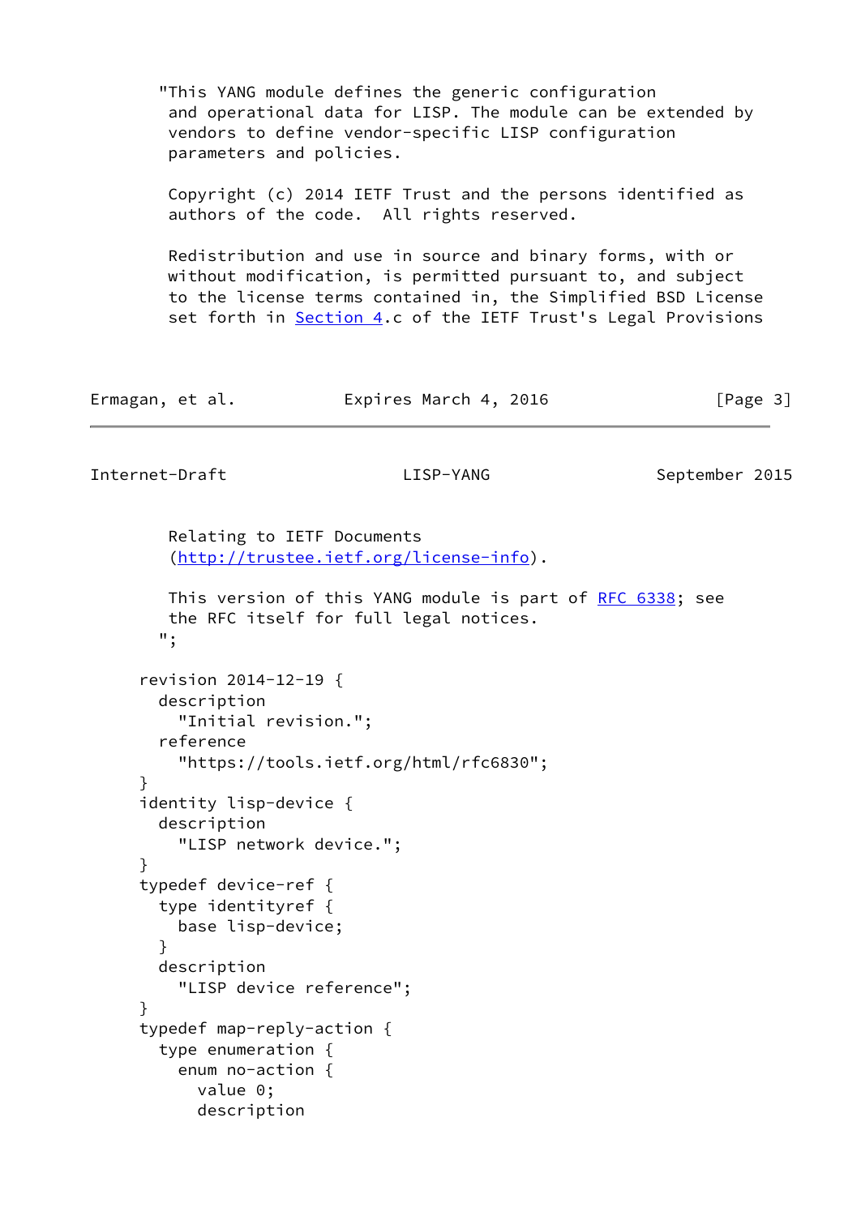```
       "This YANG module defines the generic configuration
        and operational data for LISP. The module can be extended by
        vendors to define vendor-specific LISP configuration
        parameters and policies.

        Copyright (c) 2014 IETF Trust and the persons identified as
        authors of the code.  All rights reserved.

        Redistribution and use in source and binary forms, with or
        without modification, is permitted pursuant to, and subject
        to the license terms contained in, the Simplified BSD License
        set forth in Section 4.c of the IETF Trust's Legal Provisions
        Relating to IETF Documents
        (http://trustee.ietf.org/license-info).

        This version of this YANG module is part of RFC 6338; see
        the RFC itself for full legal notices.
       ";

     revision 2014-12-19 {
       description
         "Initial revision.";
       reference
         "https://tools.ietf.org/html/rfc6830";
     }
     identity lisp-device {
       description
         "LISP network device.";
     }
     typedef device-ref {
       type identityref {
         base lisp-device;
       }
       description
         "LISP device reference";
     }
     typedef map-reply-action {
       type enumeration {
         enum no-action {
           value 0;
           description
```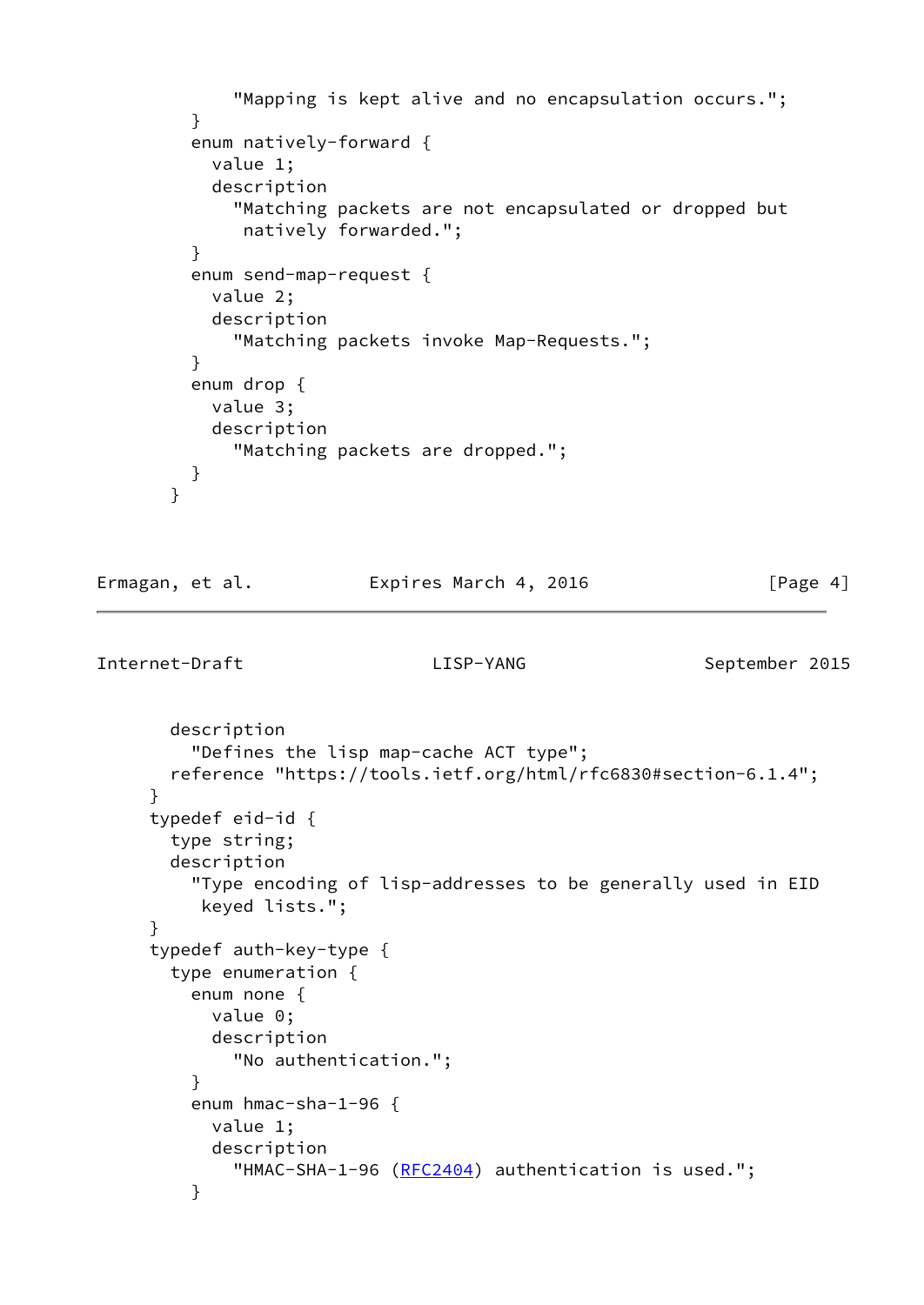```
            "Mapping is kept alive and no encapsulation occurs.";
        }
        enum natively-forward {
          value 1;
          description
            "Matching packets are not encapsulated or dropped but
             natively forwarded.";
        }
        enum send-map-request {
          value 2;
          description
            "Matching packets invoke Map-Requests.";
        }
        enum drop {
          value 3;
          description
            "Matching packets are dropped.";
        }
      }
```

```
      description
        "Defines the lisp map-cache ACT type";
      reference "https://tools.ietf.org/html/rfc6830#section-6.1.4";
    }
    typedef eid-id {
      type string;
      description
        "Type encoding of lisp-addresses to be generally used in EID
         keyed lists.";
    }
    typedef auth-key-type {
      type enumeration {
        enum none {
          value 0;
          description
            "No authentication.";
        }
        enum hmac-sha-1-96 {
          value 1;
          description
            "HMAC-SHA-1-96 (RFC2404) authentication is used.";
        }
```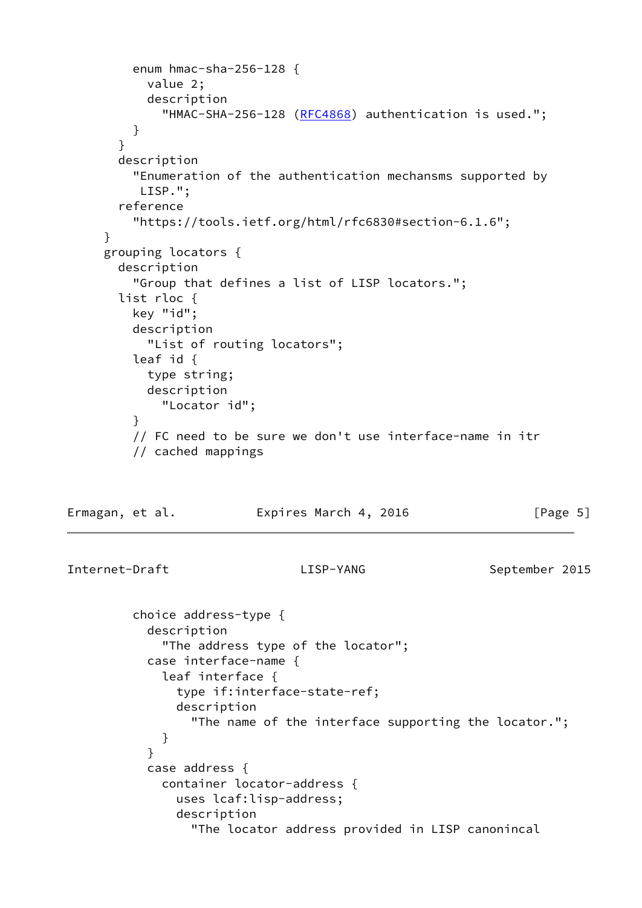```
         enum hmac-sha-256-128 {
           value 2;
           description
             "HMAC-SHA-256-128 (RFC4868) authentication is used.";
         }
       }
       description
         "Enumeration of the authentication mechansms supported by
          LISP.";
       reference
         "https://tools.ietf.org/html/rfc6830#section-6.1.6";
     }
     grouping locators {
       description
         "Group that defines a list of LISP locators.";
       list rloc {
         key "id";
         description
           "List of routing locators";
         leaf id {
           type string;
           description
             "Locator id";
         }
         // FC need to be sure we don't use interface-name in itr
         // cached mappings
```

```
         choice address-type {
           description
             "The address type of the locator";
           case interface-name {
             leaf interface {
               type if:interface-state-ref;
               description
                 "The name of the interface supporting the locator.";
             }
           }
           case address {
             container locator-address {
               uses lcaf:lisp-address;
               description
                 "The locator address provided in LISP canonincal
```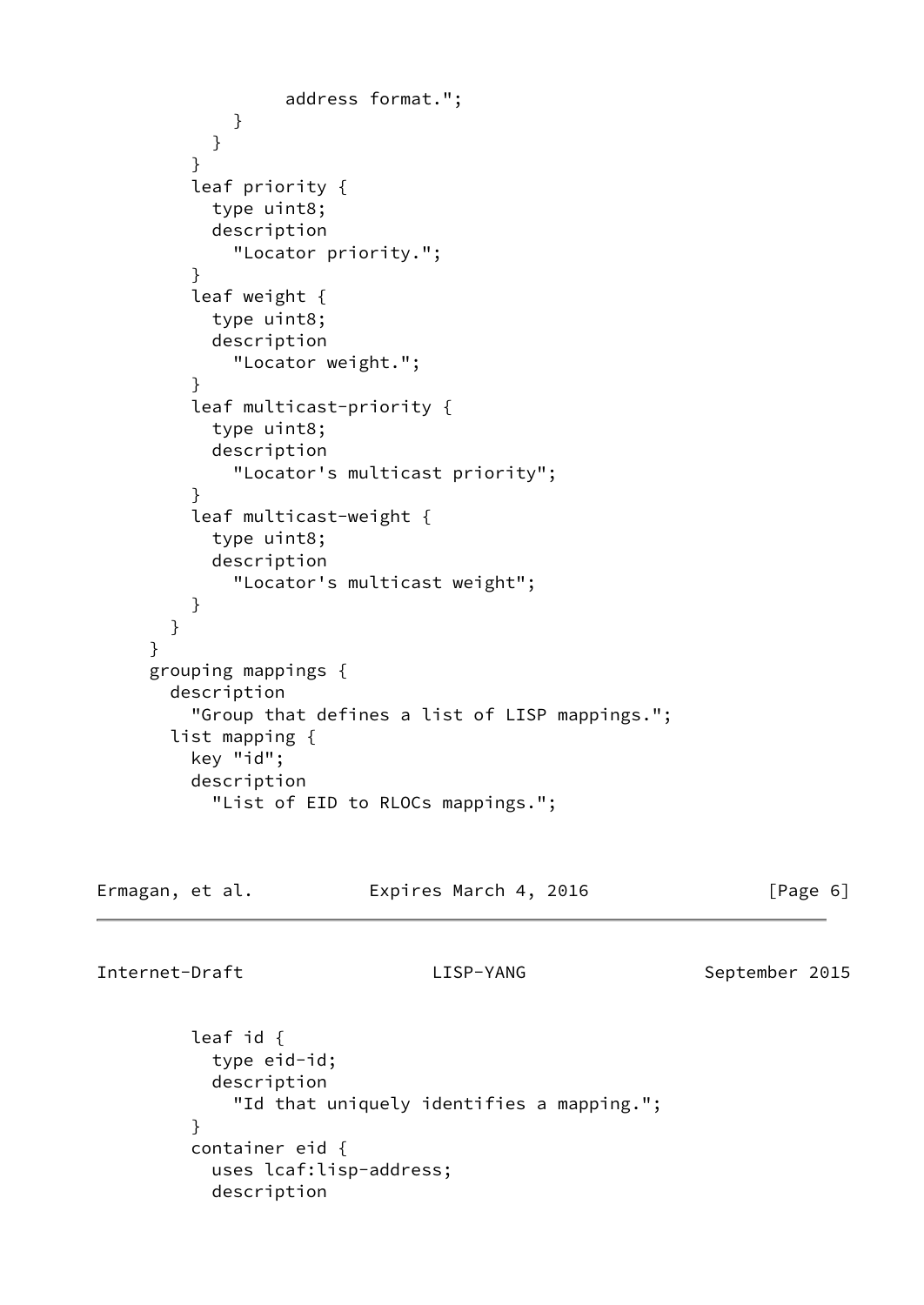```
                  address format.";
            }
          }
        }
        leaf priority {
          type uint8;
          description
            "Locator priority.";
        }
        leaf weight {
          type uint8;
          description
            "Locator weight.";
        }
        leaf multicast-priority {
          type uint8;
          description
            "Locator's multicast priority";
        }
        leaf multicast-weight {
          type uint8;
          description
            "Locator's multicast weight";
        }
      }
    }
    grouping mappings {
      description
        "Group that defines a list of LISP mappings.";
      list mapping {
        key "id";
        description
          "List of EID to RLOCs mappings.";
```

```
        leaf id {
          type eid-id;
          description
            "Id that uniquely identifies a mapping.";
        }
        container eid {
          uses lcaf:lisp-address;
          description
```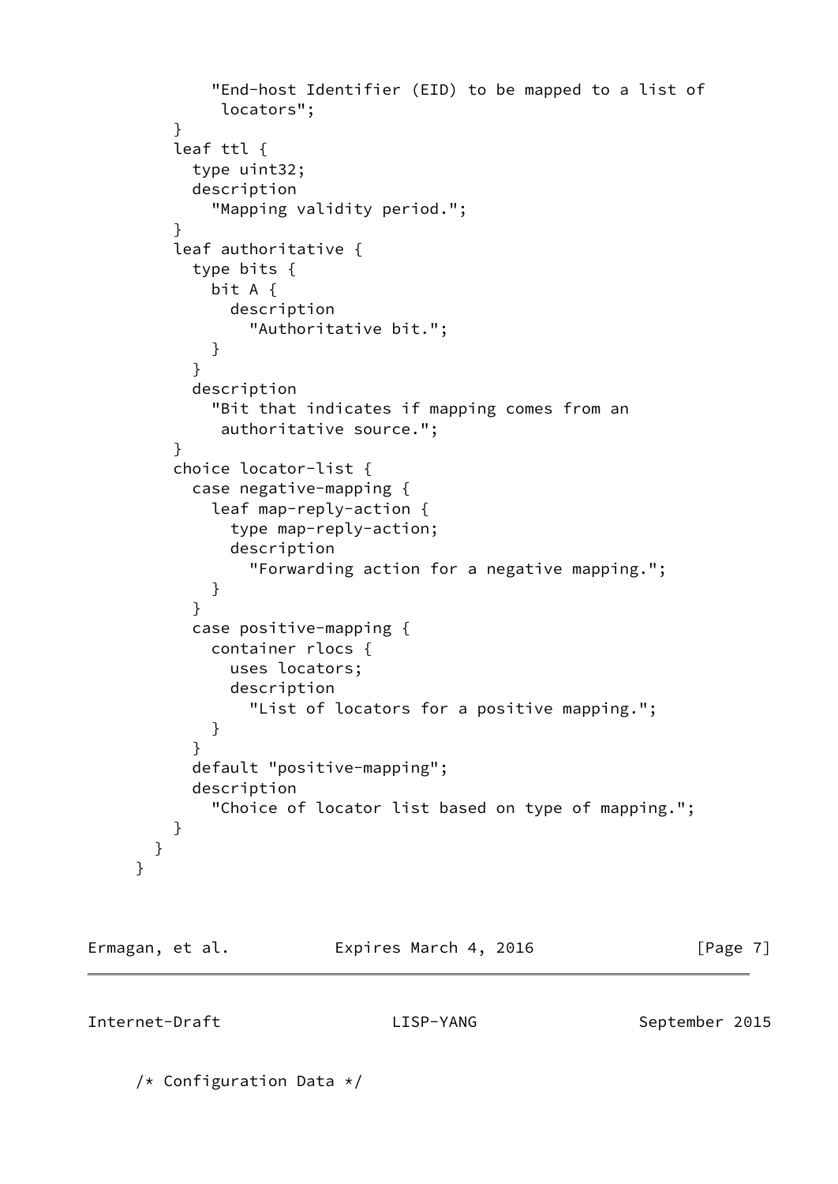```
            "End-host Identifier (EID) to be mapped to a list of
             locators";
        }
        leaf ttl {
          type uint32;
          description
            "Mapping validity period.";
        }
        leaf authoritative {
          type bits {
            bit A {
              description
                "Authoritative bit.";
            }
          }
          description
            "Bit that indicates if mapping comes from an
             authoritative source.";
        }
        choice locator-list {
          case negative-mapping {
            leaf map-reply-action {
              type map-reply-action;
              description
                "Forwarding action for a negative mapping.";
            }
          }
          case positive-mapping {
            container rlocs {
              uses locators;
              description
                "List of locators for a positive mapping.";
            }
          }
          default "positive-mapping";
          description
            "Choice of locator list based on type of mapping.";
        }
      }
    }
```

```
    /* Configuration Data */
```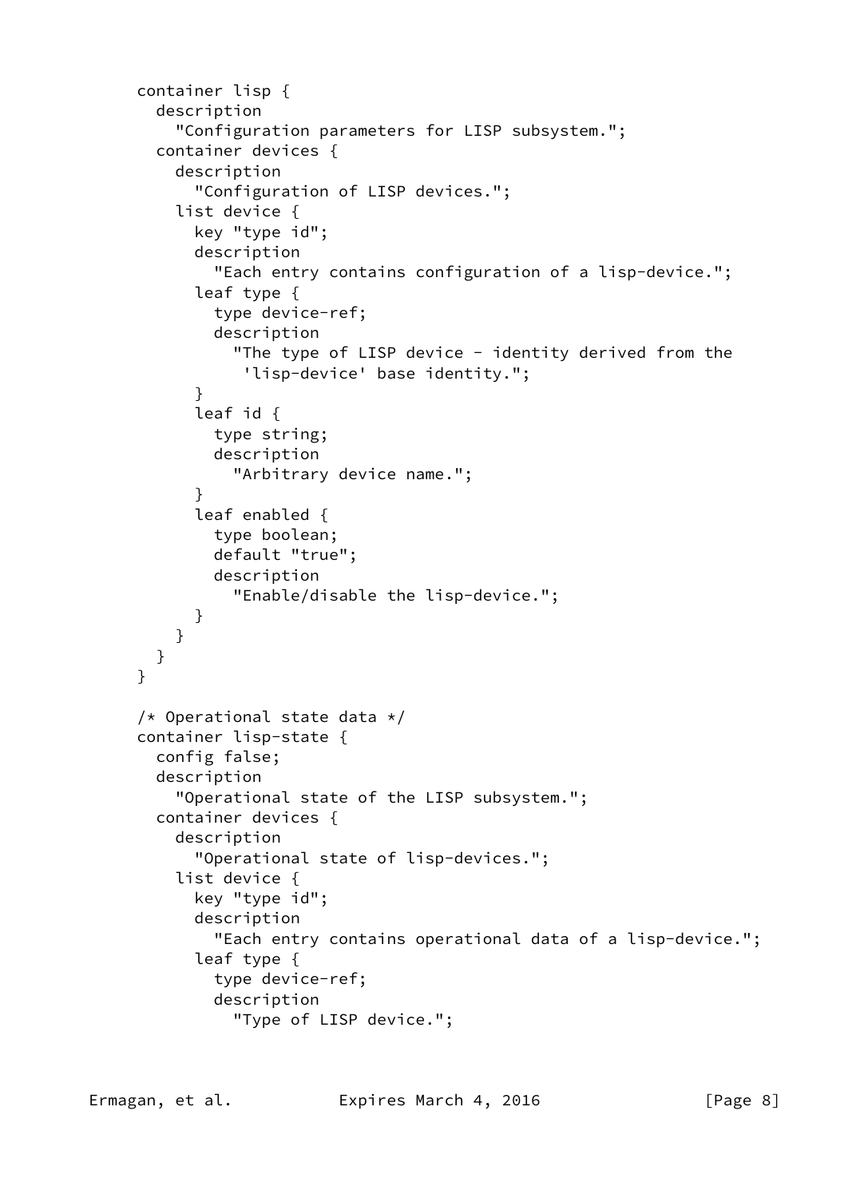```
     container lisp {
       description
         "Configuration parameters for LISP subsystem.";
       container devices {
         description
           "Configuration of LISP devices.";
         list device {
           key "type id";
           description
             "Each entry contains configuration of a lisp-device.";
           leaf type {
             type device-ref;
             description
               "The type of LISP device - identity derived from the
                'lisp-device' base identity.";
           }
           leaf id {
             type string;
             description
               "Arbitrary device name.";
           }
           leaf enabled {
             type boolean;
             default "true";
             description
               "Enable/disable the lisp-device.";
           }
         }
       }
     }

     /* Operational state data */
     container lisp-state {
       config false;
       description
         "Operational state of the LISP subsystem.";
       container devices {
         description
           "Operational state of lisp-devices.";
         list device {
           key "type id";
           description
             "Each entry contains operational data of a lisp-device.";
           leaf type {
             type device-ref;
             description
               "Type of LISP device.";
```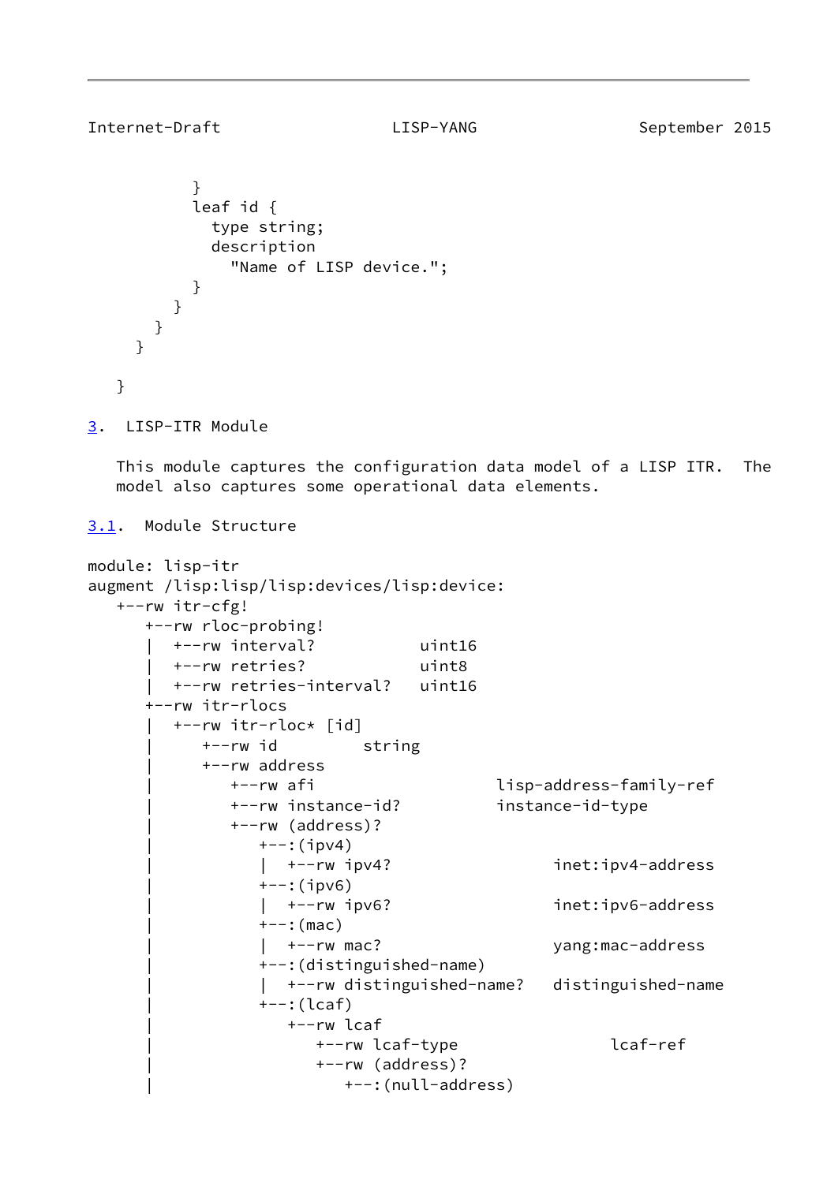```
          }
          leaf id {
            type string;
            description
              "Name of LISP device.";
          }
        }
      }
    }

  }
```

## 3. LISP-ITR Module

This module captures the configuration data model of a LISP ITR. The model also captures some operational data elements.

### 3.1. Module Structure

```
module: lisp-itr
augment /lisp:lisp/lisp:devices/lisp:device:
   +--rw itr-cfg!
      +--rw rloc-probing!
      |  +--rw interval?           uint16
      |  +--rw retries?            uint8
      |  +--rw retries-interval?   uint16
      +--rw itr-rlocs
      |  +--rw itr-rloc* [id]
      |     +--rw id         string
      |     +--rw address
      |        +--rw afi                   lisp-address-family-ref
      |        +--rw instance-id?          instance-id-type
      |        +--rw (address)?
      |           +--:(ipv4)
      |           |  +--rw ipv4?                 inet:ipv4-address
      |           +--:(ipv6)
      |           |  +--rw ipv6?                 inet:ipv6-address
      |           +--:(mac)
      |           |  +--rw mac?                  yang:mac-address
      |           +--:(distinguished-name)
      |           |  +--rw distinguished-name?   distinguished-name
      |           +--:(lcaf)
      |              +--rw lcaf
      |                 +--rw lcaf-type               lcaf-ref
      |                 +--rw (address)?
      |                    +--:(null-address)
```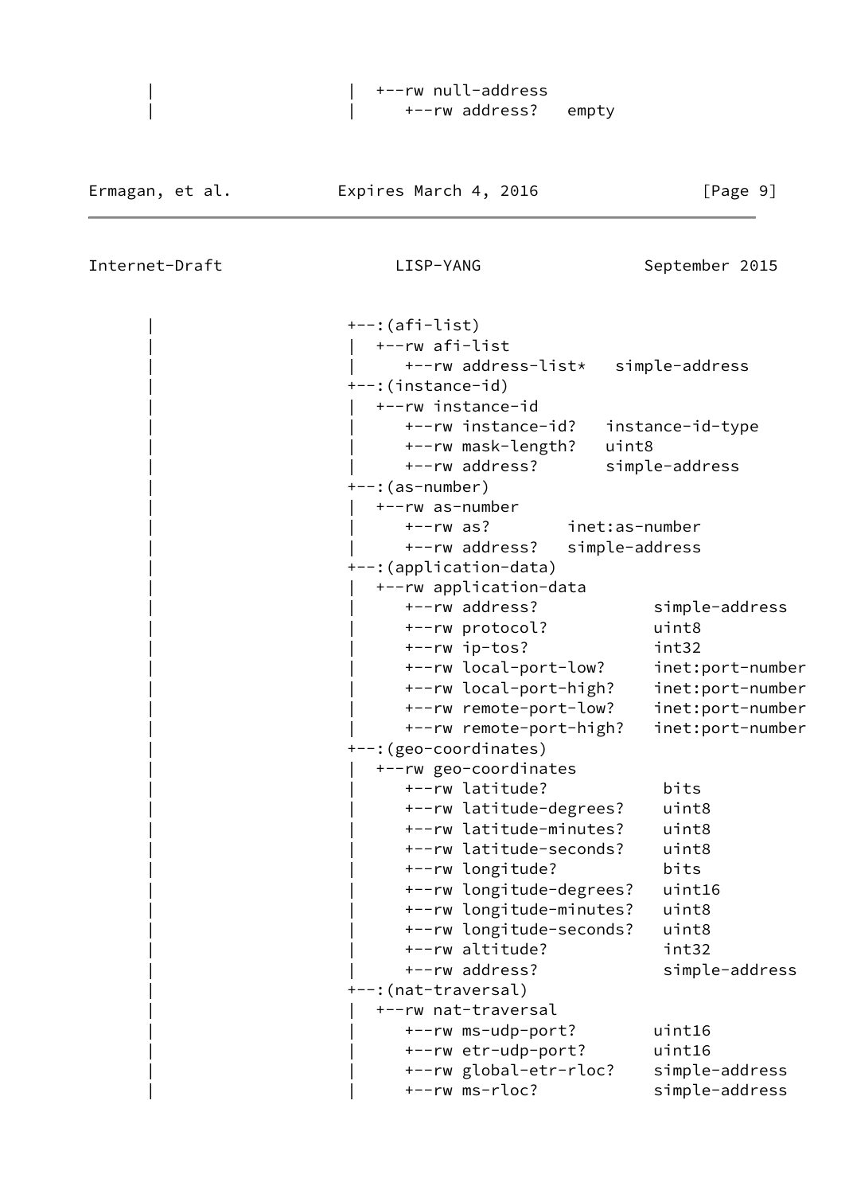```
       |                        |  +--rw null-address
       |                        |     +--rw address?   empty
```

```
       |                        +--:(afi-list)
       |                        |  +--rw afi-list
       |                        |     +--rw address-list*   simple-address
       |                        +--:(instance-id)
       |                        |  +--rw instance-id
       |                        |     +--rw instance-id?   instance-id-type
       |                        |     +--rw mask-length?   uint8
       |                        |     +--rw address?       simple-address
       |                        +--:(as-number)
       |                        |  +--rw as-number
       |                        |     +--rw as?        inet:as-number
       |                        |     +--rw address?   simple-address
       |                        +--:(application-data)
       |                        |  +--rw application-data
       |                        |     +--rw address?            simple-address
       |                        |     +--rw protocol?           uint8
       |                        |     +--rw ip-tos?             int32
       |                        |     +--rw local-port-low?     inet:port-number
       |                        |     +--rw local-port-high?    inet:port-number
       |                        |     +--rw remote-port-low?    inet:port-number
       |                        |     +--rw remote-port-high?   inet:port-number
       |                        +--:(geo-coordinates)
       |                        |  +--rw geo-coordinates
       |                        |     +--rw latitude?            bits
       |                        |     +--rw latitude-degrees?    uint8
       |                        |     +--rw latitude-minutes?    uint8
       |                        |     +--rw latitude-seconds?    uint8
       |                        |     +--rw longitude?           bits
       |                        |     +--rw longitude-degrees?   uint16
       |                        |     +--rw longitude-minutes?   uint8
       |                        |     +--rw longitude-seconds?   uint8
       |                        |     +--rw altitude?            int32
       |                        |     +--rw address?             simple-address
       |                        +--:(nat-traversal)
       |                        |  +--rw nat-traversal
       |                        |     +--rw ms-udp-port?        uint16
       |                        |     +--rw etr-udp-port?       uint16
       |                        |     +--rw global-etr-rloc?    simple-address
       |                        |     +--rw ms-rloc?            simple-address
```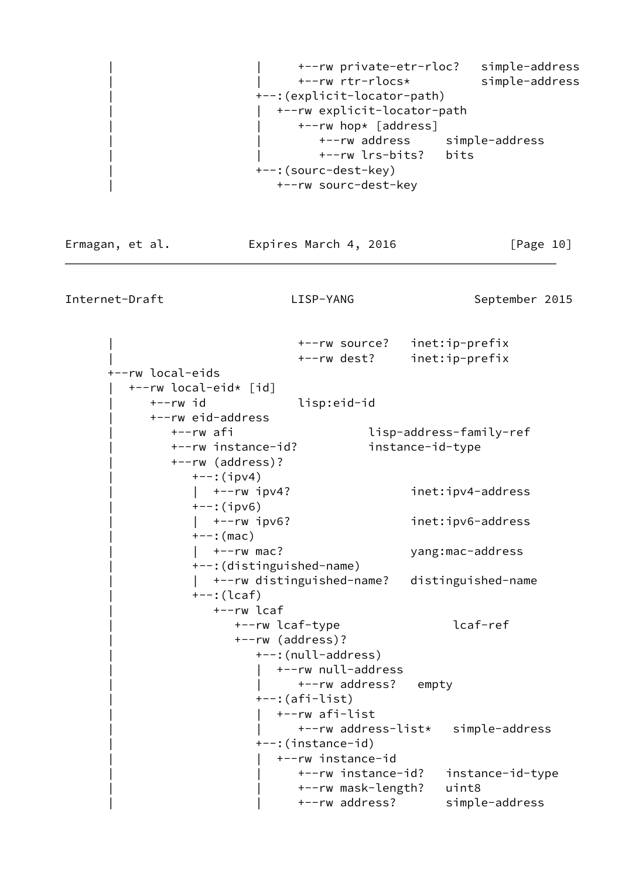```
      |                       |     +--rw private-etr-rloc?   simple-address
      |                       |     +--rw rtr-rlocs*          simple-address
      |                       +--:(explicit-locator-path)
      |                       |  +--rw explicit-locator-path
      |                       |     +--rw hop* [address]
      |                       |        +--rw address     simple-address
      |                       |        +--rw lrs-bits?   bits
      |                       +--:(sourc-dest-key)
      |                          +--rw sourc-dest-key
```

```
      |                             +--rw source?   inet:ip-prefix
      |                             +--rw dest?     inet:ip-prefix
      +--rw local-eids
      |  +--rw local-eid* [id]
      |     +--rw id             lisp:eid-id
      |     +--rw eid-address
      |        +--rw afi                     lisp-address-family-ref
      |        +--rw instance-id?            instance-id-type
      |        +--rw (address)?
      |           +--:(ipv4)
      |           |  +--rw ipv4?                   inet:ipv4-address
      |           +--:(ipv6)
      |           |  +--rw ipv6?                   inet:ipv6-address
      |           +--:(mac)
      |           |  +--rw mac?                    yang:mac-address
      |           +--:(distinguished-name)
      |           |  +--rw distinguished-name?   distinguished-name
      |           +--:(lcaf)
      |              +--rw lcaf
      |                 +--rw lcaf-type                lcaf-ref
      |                 +--rw (address)?
      |                    +--:(null-address)
      |                    |  +--rw null-address
      |                    |     +--rw address?   empty
      |                    +--:(afi-list)
      |                    |  +--rw afi-list
      |                    |     +--rw address-list*   simple-address
      |                    +--:(instance-id)
      |                    |  +--rw instance-id
      |                    |     +--rw instance-id?   instance-id-type
      |                    |     +--rw mask-length?   uint8
      |                    |     +--rw address?       simple-address
```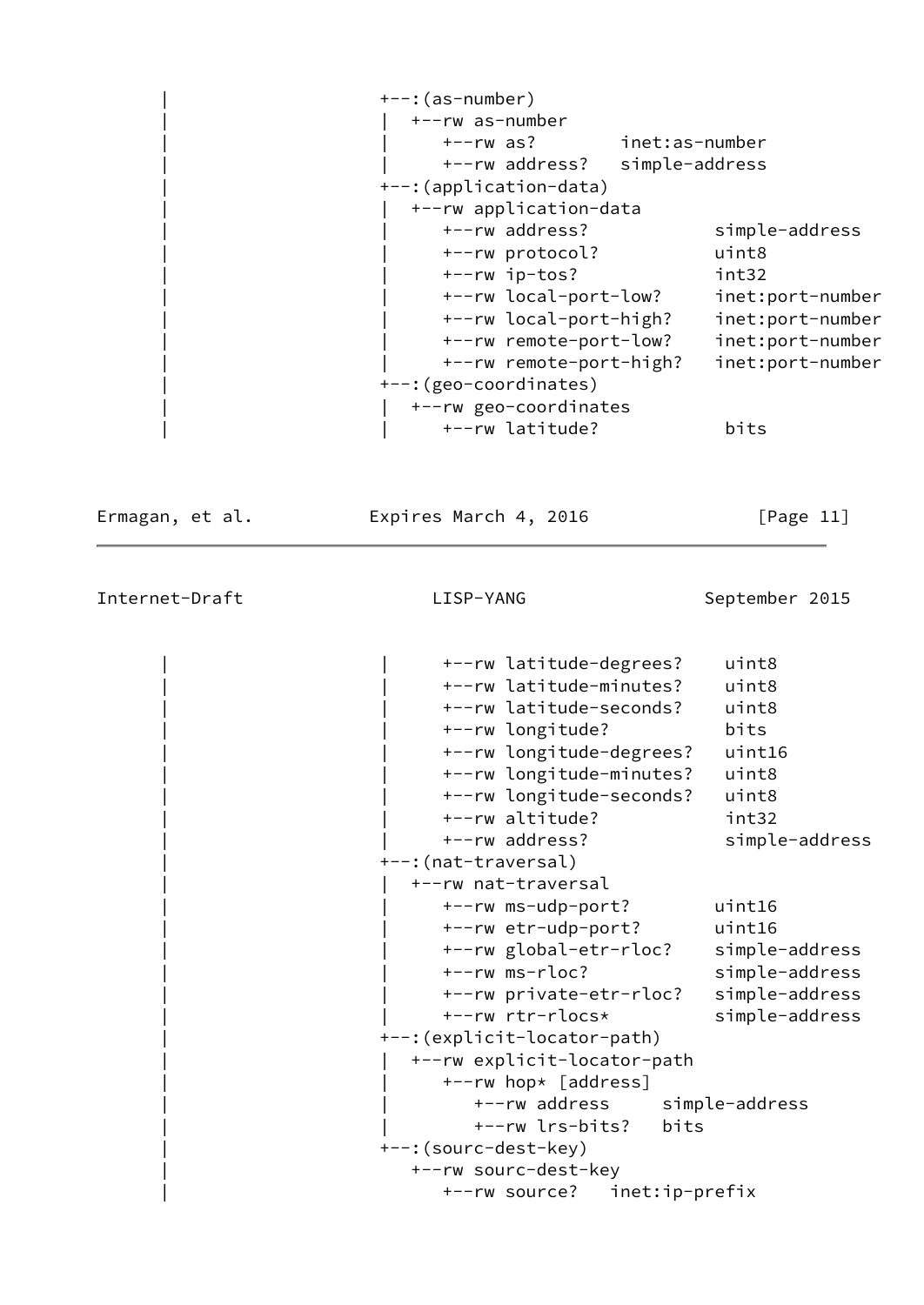```
      |                    +--:(as-number)
      |                    |  +--rw as-number
      |                    |     +--rw as?        inet:as-number
      |                    |     +--rw address?   simple-address
      |                    +--:(application-data)
      |                    |  +--rw application-data
      |                    |     +--rw address?            simple-address
      |                    |     +--rw protocol?           uint8
      |                    |     +--rw ip-tos?             int32
      |                    |     +--rw local-port-low?     inet:port-number
      |                    |     +--rw local-port-high?    inet:port-number
      |                    |     +--rw remote-port-low?    inet:port-number
      |                    |     +--rw remote-port-high?   inet:port-number
      |                    +--:(geo-coordinates)
      |                    |  +--rw geo-coordinates
      |                    |     +--rw latitude?            bits
```

```
      |                    |     +--rw latitude-degrees?    uint8
      |                    |     +--rw latitude-minutes?    uint8
      |                    |     +--rw latitude-seconds?    uint8
      |                    |     +--rw longitude?           bits
      |                    |     +--rw longitude-degrees?   uint16
      |                    |     +--rw longitude-minutes?   uint8
      |                    |     +--rw longitude-seconds?   uint8
      |                    |     +--rw altitude?            int32
      |                    |     +--rw address?             simple-address
      |                    +--:(nat-traversal)
      |                    |  +--rw nat-traversal
      |                    |     +--rw ms-udp-port?        uint16
      |                    |     +--rw etr-udp-port?       uint16
      |                    |     +--rw global-etr-rloc?    simple-address
      |                    |     +--rw ms-rloc?            simple-address
      |                    |     +--rw private-etr-rloc?   simple-address
      |                    |     +--rw rtr-rlocs*          simple-address
      |                    +--:(explicit-locator-path)
      |                    |  +--rw explicit-locator-path
      |                    |     +--rw hop* [address]
      |                    |        +--rw address     simple-address
      |                    |        +--rw lrs-bits?   bits
      |                    +--:(sourc-dest-key)
      |                       +--rw sourc-dest-key
      |                          +--rw source?   inet:ip-prefix
```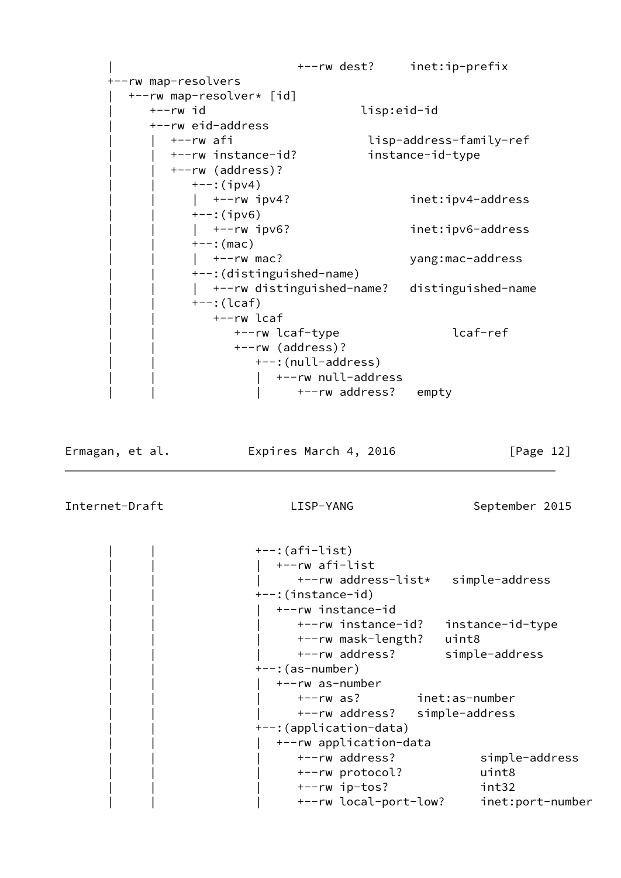```
     |                          +--rw dest?     inet:ip-prefix
     +--rw map-resolvers
     |  +--rw map-resolver* [id]
     |     +--rw id                      lisp:eid-id
     |     +--rw eid-address
     |     |  +--rw afi                   lisp-address-family-ref
     |     |  +--rw instance-id?          instance-id-type
     |     |  +--rw (address)?
     |     |     +--:(ipv4)
     |     |     |  +--rw ipv4?                 inet:ipv4-address
     |     |     +--:(ipv6)
     |     |     |  +--rw ipv6?                 inet:ipv6-address
     |     |     +--:(mac)
     |     |     |  +--rw mac?                  yang:mac-address
     |     |     +--:(distinguished-name)
     |     |     |  +--rw distinguished-name?   distinguished-name
     |     |     +--:(lcaf)
     |     |        +--rw lcaf
     |     |           +--rw lcaf-type                lcaf-ref
     |     |           +--rw (address)?
     |     |              +--:(null-address)
     |     |              |  +--rw null-address
     |     |              |     +--rw address?   empty
     |     |              +--:(afi-list)
     |     |              |  +--rw afi-list
     |     |              |     +--rw address-list*   simple-address
     |     |              +--:(instance-id)
     |     |              |  +--rw instance-id
     |     |              |     +--rw instance-id?   instance-id-type
     |     |              |     +--rw mask-length?   uint8
     |     |              |     +--rw address?       simple-address
     |     |              +--:(as-number)
     |     |              |  +--rw as-number
     |     |              |     +--rw as?        inet:as-number
     |     |              |     +--rw address?   simple-address
     |     |              +--:(application-data)
     |     |              |  +--rw application-data
     |     |              |     +--rw address?            simple-address
     |     |              |     +--rw protocol?           uint8
     |     |              |     +--rw ip-tos?             int32
     |     |              |     +--rw local-port-low?     inet:port-number
```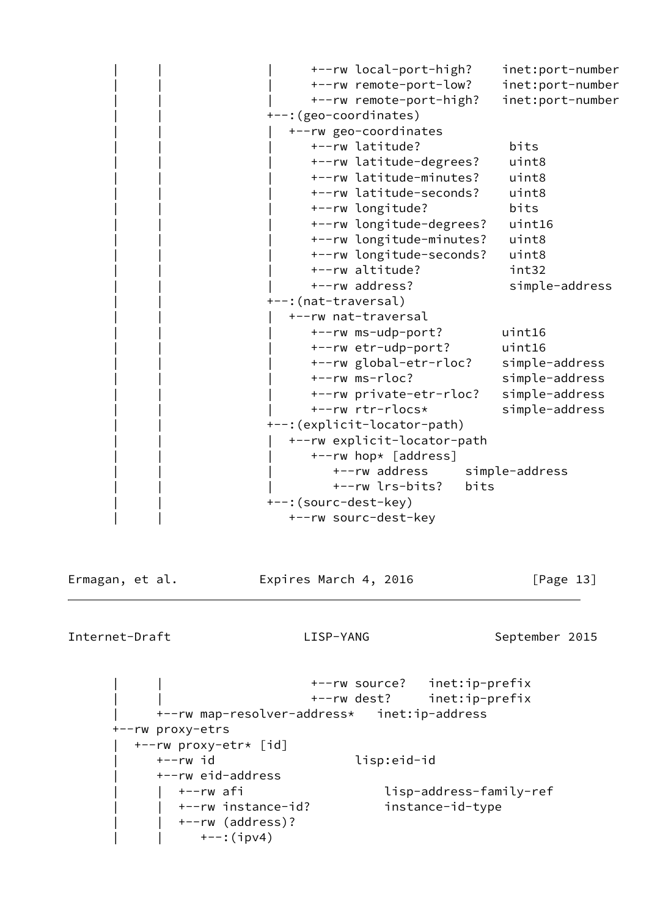```
   |      |              |      +--rw local-port-high?    inet:port-number
   |      |              |      +--rw remote-port-low?    inet:port-number
   |      |              |      +--rw remote-port-high?   inet:port-number
   |      |              +--:(geo-coordinates)
   |      |              |  +--rw geo-coordinates
   |      |              |     +--rw latitude?            bits
   |      |              |     +--rw latitude-degrees?    uint8
   |      |              |     +--rw latitude-minutes?    uint8
   |      |              |     +--rw latitude-seconds?    uint8
   |      |              |     +--rw longitude?           bits
   |      |              |     +--rw longitude-degrees?   uint16
   |      |              |     +--rw longitude-minutes?   uint8
   |      |              |     +--rw longitude-seconds?   uint8
   |      |              |     +--rw altitude?            int32
   |      |              |     +--rw address?             simple-address
   |      |              +--:(nat-traversal)
   |      |              |  +--rw nat-traversal
   |      |              |     +--rw ms-udp-port?        uint16
   |      |              |     +--rw etr-udp-port?       uint16
   |      |              |     +--rw global-etr-rloc?    simple-address
   |      |              |     +--rw ms-rloc?            simple-address
   |      |              |     +--rw private-etr-rloc?   simple-address
   |      |              |     +--rw rtr-rlocs*          simple-address
   |      |              +--:(explicit-locator-path)
   |      |              |  +--rw explicit-locator-path
   |      |              |     +--rw hop* [address]
   |      |              |        +--rw address     simple-address
   |      |              |        +--rw lrs-bits?   bits
   |      |              +--:(sourc-dest-key)
   |      |                 +--rw sourc-dest-key
   |      |                    +--rw source?   inet:ip-prefix
   |      |                    +--rw dest?     inet:ip-prefix
   |      +--rw map-resolver-address*   inet:ip-address
   +--rw proxy-etrs
   |  +--rw proxy-etr* [id]
   |     +--rw id                     lisp:eid-id
   |     +--rw eid-address
   |     |  +--rw afi                     lisp-address-family-ref
   |     |  +--rw instance-id?            instance-id-type
   |     |  +--rw (address)?
   |     |     +--:(ipv4)
```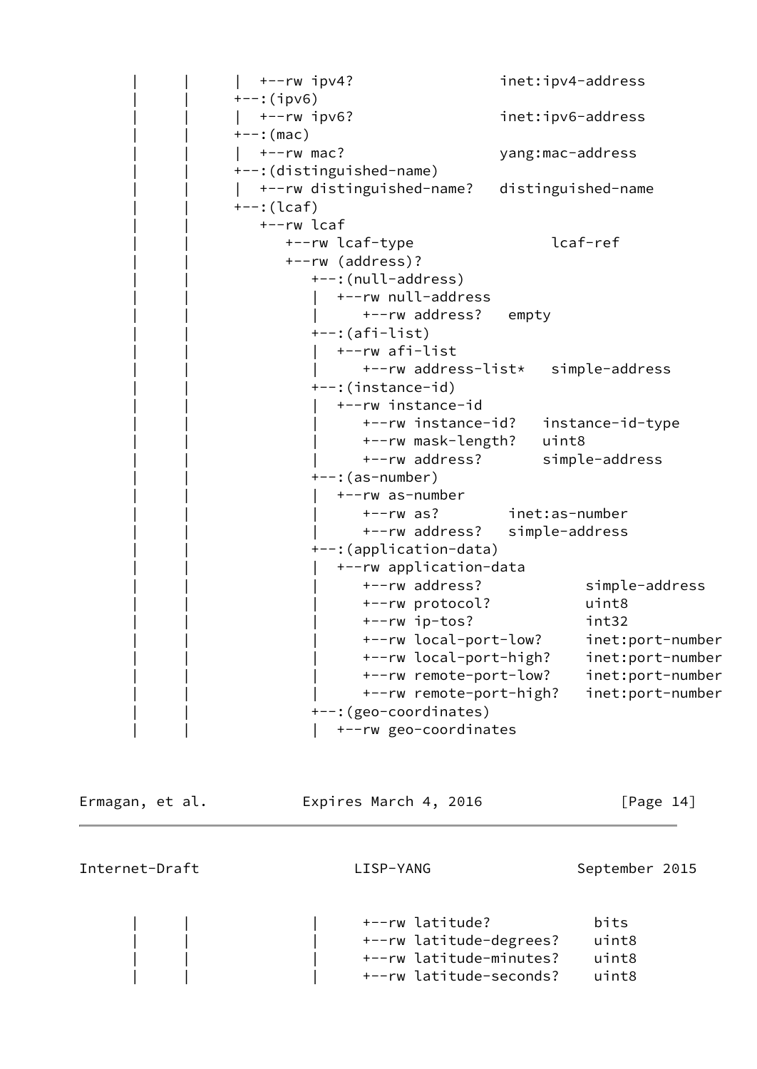```
     |     |     |  +--rw ipv4?                 inet:ipv4-address
     |     |     +--:(ipv6)
     |     |     |  +--rw ipv6?                 inet:ipv6-address
     |     |     +--:(mac)
     |     |     |  +--rw mac?                  yang:mac-address
     |     |     +--:(distinguished-name)
     |     |     |  +--rw distinguished-name?   distinguished-name
     |     |     +--:(lcaf)
     |     |        +--rw lcaf
     |     |           +--rw lcaf-type                lcaf-ref
     |     |           +--rw (address)?
     |     |              +--:(null-address)
     |     |              |  +--rw null-address
     |     |              |     +--rw address?   empty
     |     |              +--:(afi-list)
     |     |              |  +--rw afi-list
     |     |              |     +--rw address-list*   simple-address
     |     |              +--:(instance-id)
     |     |              |  +--rw instance-id
     |     |              |     +--rw instance-id?   instance-id-type
     |     |              |     +--rw mask-length?   uint8
     |     |              |     +--rw address?       simple-address
     |     |              +--:(as-number)
     |     |              |  +--rw as-number
     |     |              |     +--rw as?        inet:as-number
     |     |              |     +--rw address?   simple-address
     |     |              +--:(application-data)
     |     |              |  +--rw application-data
     |     |              |     +--rw address?            simple-address
     |     |              |     +--rw protocol?           uint8
     |     |              |     +--rw ip-tos?             int32
     |     |              |     +--rw local-port-low?     inet:port-number
     |     |              |     +--rw local-port-high?    inet:port-number
     |     |              |     +--rw remote-port-low?    inet:port-number
     |     |              |     +--rw remote-port-high?   inet:port-number
     |     |              +--:(geo-coordinates)
     |     |              |  +--rw geo-coordinates
     |     |              |     +--rw latitude?            bits
     |     |              |     +--rw latitude-degrees?    uint8
     |     |              |     +--rw latitude-minutes?    uint8
     |     |              |     +--rw latitude-seconds?    uint8
```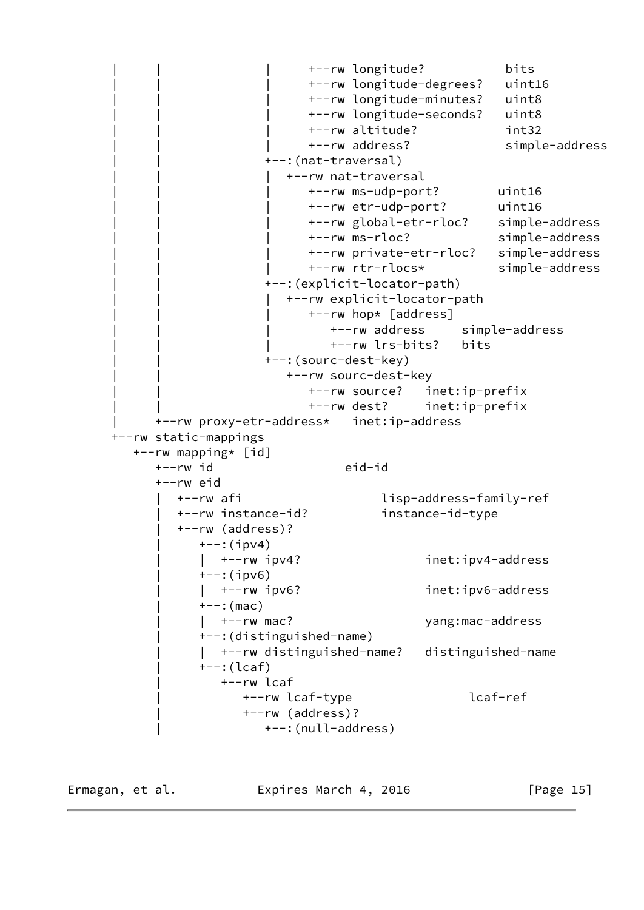```
   |     |              |      +--rw longitude?           bits
   |     |              |      +--rw longitude-degrees?   uint16
   |     |              |      +--rw longitude-minutes?   uint8
   |     |              |      +--rw longitude-seconds?   uint8
   |     |              |      +--rw altitude?            int32
   |     |              |      +--rw address?             simple-address
   |     |              +--:(nat-traversal)
   |     |              |  +--rw nat-traversal
   |     |              |     +--rw ms-udp-port?        uint16
   |     |              |     +--rw etr-udp-port?       uint16
   |     |              |     +--rw global-etr-rloc?    simple-address
   |     |              |     +--rw ms-rloc?            simple-address
   |     |              |     +--rw private-etr-rloc?   simple-address
   |     |              |     +--rw rtr-rlocs*          simple-address
   |     |              +--:(explicit-locator-path)
   |     |              |  +--rw explicit-locator-path
   |     |              |     +--rw hop* [address]
   |     |              |        +--rw address     simple-address
   |     |              |        +--rw lrs-bits?   bits
   |     |              +--:(sourc-dest-key)
   |     |                 +--rw sourc-dest-key
   |     |                    +--rw source?   inet:ip-prefix
   |     |                    +--rw dest?     inet:ip-prefix
   |     +--rw proxy-etr-address*   inet:ip-address
   +--rw static-mappings
      +--rw mapping* [id]
         +--rw id                  eid-id
         +--rw eid
         |  +--rw afi                   lisp-address-family-ref
         |  +--rw instance-id?          instance-id-type
         |  +--rw (address)?
         |     +--:(ipv4)
         |     |  +--rw ipv4?                 inet:ipv4-address
         |     +--:(ipv6)
         |     |  +--rw ipv6?                 inet:ipv6-address
         |     +--:(mac)
         |     |  +--rw mac?                  yang:mac-address
         |     +--:(distinguished-name)
         |     |  +--rw distinguished-name?   distinguished-name
         |     +--:(lcaf)
         |        +--rw lcaf
         |           +--rw lcaf-type               lcaf-ref
         |           +--rw (address)?
         |              +--:(null-address)
```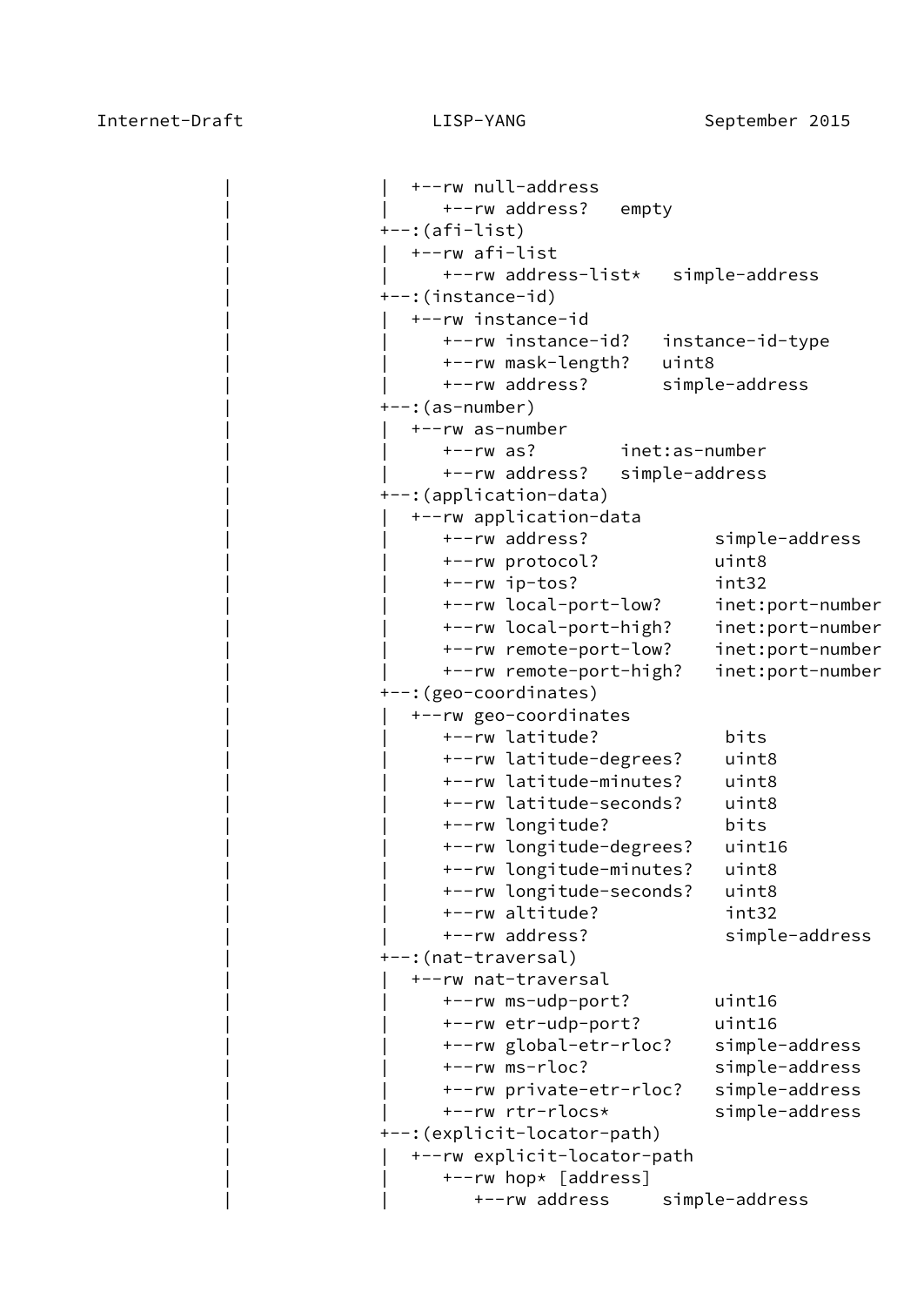```
             |               |  +--rw null-address
             |               |     +--rw address?   empty
             |               +--:(afi-list)
             |               |  +--rw afi-list
             |               |     +--rw address-list*   simple-address
             |               +--:(instance-id)
             |               |  +--rw instance-id
             |               |     +--rw instance-id?   instance-id-type
             |               |     +--rw mask-length?   uint8
             |               |     +--rw address?       simple-address
             |               +--:(as-number)
             |               |  +--rw as-number
             |               |     +--rw as?        inet:as-number
             |               |     +--rw address?   simple-address
             |               +--:(application-data)
             |               |  +--rw application-data
             |               |     +--rw address?            simple-address
             |               |     +--rw protocol?           uint8
             |               |     +--rw ip-tos?             int32
             |               |     +--rw local-port-low?     inet:port-number
             |               |     +--rw local-port-high?    inet:port-number
             |               |     +--rw remote-port-low?    inet:port-number
             |               |     +--rw remote-port-high?   inet:port-number
             |               +--:(geo-coordinates)
             |               |  +--rw geo-coordinates
             |               |     +--rw latitude?            bits
             |               |     +--rw latitude-degrees?    uint8
             |               |     +--rw latitude-minutes?    uint8
             |               |     +--rw latitude-seconds?    uint8
             |               |     +--rw longitude?           bits
             |               |     +--rw longitude-degrees?   uint16
             |               |     +--rw longitude-minutes?   uint8
             |               |     +--rw longitude-seconds?   uint8
             |               |     +--rw altitude?            int32
             |               |     +--rw address?             simple-address
             |               +--:(nat-traversal)
             |               |  +--rw nat-traversal
             |               |     +--rw ms-udp-port?        uint16
             |               |     +--rw etr-udp-port?       uint16
             |               |     +--rw global-etr-rloc?    simple-address
             |               |     +--rw ms-rloc?            simple-address
             |               |     +--rw private-etr-rloc?   simple-address
             |               |     +--rw rtr-rlocs*          simple-address
             |               +--:(explicit-locator-path)
             |               |  +--rw explicit-locator-path
             |               |     +--rw hop* [address]
             |               |        +--rw address     simple-address
```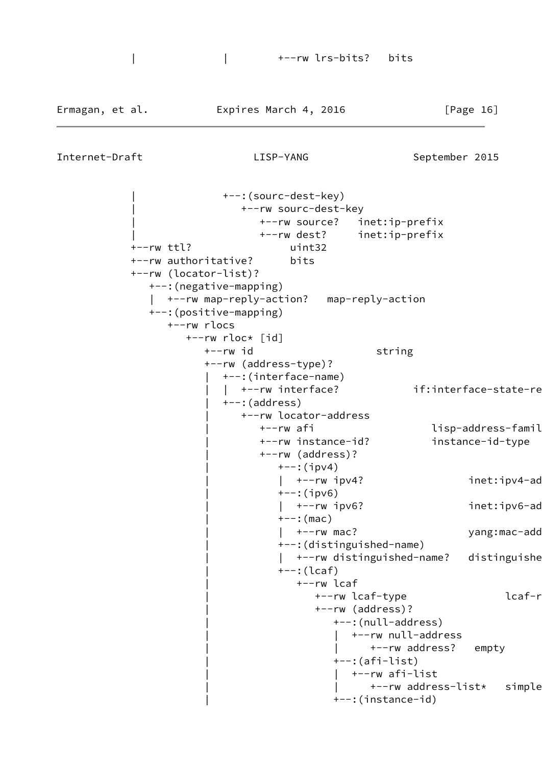```
         |              |        +--rw lrs-bits?   bits
```

```
         |              +--:(sourc-dest-key)
         |                 +--rw sourc-dest-key
         |                    +--rw source?   inet:ip-prefix
         |                    +--rw dest?     inet:ip-prefix
         +--rw ttl?                 uint32
         +--rw authoritative?      bits
         +--rw (locator-list)?
            +--:(negative-mapping)
            |  +--rw map-reply-action?   map-reply-action
            +--:(positive-mapping)
               +--rw rlocs
                  +--rw rloc* [id]
                     +--rw id                      string
                     +--rw (address-type)?
                     |  +--:(interface-name)
                     |  |  +--rw interface?            if:interface-state-re
                     |  +--:(address)
                     |     +--rw locator-address
                     |        +--rw afi                   lisp-address-famil
                     |        +--rw instance-id?          instance-id-type
                     |        +--rw (address)?
                     |           +--:(ipv4)
                     |           |  +--rw ipv4?                 inet:ipv4-ad
                     |           +--:(ipv6)
                     |           |  +--rw ipv6?                 inet:ipv6-ad
                     |           +--:(mac)
                     |           |  +--rw mac?                  yang:mac-add
                     |           +--:(distinguished-name)
                     |           |  +--rw distinguished-name?   distinguishe
                     |           +--:(lcaf)
                     |              +--rw lcaf
                     |                 +--rw lcaf-type                lcaf-r
                     |                 +--rw (address)?
                     |                    +--:(null-address)
                     |                    |  +--rw null-address
                     |                    |     +--rw address?   empty
                     |                    +--:(afi-list)
                     |                    |  +--rw afi-list
                     |                    |     +--rw address-list*   simple
                     |                    +--:(instance-id)
```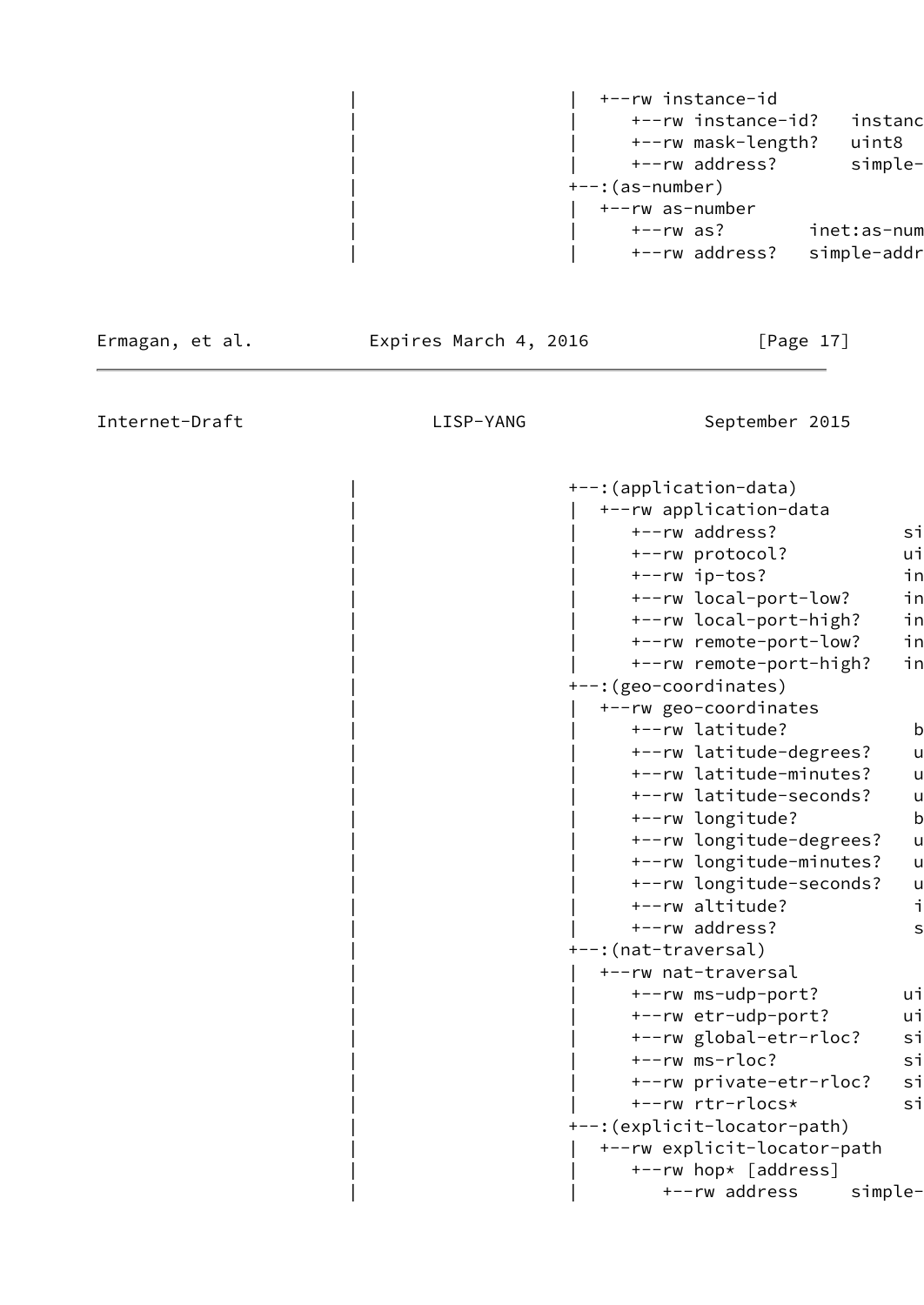```
   |                    |  +--rw instance-id
   |                    |     +--rw instance-id?   instanc
   |                    |     +--rw mask-length?   uint8
   |                    |     +--rw address?       simple-
   |                    +--:(as-number)
   |                    |  +--rw as-number
   |                    |     +--rw as?        inet:as-num
   |                    |     +--rw address?   simple-addr
```

```
   |                    +--:(application-data)
   |                    |  +--rw application-data
   |                    |     +--rw address?            si
   |                    |     +--rw protocol?           ui
   |                    |     +--rw ip-tos?             in
   |                    |     +--rw local-port-low?     in
   |                    |     +--rw local-port-high?    in
   |                    |     +--rw remote-port-low?    in
   |                    |     +--rw remote-port-high?   in
   |                    +--:(geo-coordinates)
   |                    |  +--rw geo-coordinates
   |                    |     +--rw latitude?            b
   |                    |     +--rw latitude-degrees?    u
   |                    |     +--rw latitude-minutes?    u
   |                    |     +--rw latitude-seconds?    u
   |                    |     +--rw longitude?           b
   |                    |     +--rw longitude-degrees?   u
   |                    |     +--rw longitude-minutes?   u
   |                    |     +--rw longitude-seconds?   u
   |                    |     +--rw altitude?            i
   |                    |     +--rw address?             s
   |                    +--:(nat-traversal)
   |                    |  +--rw nat-traversal
   |                    |     +--rw ms-udp-port?        ui
   |                    |     +--rw etr-udp-port?       ui
   |                    |     +--rw global-etr-rloc?    si
   |                    |     +--rw ms-rloc?            si
   |                    |     +--rw private-etr-rloc?   si
   |                    |     +--rw rtr-rlocs*          si
   |                    +--:(explicit-locator-path)
   |                    |  +--rw explicit-locator-path
   |                    |     +--rw hop* [address]
   |                    |        +--rw address     simple-
```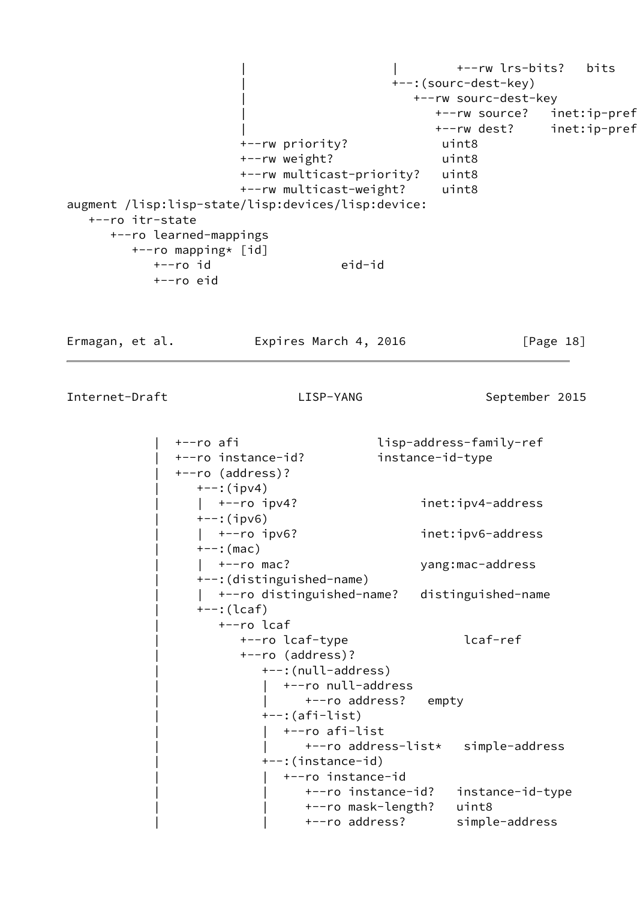```
                  |                    |        +--rw lrs-bits?   bits
                  |                    +--:(sourc-dest-key)
                  |                       +--rw sourc-dest-key
                  |                          +--rw source?   inet:ip-pref
                  |                          +--rw dest?     inet:ip-pref
                  +--rw priority?            uint8
                  +--rw weight?              uint8
                  +--rw multicast-priority?   uint8
                  +--rw multicast-weight?     uint8
augment /lisp:lisp-state/lisp:devices/lisp:device:
   +--ro itr-state
      +--ro learned-mappings
         +--ro mapping* [id]
            +--ro id                 eid-id
            +--ro eid
```

```
            |  +--ro afi                   lisp-address-family-ref
            |  +--ro instance-id?          instance-id-type
            |  +--ro (address)?
            |     +--:(ipv4)
            |     |  +--ro ipv4?                 inet:ipv4-address
            |     +--:(ipv6)
            |     |  +--ro ipv6?                 inet:ipv6-address
            |     +--:(mac)
            |     |  +--ro mac?                  yang:mac-address
            |     +--:(distinguished-name)
            |     |  +--ro distinguished-name?   distinguished-name
            |     +--:(lcaf)
            |        +--ro lcaf
            |           +--ro lcaf-type                lcaf-ref
            |           +--ro (address)?
            |              +--:(null-address)
            |              |  +--ro null-address
            |              |     +--ro address?   empty
            |              +--:(afi-list)
            |              |  +--ro afi-list
            |              |     +--ro address-list*   simple-address
            |              +--:(instance-id)
            |              |  +--ro instance-id
            |              |     +--ro instance-id?   instance-id-type
            |              |     +--ro mask-length?   uint8
            |              |     +--ro address?       simple-address
```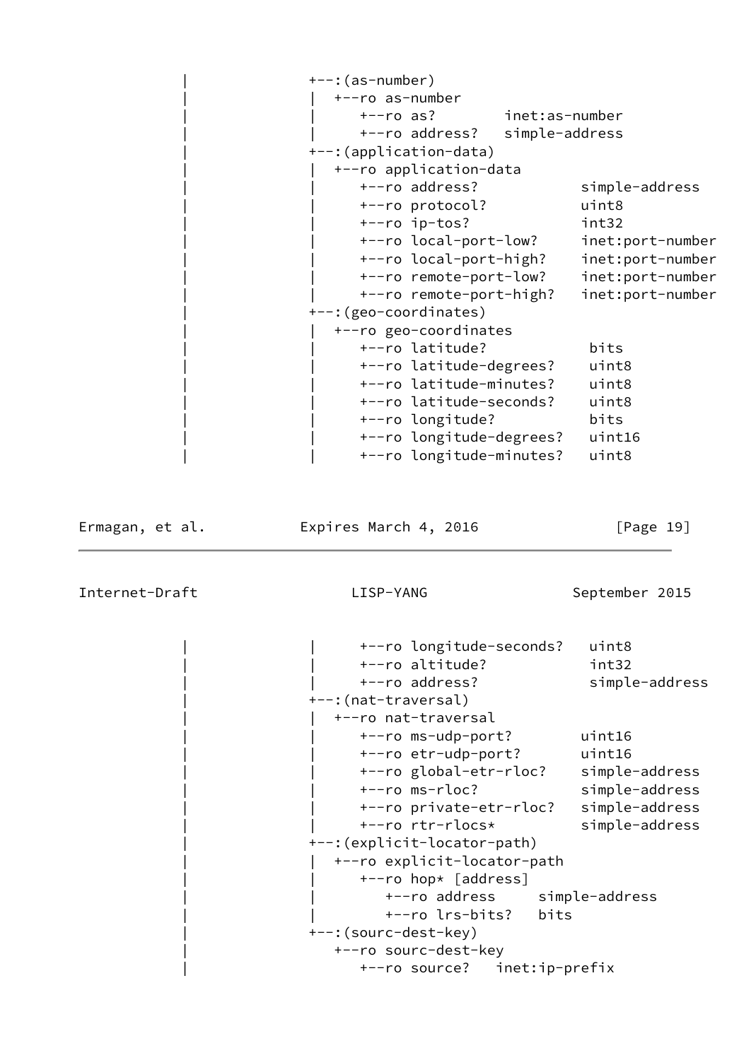```
           |              +--:(as-number)
           |              |  +--ro as-number
           |              |     +--ro as?        inet:as-number
           |              |     +--ro address?   simple-address
           |              +--:(application-data)
           |              |  +--ro application-data
           |              |     +--ro address?            simple-address
           |              |     +--ro protocol?           uint8
           |              |     +--ro ip-tos?             int32
           |              |     +--ro local-port-low?     inet:port-number
           |              |     +--ro local-port-high?    inet:port-number
           |              |     +--ro remote-port-low?    inet:port-number
           |              |     +--ro remote-port-high?   inet:port-number
           |              +--:(geo-coordinates)
           |              |  +--ro geo-coordinates
           |              |     +--ro latitude?            bits
           |              |     +--ro latitude-degrees?    uint8
           |              |     +--ro latitude-minutes?    uint8
           |              |     +--ro latitude-seconds?    uint8
           |              |     +--ro longitude?           bits
           |              |     +--ro longitude-degrees?   uint16
           |              |     +--ro longitude-minutes?   uint8
```

```
           |              |     +--ro longitude-seconds?   uint8
           |              |     +--ro altitude?            int32
           |              |     +--ro address?             simple-address
           |              +--:(nat-traversal)
           |              |  +--ro nat-traversal
           |              |     +--ro ms-udp-port?        uint16
           |              |     +--ro etr-udp-port?       uint16
           |              |     +--ro global-etr-rloc?    simple-address
           |              |     +--ro ms-rloc?            simple-address
           |              |     +--ro private-etr-rloc?   simple-address
           |              |     +--ro rtr-rlocs*          simple-address
           |              +--:(explicit-locator-path)
           |              |  +--ro explicit-locator-path
           |              |     +--ro hop* [address]
           |              |        +--ro address     simple-address
           |              |        +--ro lrs-bits?   bits
           |              +--:(sourc-dest-key)
           |                 +--ro sourc-dest-key
           |                    +--ro source?   inet:ip-prefix
```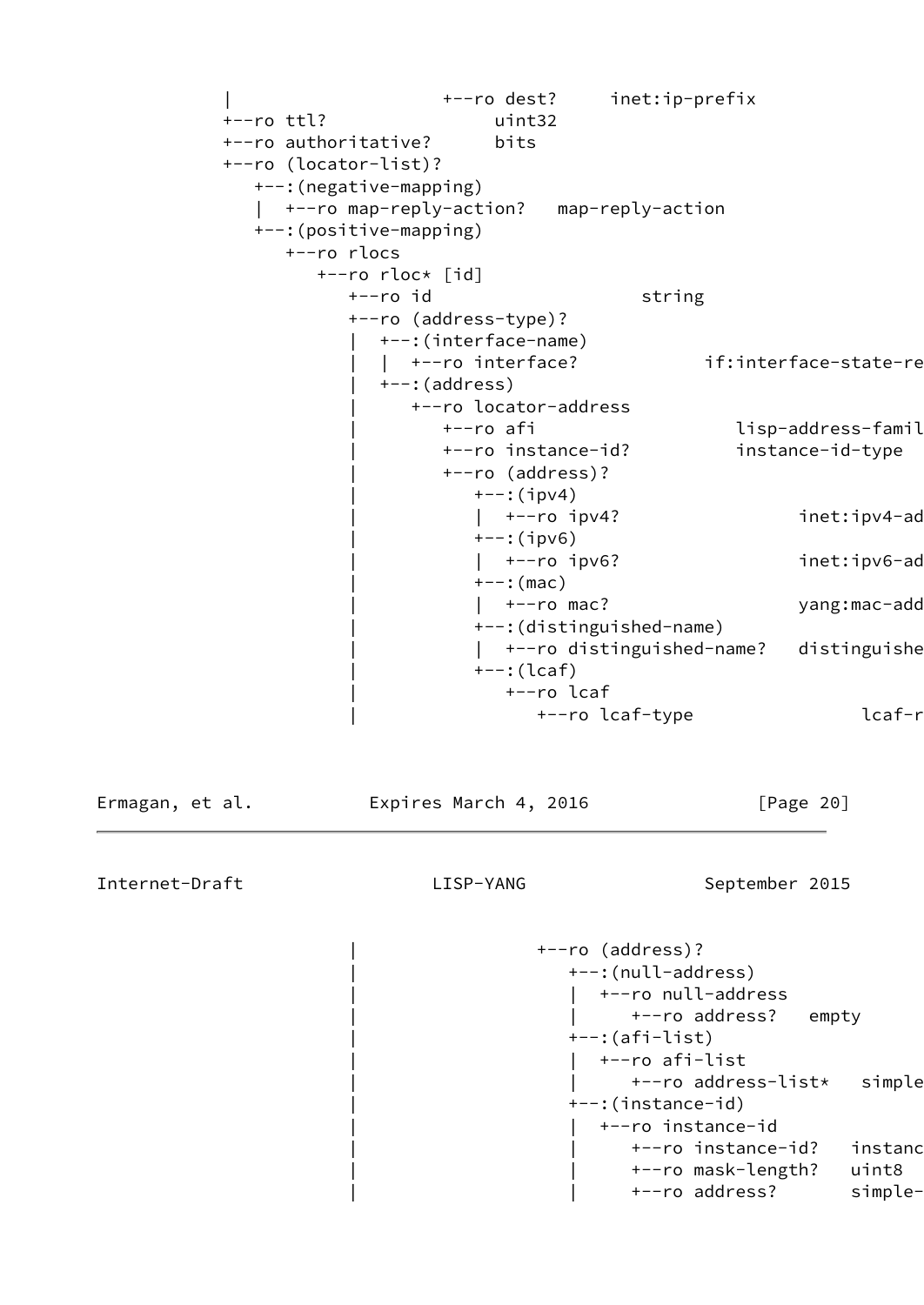```
           |                    +--ro dest?     inet:ip-prefix
           +--ro ttl?               uint32
           +--ro authoritative?     bits
           +--ro (locator-list)?
              +--:(negative-mapping)
              |  +--ro map-reply-action?   map-reply-action
              +--:(positive-mapping)
                 +--ro rlocs
                    +--ro rloc* [id]
                       +--ro id                      string
                       +--ro (address-type)?
                       |  +--:(interface-name)
                       |  |  +--ro interface?            if:interface-state-re
                       |  +--:(address)
                       |     +--ro locator-address
                       |        +--ro afi                    lisp-address-famil
                       |        +--ro instance-id?          instance-id-type
                       |        +--ro (address)?
                       |           +--:(ipv4)
                       |           |  +--ro ipv4?               inet:ipv4-ad
                       |           +--:(ipv6)
                       |           |  +--ro ipv6?               inet:ipv6-ad
                       |           +--:(mac)
                       |           |  +--ro mac?                yang:mac-add
                       |           +--:(distinguished-name)
                       |           |  +--ro distinguished-name?   distinguishe
                       |           +--:(lcaf)
                       |              +--ro lcaf
                       |                 +--ro lcaf-type               lcaf-r
```

```
                       |                 +--ro (address)?
                       |                    +--:(null-address)
                       |                    |  +--ro null-address
                       |                    |     +--ro address?   empty
                       |                    +--:(afi-list)
                       |                    |  +--ro afi-list
                       |                    |     +--ro address-list*   simple
                       |                    +--:(instance-id)
                       |                    |  +--ro instance-id
                       |                    |     +--ro instance-id?   instanc
                       |                    |     +--ro mask-length?   uint8
                       |                    |     +--ro address?       simple-
```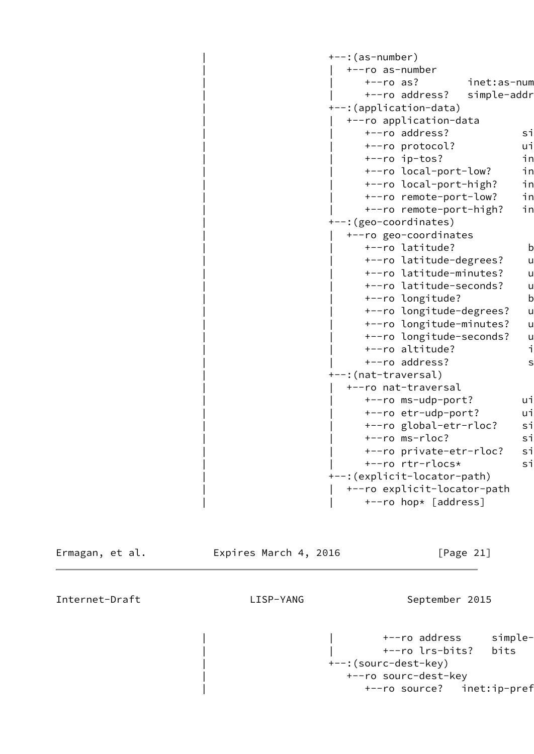```
             |                    +--:(as-number)
             |                    |  +--ro as-number
             |                    |     +--ro as?        inet:as-num
             |                    |     +--ro address?   simple-addr
             |                    +--:(application-data)
             |                    |  +--ro application-data
             |                    |     +--ro address?            si
             |                    |     +--ro protocol?           ui
             |                    |     +--ro ip-tos?             in
             |                    |     +--ro local-port-low?     in
             |                    |     +--ro local-port-high?    in
             |                    |     +--ro remote-port-low?    in
             |                    |     +--ro remote-port-high?   in
             |                    +--:(geo-coordinates)
             |                    |  +--ro geo-coordinates
             |                    |     +--ro latitude?            b
             |                    |     +--ro latitude-degrees?    u
             |                    |     +--ro latitude-minutes?    u
             |                    |     +--ro latitude-seconds?    u
             |                    |     +--ro longitude?           b
             |                    |     +--ro longitude-degrees?   u
             |                    |     +--ro longitude-minutes?   u
             |                    |     +--ro longitude-seconds?   u
             |                    |     +--ro altitude?            i
             |                    |     +--ro address?             s
             |                    +--:(nat-traversal)
             |                    |  +--ro nat-traversal
             |                    |     +--ro ms-udp-port?        ui
             |                    |     +--ro etr-udp-port?       ui
             |                    |     +--ro global-etr-rloc?    si
             |                    |     +--ro ms-rloc?            si
             |                    |     +--ro private-etr-rloc?   si
             |                    |     +--ro rtr-rlocs*          si
             |                    +--:(explicit-locator-path)
             |                    |  +--ro explicit-locator-path
             |                    |     +--ro hop* [address]
```

```
             |                    |        +--ro address     simple-
             |                    |        +--ro lrs-bits?   bits
             |                    +--:(sourc-dest-key)
             |                       +--ro sourc-dest-key
             |                          +--ro source?   inet:ip-pref
```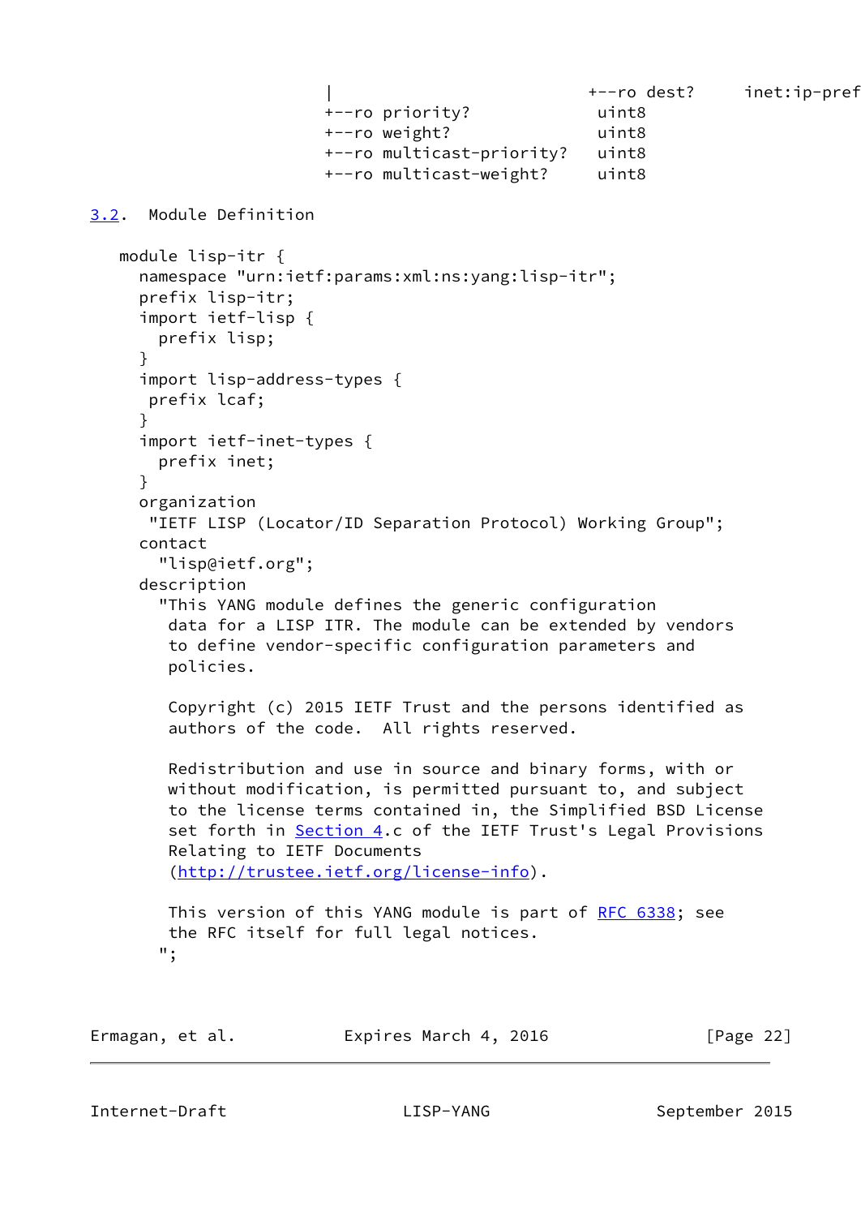```
                    |                          +--ro dest?     inet:ip-pref
                    +--ro priority?             uint8
                    +--ro weight?               uint8
                    +--ro multicast-priority?   uint8
                    +--ro multicast-weight?     uint8
```

## 3.2. Module Definition

```
   module lisp-itr {
     namespace "urn:ietf:params:xml:ns:yang:lisp-itr";
     prefix lisp-itr;
     import ietf-lisp {
       prefix lisp;
     }
     import lisp-address-types {
      prefix lcaf;
     }
     import ietf-inet-types {
       prefix inet;
     }
     organization
      "IETF LISP (Locator/ID Separation Protocol) Working Group";
     contact
       "lisp@ietf.org";
     description
       "This YANG module defines the generic configuration
        data for a LISP ITR. The module can be extended by vendors
        to define vendor-specific configuration parameters and
        policies.

        Copyright (c) 2015 IETF Trust and the persons identified as
        authors of the code.  All rights reserved.

        Redistribution and use in source and binary forms, with or
        without modification, is permitted pursuant to, and subject
        to the license terms contained in, the Simplified BSD License
        set forth in Section 4.c of the IETF Trust's Legal Provisions
        Relating to IETF Documents
        (http://trustee.ietf.org/license-info).

        This version of this YANG module is part of RFC 6338; see
        the RFC itself for full legal notices.
       ";
```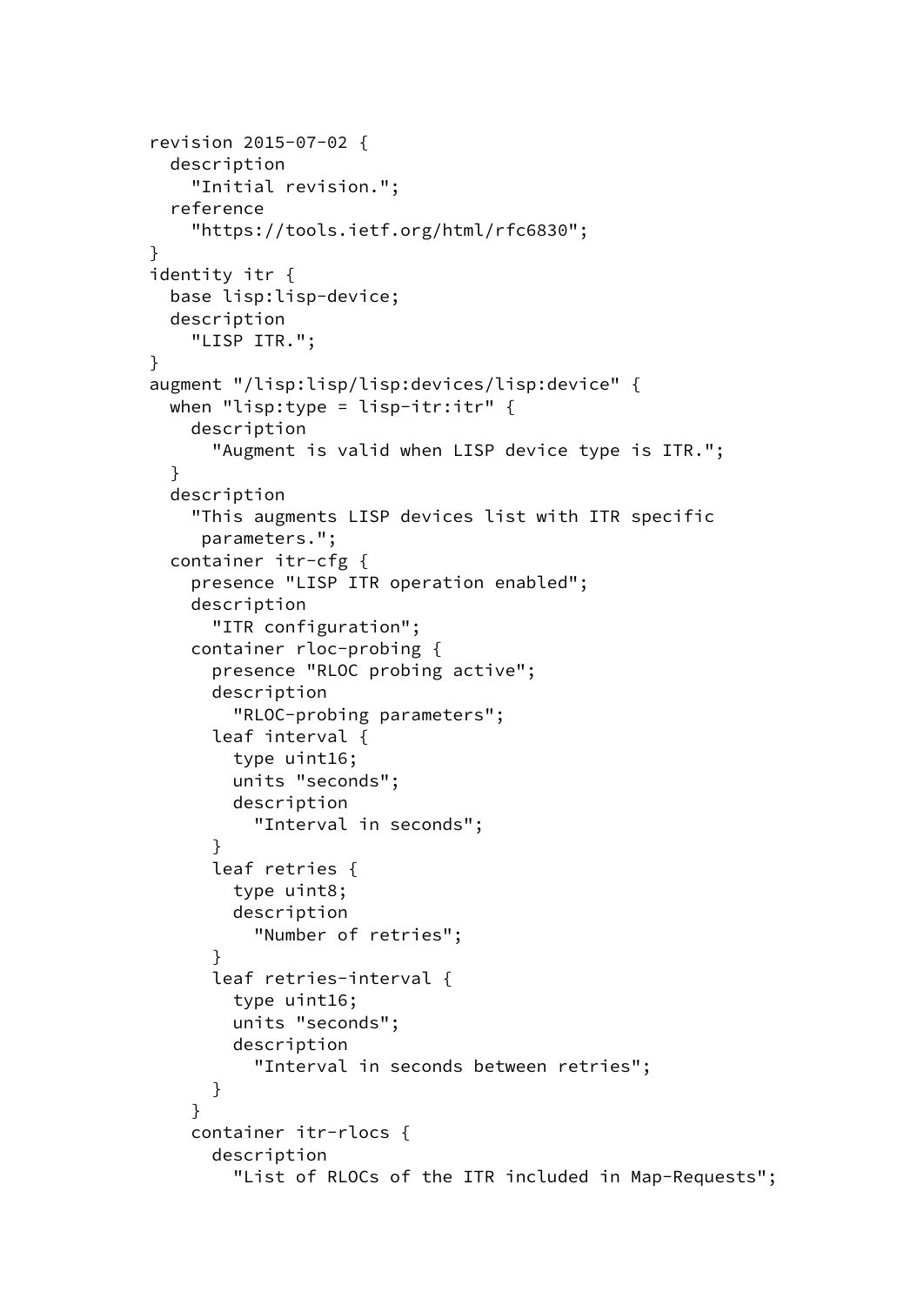```
revision 2015-07-02 {
  description
    "Initial revision.";
  reference
    "https://tools.ietf.org/html/rfc6830";
}
identity itr {
  base lisp:lisp-device;
  description
    "LISP ITR.";
}
augment "/lisp:lisp/lisp:devices/lisp:device" {
  when "lisp:type = lisp-itr:itr" {
    description
      "Augment is valid when LISP device type is ITR.";
  }
  description
    "This augments LISP devices list with ITR specific
     parameters.";
  container itr-cfg {
    presence "LISP ITR operation enabled";
    description
      "ITR configuration";
    container rloc-probing {
      presence "RLOC probing active";
      description
        "RLOC-probing parameters";
      leaf interval {
        type uint16;
        units "seconds";
        description
          "Interval in seconds";
      }
      leaf retries {
        type uint8;
        description
          "Number of retries";
      }
      leaf retries-interval {
        type uint16;
        units "seconds";
        description
          "Interval in seconds between retries";
      }
    }
    container itr-rlocs {
      description
        "List of RLOCs of the ITR included in Map-Requests";
```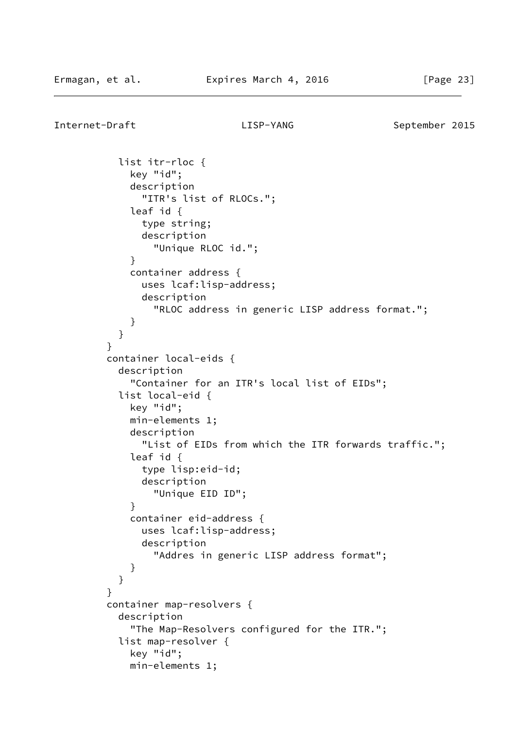```
          list itr-rloc {
            key "id";
            description
              "ITR's list of RLOCs.";
            leaf id {
              type string;
              description
                "Unique RLOC id.";
            }
            container address {
              uses lcaf:lisp-address;
              description
                "RLOC address in generic LISP address format.";
            }
          }
        }
        container local-eids {
          description
            "Container for an ITR's local list of EIDs";
          list local-eid {
            key "id";
            min-elements 1;
            description
              "List of EIDs from which the ITR forwards traffic.";
            leaf id {
              type lisp:eid-id;
              description
                "Unique EID ID";
            }
            container eid-address {
              uses lcaf:lisp-address;
              description
                "Addres in generic LISP address format";
            }
          }
        }
        container map-resolvers {
          description
            "The Map-Resolvers configured for the ITR.";
          list map-resolver {
            key "id";
            min-elements 1;
```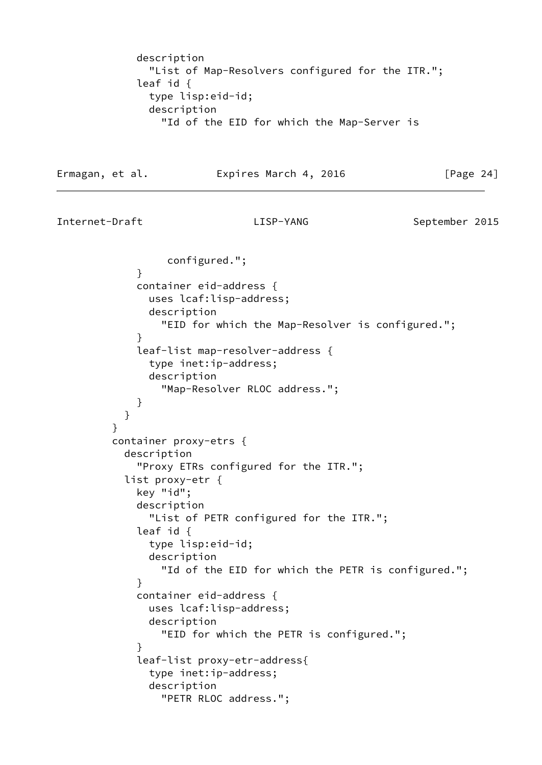```
            description
              "List of Map-Resolvers configured for the ITR.";
            leaf id {
              type lisp:eid-id;
              description
                "Id of the EID for which the Map-Server is
                   configured.";
            }
            container eid-address {
              uses lcaf:lisp-address;
              description
                "EID for which the Map-Resolver is configured.";
            }
            leaf-list map-resolver-address {
              type inet:ip-address;
              description
                "Map-Resolver RLOC address.";
            }
          }
        }
        container proxy-etrs {
          description
            "Proxy ETRs configured for the ITR.";
          list proxy-etr {
            key "id";
            description
              "List of PETR configured for the ITR.";
            leaf id {
              type lisp:eid-id;
              description
                "Id of the EID for which the PETR is configured.";
            }
            container eid-address {
              uses lcaf:lisp-address;
              description
                "EID for which the PETR is configured.";
            }
            leaf-list proxy-etr-address{
              type inet:ip-address;
              description
                "PETR RLOC address.";
```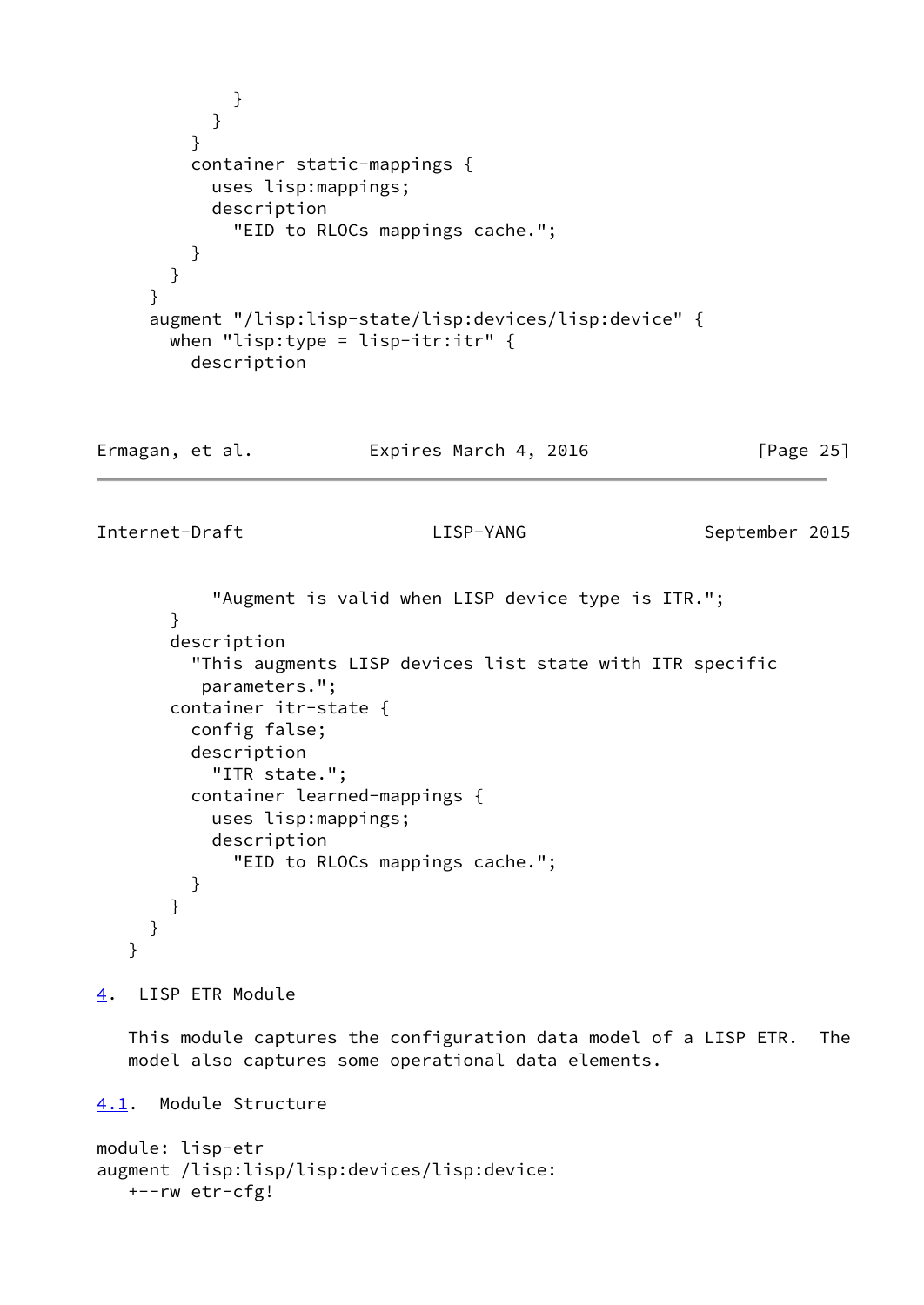```
            }
          }
        }
        container static-mappings {
          uses lisp:mappings;
          description
            "EID to RLOCs mappings cache.";
        }
      }
    }
    augment "/lisp:lisp-state/lisp:devices/lisp:device" {
      when "lisp:type = lisp-itr:itr" {
        description
          "Augment is valid when LISP device type is ITR.";
      }
      description
        "This augments LISP devices list state with ITR specific
         parameters.";
      container itr-state {
        config false;
        description
          "ITR state.";
        container learned-mappings {
          uses lisp:mappings;
          description
            "EID to RLOCs mappings cache.";
        }
      }
    }
  }
```

## 4. LISP ETR Module

This module captures the configuration data model of a LISP ETR. The model also captures some operational data elements.

### 4.1. Module Structure

```
module: lisp-etr
augment /lisp:lisp/lisp:devices/lisp:device:
   +--rw etr-cfg!
```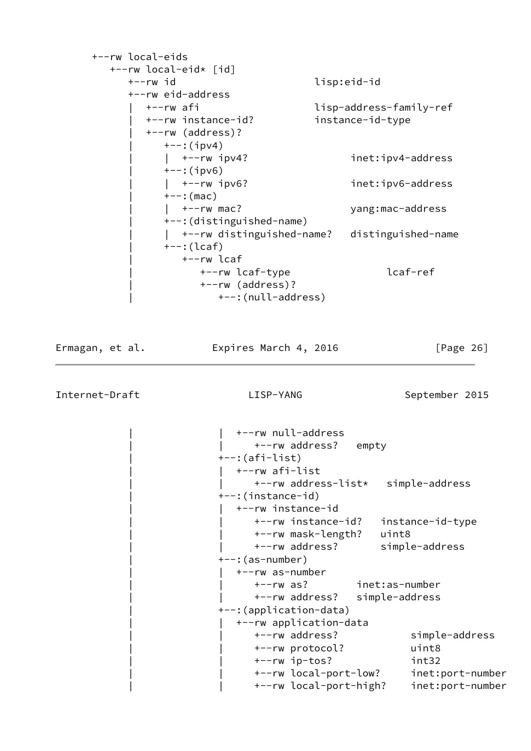```
     +--rw local-eids
        +--rw local-eid* [id]
           +--rw id                       lisp:eid-id
           +--rw eid-address
           |  +--rw afi                   lisp-address-family-ref
           |  +--rw instance-id?          instance-id-type
           |  +--rw (address)?
           |     +--:(ipv4)
           |     |  +--rw ipv4?                 inet:ipv4-address
           |     +--:(ipv6)
           |     |  +--rw ipv6?                 inet:ipv6-address
           |     +--:(mac)
           |     |  +--rw mac?                  yang:mac-address
           |     +--:(distinguished-name)
           |     |  +--rw distinguished-name?   distinguished-name
           |     +--:(lcaf)
           |        +--rw lcaf
           |           +--rw lcaf-type                lcaf-ref
           |           +--rw (address)?
           |              +--:(null-address)
```

```
           |              |  +--rw null-address
           |              |     +--rw address?   empty
           |              +--:(afi-list)
           |              |  +--rw afi-list
           |              |     +--rw address-list*   simple-address
           |              +--:(instance-id)
           |              |  +--rw instance-id
           |              |     +--rw instance-id?   instance-id-type
           |              |     +--rw mask-length?   uint8
           |              |     +--rw address?       simple-address
           |              +--:(as-number)
           |              |  +--rw as-number
           |              |     +--rw as?        inet:as-number
           |              |     +--rw address?   simple-address
           |              +--:(application-data)
           |              |  +--rw application-data
           |              |     +--rw address?           simple-address
           |              |     +--rw protocol?          uint8
           |              |     +--rw ip-tos?            int32
           |              |     +--rw local-port-low?    inet:port-number
           |              |     +--rw local-port-high?   inet:port-number
```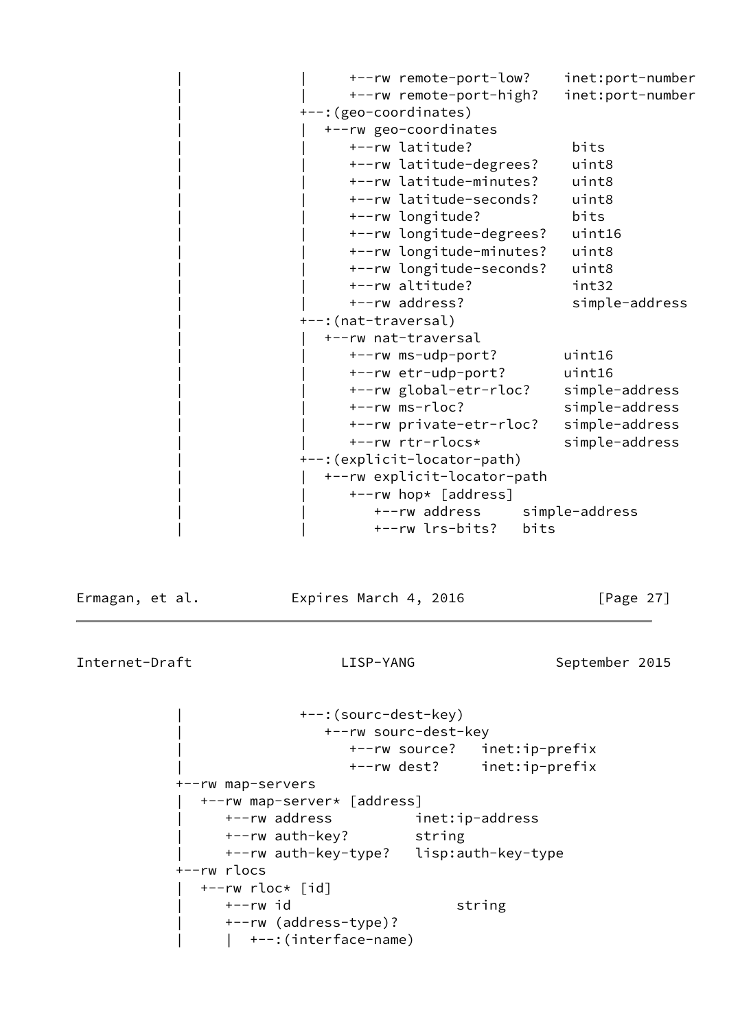```
           |              |     +--rw remote-port-low?    inet:port-number
           |              |     +--rw remote-port-high?   inet:port-number
           |              +--:(geo-coordinates)
           |              |  +--rw geo-coordinates
           |              |     +--rw latitude?            bits
           |              |     +--rw latitude-degrees?    uint8
           |              |     +--rw latitude-minutes?    uint8
           |              |     +--rw latitude-seconds?    uint8
           |              |     +--rw longitude?           bits
           |              |     +--rw longitude-degrees?   uint16
           |              |     +--rw longitude-minutes?   uint8
           |              |     +--rw longitude-seconds?   uint8
           |              |     +--rw altitude?            int32
           |              |     +--rw address?             simple-address
           |              +--:(nat-traversal)
           |              |  +--rw nat-traversal
           |              |     +--rw ms-udp-port?        uint16
           |              |     +--rw etr-udp-port?       uint16
           |              |     +--rw global-etr-rloc?    simple-address
           |              |     +--rw ms-rloc?            simple-address
           |              |     +--rw private-etr-rloc?   simple-address
           |              |     +--rw rtr-rlocs*          simple-address
           |              +--:(explicit-locator-path)
           |              |  +--rw explicit-locator-path
           |              |     +--rw hop* [address]
           |              |        +--rw address     simple-address
           |              |        +--rw lrs-bits?   bits
```

```
           |              +--:(sourc-dest-key)
           |                 +--rw sourc-dest-key
           |                    +--rw source?   inet:ip-prefix
           |                    +--rw dest?     inet:ip-prefix
           +--rw map-servers
           |  +--rw map-server* [address]
           |     +--rw address          inet:ip-address
           |     +--rw auth-key?        string
           |     +--rw auth-key-type?   lisp:auth-key-type
           +--rw rlocs
           |  +--rw rloc* [id]
           |     +--rw id                     string
           |     +--rw (address-type)?
           |     |  +--:(interface-name)
```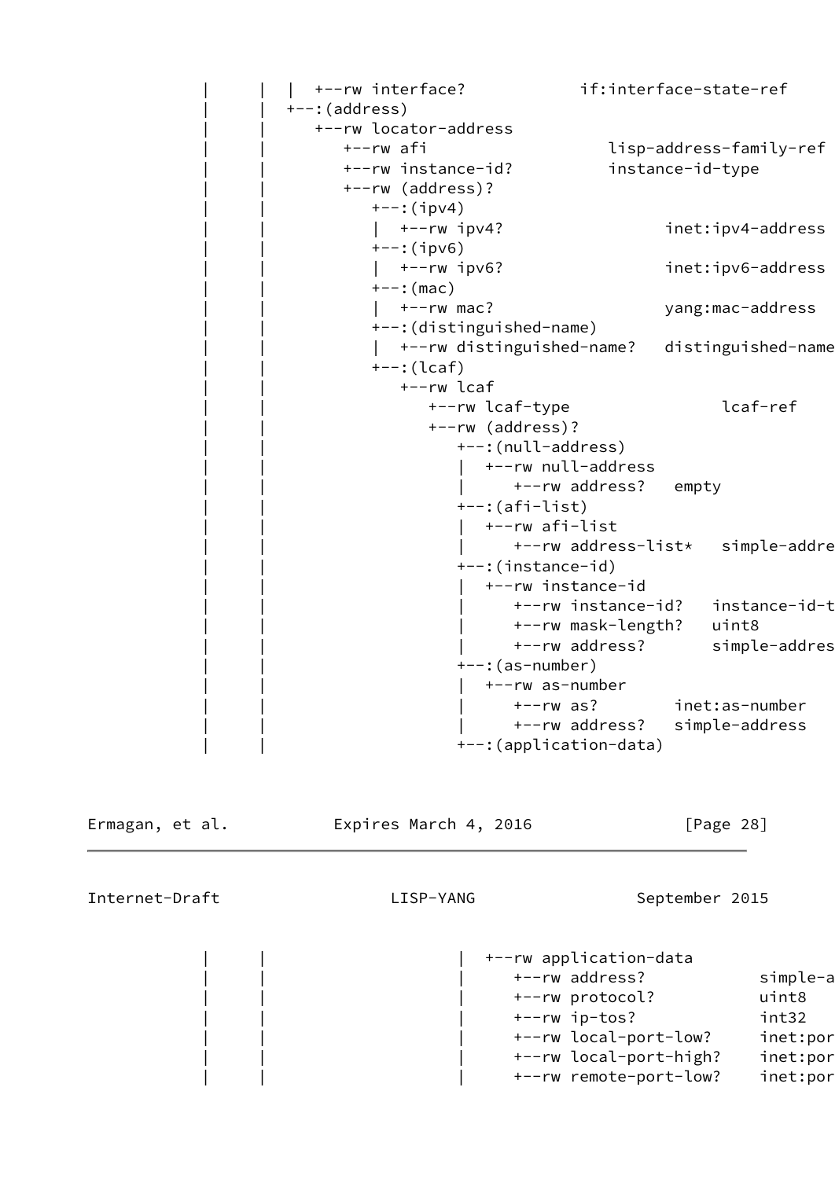```
           |      |  |  +--rw interface?           if:interface-state-ref
           |      |  +--:(address)
           |      |     +--rw locator-address
           |      |        +--rw afi                   lisp-address-family-ref
           |      |        +--rw instance-id?          instance-id-type
           |      |        +--rw (address)?
           |      |           +--:(ipv4)
           |      |           |  +--rw ipv4?                 inet:ipv4-address
           |      |           +--:(ipv6)
           |      |           |  +--rw ipv6?                 inet:ipv6-address
           |      |           +--:(mac)
           |      |           |  +--rw mac?                  yang:mac-address
           |      |           +--:(distinguished-name)
           |      |           |  +--rw distinguished-name?   distinguished-name
           |      |           +--:(lcaf)
           |      |              +--rw lcaf
           |      |                 +--rw lcaf-type                lcaf-ref
           |      |                 +--rw (address)?
           |      |                    +--:(null-address)
           |      |                    |  +--rw null-address
           |      |                    |     +--rw address?   empty
           |      |                    +--:(afi-list)
           |      |                    |  +--rw afi-list
           |      |                    |     +--rw address-list*   simple-addre
           |      |                    +--:(instance-id)
           |      |                    |  +--rw instance-id
           |      |                    |     +--rw instance-id?   instance-id-t
           |      |                    |     +--rw mask-length?   uint8
           |      |                    |     +--rw address?       simple-addres
           |      |                    +--:(as-number)
           |      |                    |  +--rw as-number
           |      |                    |     +--rw as?        inet:as-number
           |      |                    |     +--rw address?   simple-address
           |      |                    +--:(application-data)
```

```
           |      |                    |  +--rw application-data
           |      |                    |     +--rw address?           simple-a
           |      |                    |     +--rw protocol?          uint8
           |      |                    |     +--rw ip-tos?            int32
           |      |                    |     +--rw local-port-low?    inet:por
           |      |                    |     +--rw local-port-high?   inet:por
           |      |                    |     +--rw remote-port-low?   inet:por
```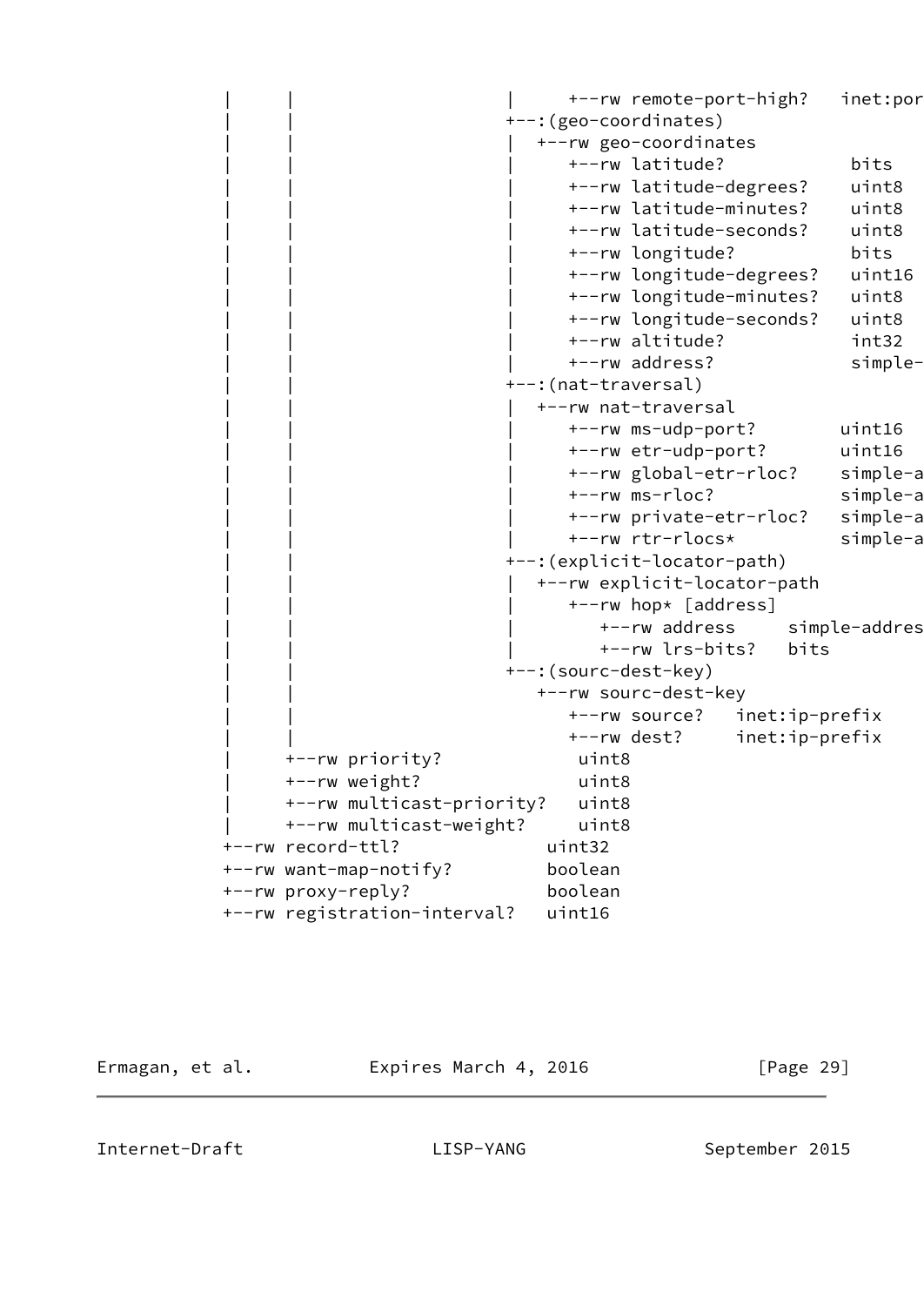```
          |      |                      |     +--rw remote-port-high?   inet:por
          |      |                      +--:(geo-coordinates)
          |      |                      |  +--rw geo-coordinates
          |      |                      |     +--rw latitude?            bits
          |      |                      |     +--rw latitude-degrees?    uint8
          |      |                      |     +--rw latitude-minutes?    uint8
          |      |                      |     +--rw latitude-seconds?    uint8
          |      |                      |     +--rw longitude?           bits
          |      |                      |     +--rw longitude-degrees?   uint16
          |      |                      |     +--rw longitude-minutes?   uint8
          |      |                      |     +--rw longitude-seconds?   uint8
          |      |                      |     +--rw altitude?            int32
          |      |                      |     +--rw address?             simple-
          |      |                      +--:(nat-traversal)
          |      |                      |  +--rw nat-traversal
          |      |                      |     +--rw ms-udp-port?        uint16
          |      |                      |     +--rw etr-udp-port?       uint16
          |      |                      |     +--rw global-etr-rloc?    simple-a
          |      |                      |     +--rw ms-rloc?            simple-a
          |      |                      |     +--rw private-etr-rloc?   simple-a
          |      |                      |     +--rw rtr-rlocs*          simple-a
          |      |                      +--:(explicit-locator-path)
          |      |                      |  +--rw explicit-locator-path
          |      |                      |     +--rw hop* [address]
          |      |                      |        +--rw address     simple-addres
          |      |                      |        +--rw lrs-bits?   bits
          |      |                      +--:(sourc-dest-key)
          |      |                         +--rw sourc-dest-key
          |      |                            +--rw source?   inet:ip-prefix
          |      |                            +--rw dest?     inet:ip-prefix
          |      +--rw priority?            uint8
          |      +--rw weight?              uint8
          |      +--rw multicast-priority?   uint8
          |      +--rw multicast-weight?     uint8
          +--rw record-ttl?             uint32
          +--rw want-map-notify?        boolean
          +--rw proxy-reply?            boolean
          +--rw registration-interval?   uint16
```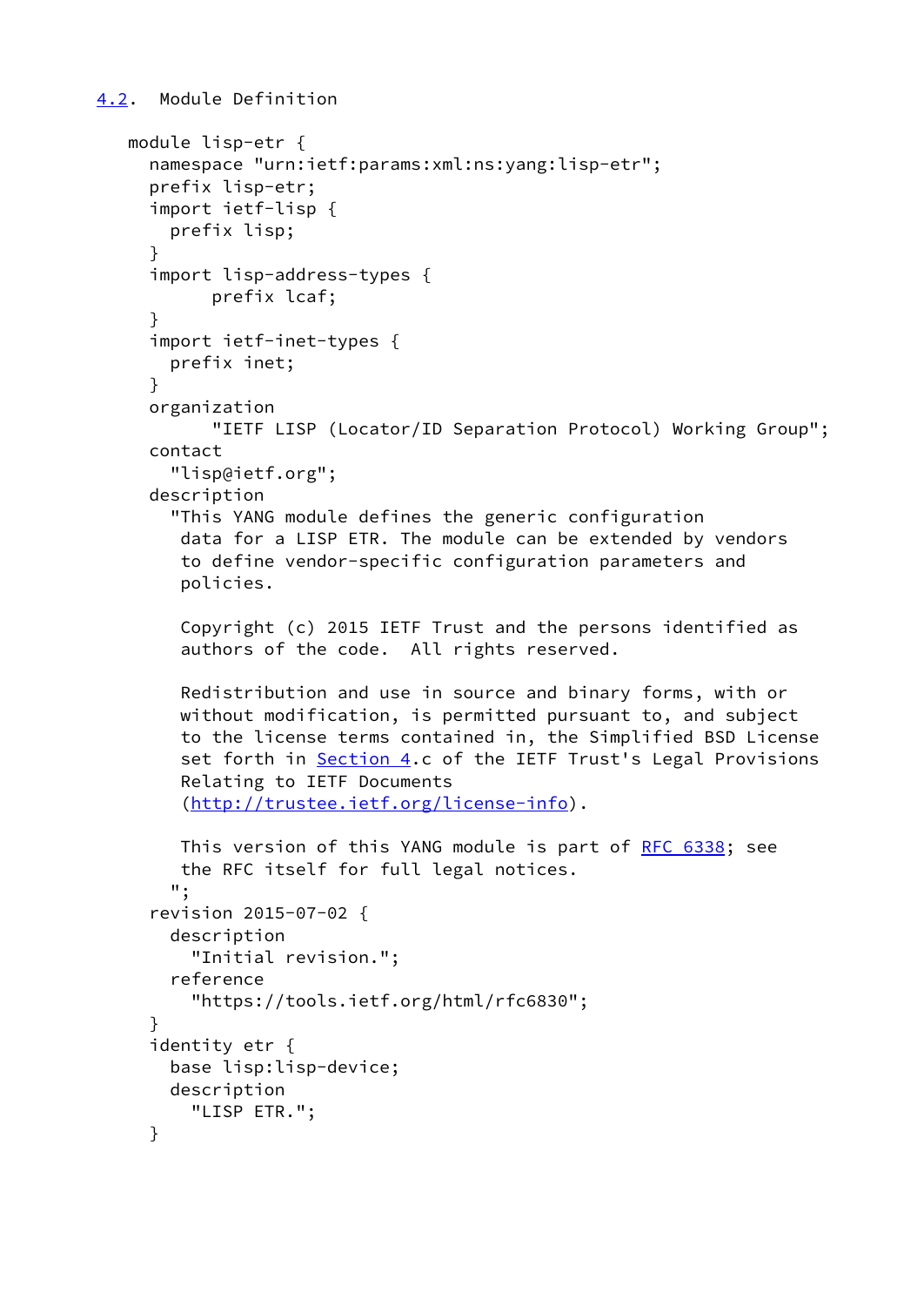## 4.2. Module Definition

```
module lisp-etr {
  namespace "urn:ietf:params:xml:ns:yang:lisp-etr";
  prefix lisp-etr;
  import ietf-lisp {
    prefix lisp;
  }
  import lisp-address-types {
        prefix lcaf;
  }
  import ietf-inet-types {
    prefix inet;
  }
  organization
        "IETF LISP (Locator/ID Separation Protocol) Working Group";
  contact
    "lisp@ietf.org";
  description
    "This YANG module defines the generic configuration
     data for a LISP ETR. The module can be extended by vendors
     to define vendor-specific configuration parameters and
     policies.

     Copyright (c) 2015 IETF Trust and the persons identified as
     authors of the code.  All rights reserved.

     Redistribution and use in source and binary forms, with or
     without modification, is permitted pursuant to, and subject
     to the license terms contained in, the Simplified BSD License
     set forth in Section 4.c of the IETF Trust's Legal Provisions
     Relating to IETF Documents
     (http://trustee.ietf.org/license-info).

     This version of this YANG module is part of RFC 6338; see
     the RFC itself for full legal notices.
    ";
  revision 2015-07-02 {
    description
      "Initial revision.";
    reference
      "https://tools.ietf.org/html/rfc6830";
  }
  identity etr {
    base lisp:lisp-device;
    description
      "LISP ETR.";
  }
```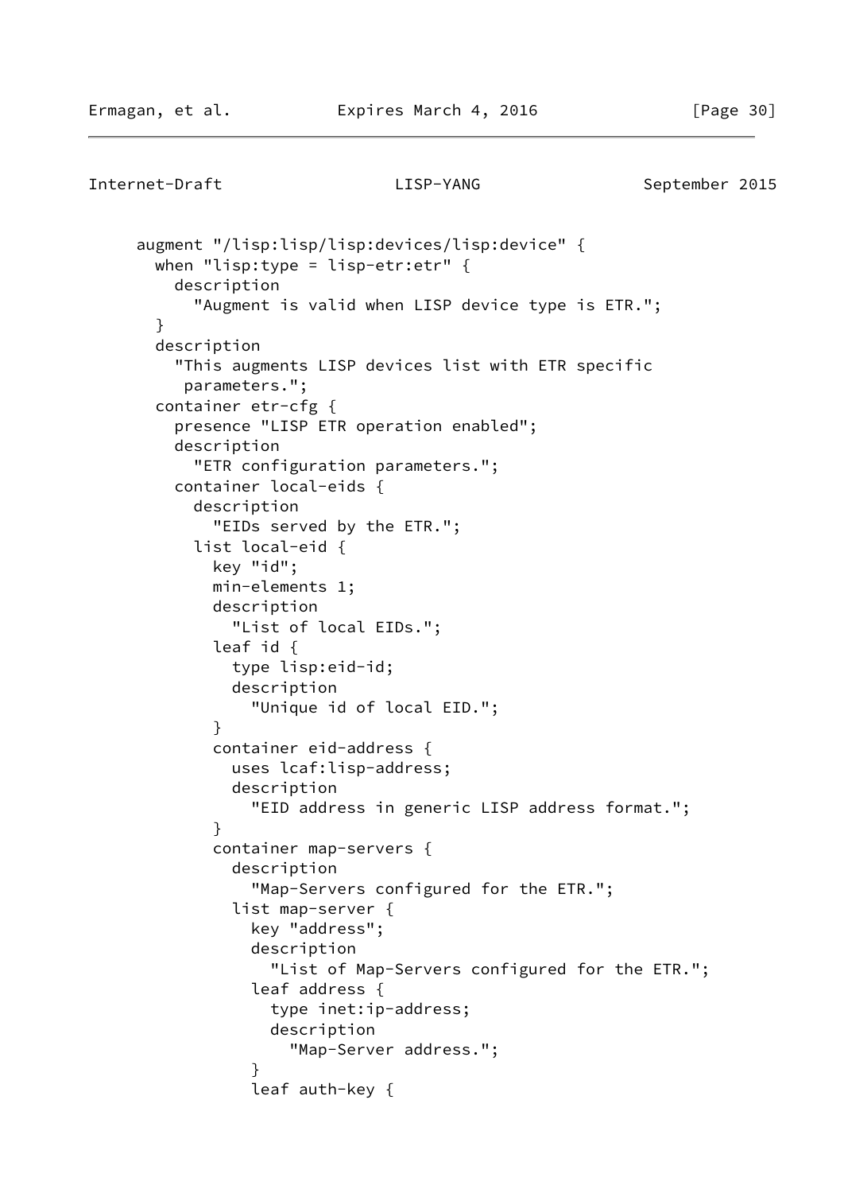```
     augment "/lisp:lisp/lisp:devices/lisp:device" {
       when "lisp:type = lisp-etr:etr" {
         description
           "Augment is valid when LISP device type is ETR.";
       }
       description
         "This augments LISP devices list with ETR specific
          parameters.";
       container etr-cfg {
         presence "LISP ETR operation enabled";
         description
           "ETR configuration parameters.";
         container local-eids {
           description
             "EIDs served by the ETR.";
           list local-eid {
             key "id";
             min-elements 1;
             description
               "List of local EIDs.";
             leaf id {
               type lisp:eid-id;
               description
                 "Unique id of local EID.";
             }
             container eid-address {
               uses lcaf:lisp-address;
               description
                 "EID address in generic LISP address format.";
             }
             container map-servers {
               description
                 "Map-Servers configured for the ETR.";
               list map-server {
                 key "address";
                 description
                   "List of Map-Servers configured for the ETR.";
                 leaf address {
                   type inet:ip-address;
                   description
                     "Map-Server address.";
                 }
                 leaf auth-key {
```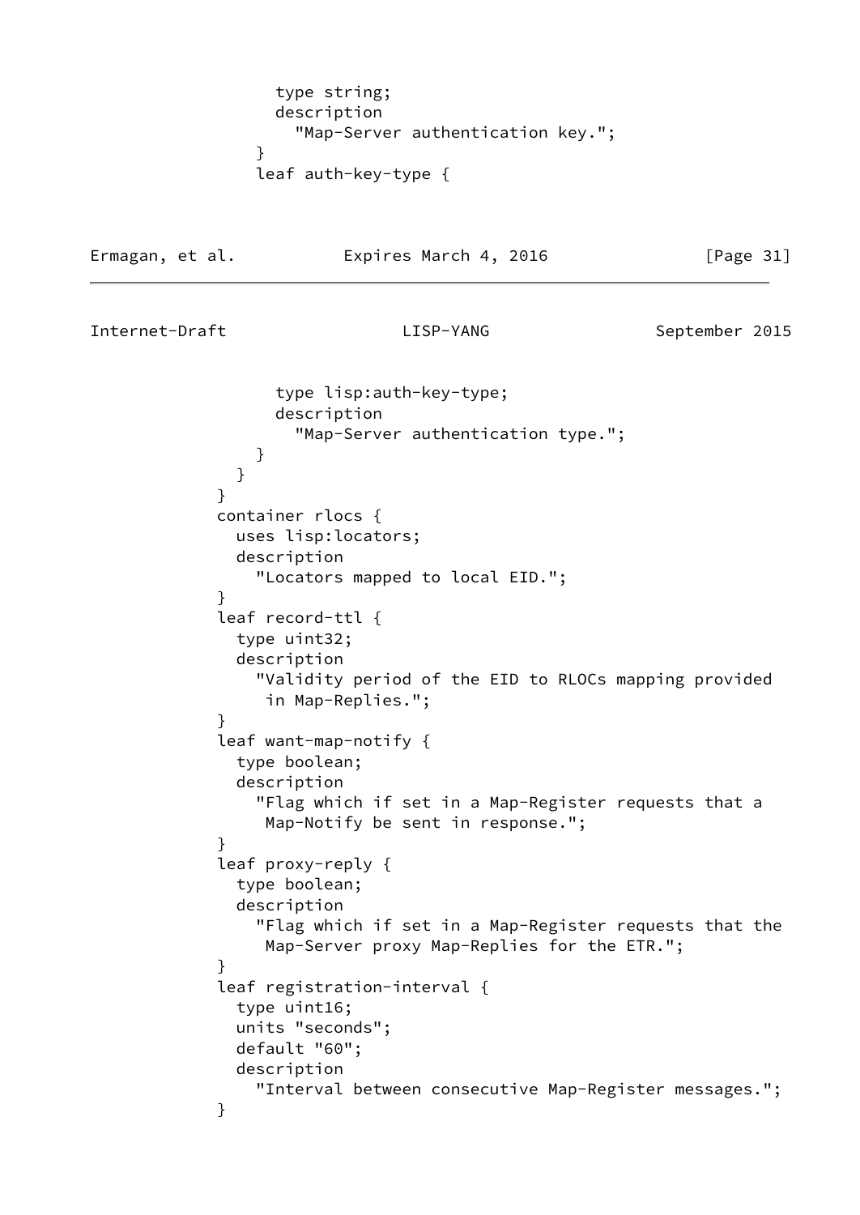```
                  type string;
                  description
                    "Map-Server authentication key.";
                }
                leaf auth-key-type {
```

```
                  type lisp:auth-key-type;
                  description
                    "Map-Server authentication type.";
                }
              }
            }
            container rlocs {
              uses lisp:locators;
              description
                "Locators mapped to local EID.";
            }
            leaf record-ttl {
              type uint32;
              description
                "Validity period of the EID to RLOCs mapping provided
                 in Map-Replies.";
            }
            leaf want-map-notify {
              type boolean;
              description
                "Flag which if set in a Map-Register requests that a
                 Map-Notify be sent in response.";
            }
            leaf proxy-reply {
              type boolean;
              description
                "Flag which if set in a Map-Register requests that the
                 Map-Server proxy Map-Replies for the ETR.";
            }
            leaf registration-interval {
              type uint16;
              units "seconds";
              default "60";
              description
                "Interval between consecutive Map-Register messages.";
            }
```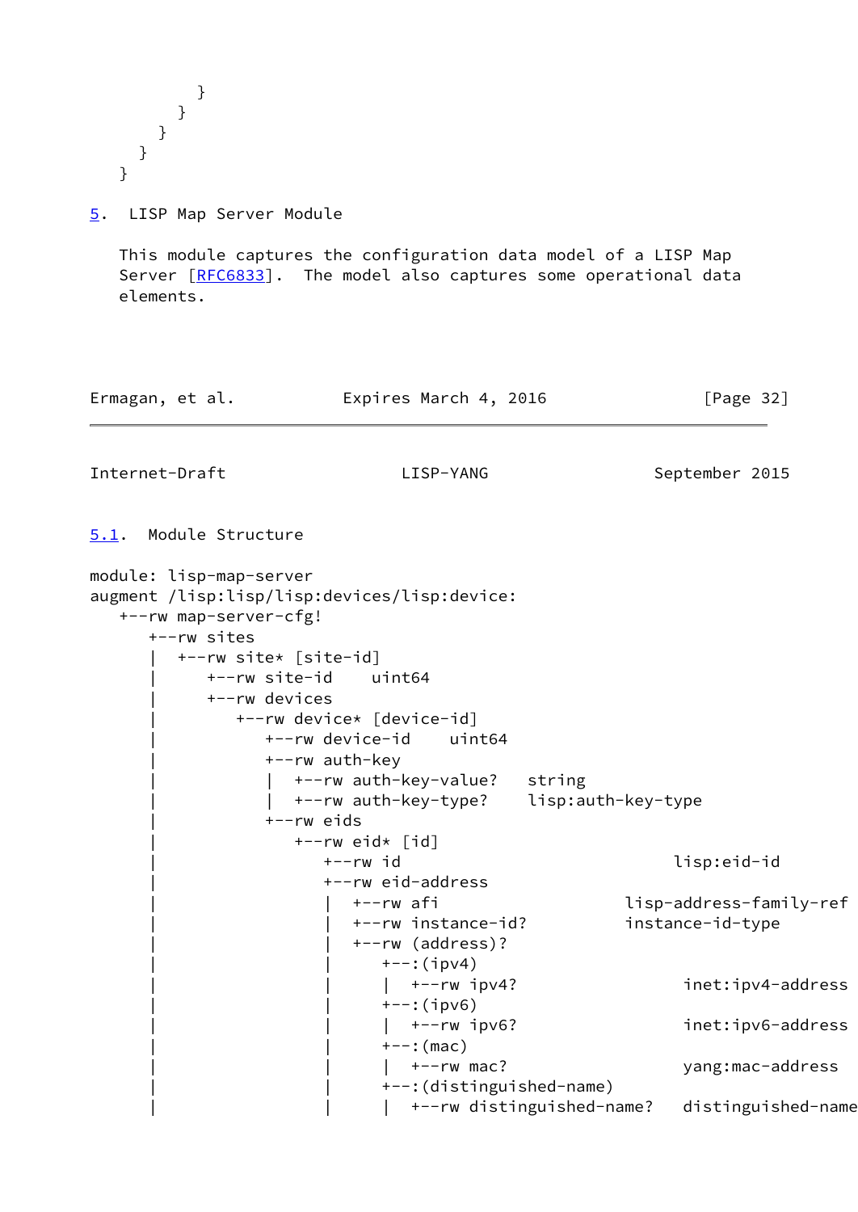```
          }
        }
      }
    }
  }
```

## 5. LISP Map Server Module

This module captures the configuration data model of a LISP Map Server [RFC6833]. The model also captures some operational data elements.

### 5.1. Module Structure

```
module: lisp-map-server
augment /lisp:lisp/lisp:devices/lisp:device:
   +--rw map-server-cfg!
      +--rw sites
      |  +--rw site* [site-id]
      |     +--rw site-id    uint64
      |     +--rw devices
      |        +--rw device* [device-id]
      |           +--rw device-id    uint64
      |           +--rw auth-key
      |           |  +--rw auth-key-value?   string
      |           |  +--rw auth-key-type?    lisp:auth-key-type
      |           +--rw eids
      |              +--rw eid* [id]
      |                 +--rw id                          lisp:eid-id
      |                 +--rw eid-address
      |                 |  +--rw afi                  lisp-address-family-ref
      |                 |  +--rw instance-id?         instance-id-type
      |                 |  +--rw (address)?
      |                 |     +--:(ipv4)
      |                 |     |  +--rw ipv4?                inet:ipv4-address
      |                 |     +--:(ipv6)
      |                 |     |  +--rw ipv6?                inet:ipv6-address
      |                 |     +--:(mac)
      |                 |     |  +--rw mac?                 yang:mac-address
      |                 |     +--:(distinguished-name)
      |                 |     |  +--rw distinguished-name?   distinguished-name
```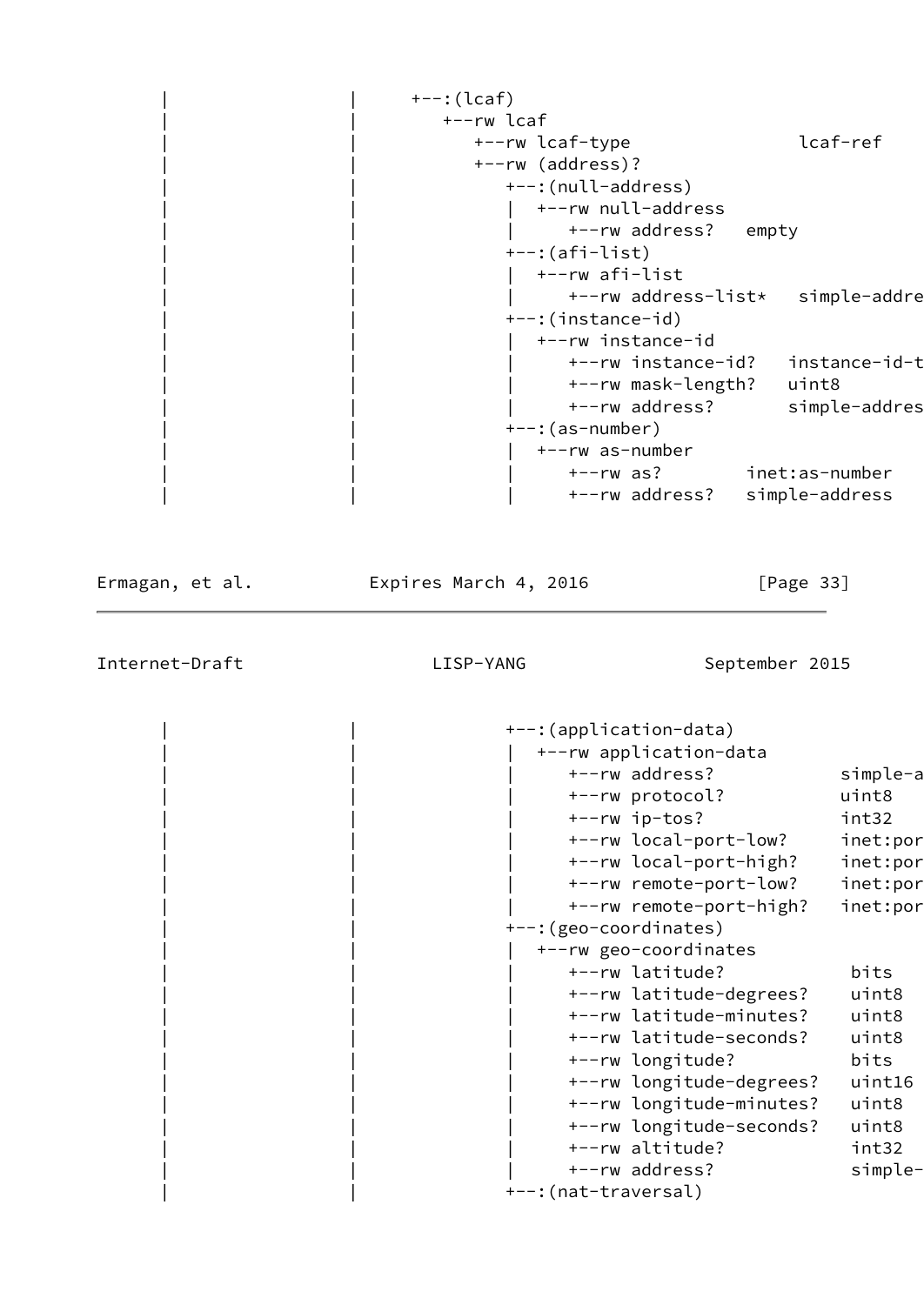```
     |                 |       +--:(lcaf)
     |                 |          +--rw lcaf
     |                 |             +--rw lcaf-type                lcaf-ref
     |                 |             +--rw (address)?
     |                 |                +--:(null-address)
     |                 |                |  +--rw null-address
     |                 |                |     +--rw address?   empty
     |                 |                +--:(afi-list)
     |                 |                |  +--rw afi-list
     |                 |                |     +--rw address-list*   simple-addre
     |                 |                +--:(instance-id)
     |                 |                |  +--rw instance-id
     |                 |                |     +--rw instance-id?   instance-id-t
     |                 |                |     +--rw mask-length?   uint8
     |                 |                |     +--rw address?       simple-addres
     |                 |                +--:(as-number)
     |                 |                |  +--rw as-number
     |                 |                |     +--rw as?        inet:as-number
     |                 |                |     +--rw address?   simple-address
```

```
     |                 |                +--:(application-data)
     |                 |                |  +--rw application-data
     |                 |                |     +--rw address?            simple-a
     |                 |                |     +--rw protocol?           uint8
     |                 |                |     +--rw ip-tos?             int32
     |                 |                |     +--rw local-port-low?     inet:por
     |                 |                |     +--rw local-port-high?    inet:por
     |                 |                |     +--rw remote-port-low?    inet:por
     |                 |                |     +--rw remote-port-high?   inet:por
     |                 |                +--:(geo-coordinates)
     |                 |                |  +--rw geo-coordinates
     |                 |                |     +--rw latitude?            bits
     |                 |                |     +--rw latitude-degrees?    uint8
     |                 |                |     +--rw latitude-minutes?    uint8
     |                 |                |     +--rw latitude-seconds?    uint8
     |                 |                |     +--rw longitude?           bits
     |                 |                |     +--rw longitude-degrees?   uint16
     |                 |                |     +--rw longitude-minutes?   uint8
     |                 |                |     +--rw longitude-seconds?   uint8
     |                 |                |     +--rw altitude?            int32
     |                 |                |     +--rw address?             simple-
     |                 |                +--:(nat-traversal)
```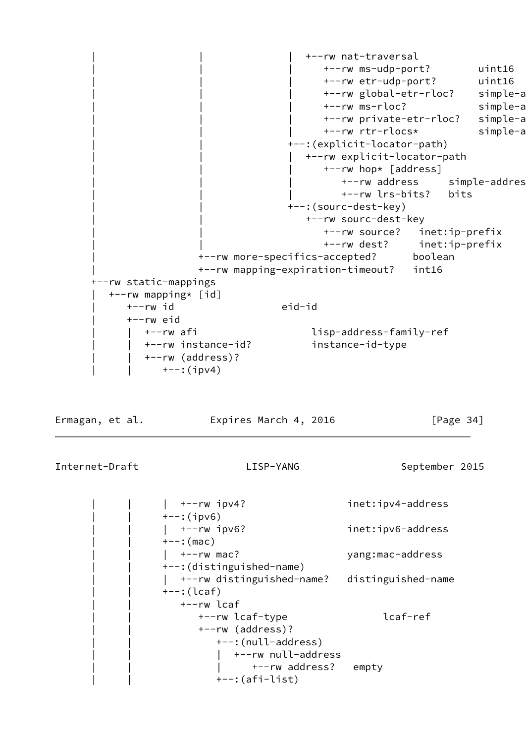```
      |                 |               |  +--rw nat-traversal
      |                 |               |     +--rw ms-udp-port?        uint16
      |                 |               |     +--rw etr-udp-port?       uint16
      |                 |               |     +--rw global-etr-rloc?    simple-a
      |                 |               |     +--rw ms-rloc?            simple-a
      |                 |               |     +--rw private-etr-rloc?   simple-a
      |                 |               |     +--rw rtr-rlocs*          simple-a
      |                 |               +--:(explicit-locator-path)
      |                 |               |  +--rw explicit-locator-path
      |                 |               |     +--rw hop* [address]
      |                 |               |        +--rw address     simple-addres
      |                 |               |        +--rw lrs-bits?   bits
      |                 |               +--:(sourc-dest-key)
      |                 |                  +--rw sourc-dest-key
      |                 |                     +--rw source?   inet:ip-prefix
      |                 |                     +--rw dest?     inet:ip-prefix
      |                 +--rw more-specifics-accepted?      boolean
      |                 +--rw mapping-expiration-timeout?   int16
      +--rw static-mappings
      |  +--rw mapping* [id]
      |     +--rw id                  eid-id
      |     +--rw eid
      |     |  +--rw afi                   lisp-address-family-ref
      |     |  +--rw instance-id?          instance-id-type
      |     |  +--rw (address)?
      |     |     +--:(ipv4)
```

```
      |     |     |  +--rw ipv4?                 inet:ipv4-address
      |     |     +--:(ipv6)
      |     |     |  +--rw ipv6?                 inet:ipv6-address
      |     |     +--:(mac)
      |     |     |  +--rw mac?                  yang:mac-address
      |     |     +--:(distinguished-name)
      |     |     |  +--rw distinguished-name?   distinguished-name
      |     |     +--:(lcaf)
      |     |        +--rw lcaf
      |     |           +--rw lcaf-type                lcaf-ref
      |     |           +--rw (address)?
      |     |              +--:(null-address)
      |     |              |  +--rw null-address
      |     |              |     +--rw address?   empty
      |     |              +--:(afi-list)
```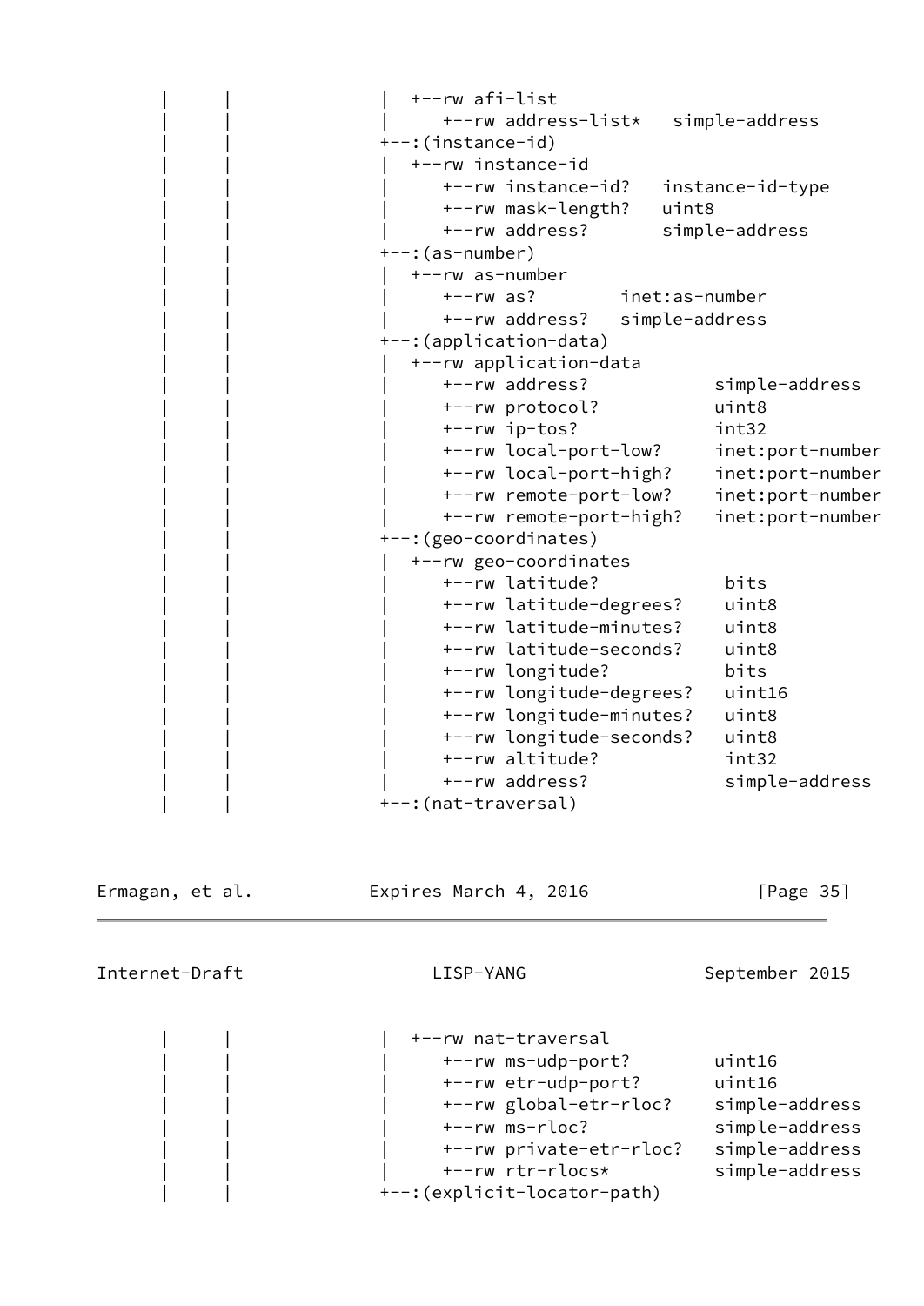```
     |      |                 |  +--rw afi-list
     |      |                 |     +--rw address-list*   simple-address
     |      |                 +--:(instance-id)
     |      |                 |  +--rw instance-id
     |      |                 |     +--rw instance-id?   instance-id-type
     |      |                 |     +--rw mask-length?   uint8
     |      |                 |     +--rw address?       simple-address
     |      |                 +--:(as-number)
     |      |                 |  +--rw as-number
     |      |                 |     +--rw as?        inet:as-number
     |      |                 |     +--rw address?   simple-address
     |      |                 +--:(application-data)
     |      |                 |  +--rw application-data
     |      |                 |     +--rw address?            simple-address
     |      |                 |     +--rw protocol?           uint8
     |      |                 |     +--rw ip-tos?             int32
     |      |                 |     +--rw local-port-low?     inet:port-number
     |      |                 |     +--rw local-port-high?    inet:port-number
     |      |                 |     +--rw remote-port-low?    inet:port-number
     |      |                 |     +--rw remote-port-high?   inet:port-number
     |      |                 +--:(geo-coordinates)
     |      |                 |  +--rw geo-coordinates
     |      |                 |     +--rw latitude?            bits
     |      |                 |     +--rw latitude-degrees?    uint8
     |      |                 |     +--rw latitude-minutes?    uint8
     |      |                 |     +--rw latitude-seconds?    uint8
     |      |                 |     +--rw longitude?           bits
     |      |                 |     +--rw longitude-degrees?   uint16
     |      |                 |     +--rw longitude-minutes?   uint8
     |      |                 |     +--rw longitude-seconds?   uint8
     |      |                 |     +--rw altitude?            int32
     |      |                 |     +--rw address?             simple-address
     |      |                 +--:(nat-traversal)
     |      |                 |  +--rw nat-traversal
     |      |                 |     +--rw ms-udp-port?        uint16
     |      |                 |     +--rw etr-udp-port?       uint16
     |      |                 |     +--rw global-etr-rloc?    simple-address
     |      |                 |     +--rw ms-rloc?            simple-address
     |      |                 |     +--rw private-etr-rloc?   simple-address
     |      |                 |     +--rw rtr-rlocs*          simple-address
     |      |                 +--:(explicit-locator-path)
```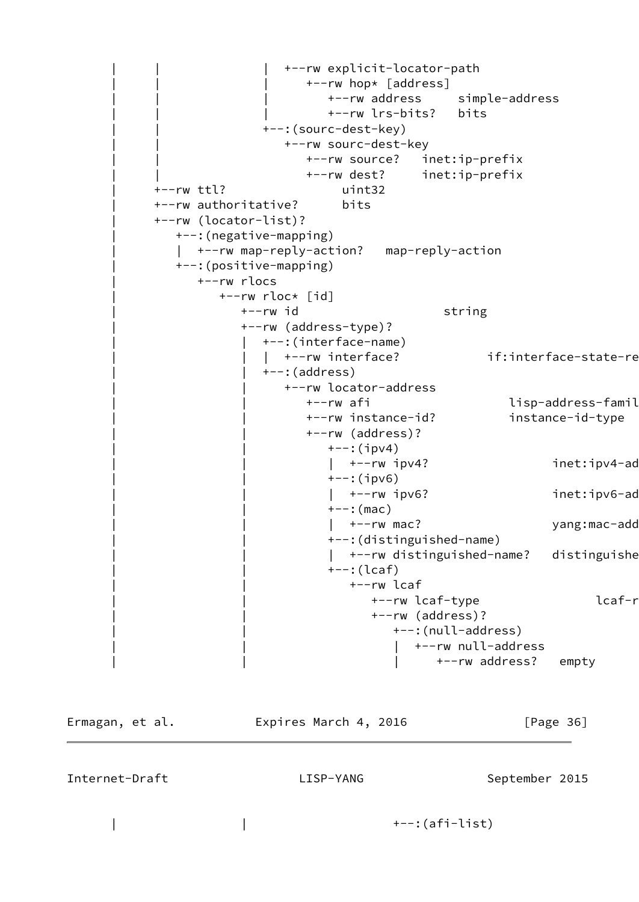```
     |      |              |  +--rw explicit-locator-path
     |      |              |     +--rw hop* [address]
     |      |              |        +--rw address     simple-address
     |      |              |        +--rw lrs-bits?   bits
     |      |              +--:(sourc-dest-key)
     |      |                 +--rw sourc-dest-key
     |      |                    +--rw source?   inet:ip-prefix
     |      |                    +--rw dest?     inet:ip-prefix
     |      +--rw ttl?                  uint32
     |      +--rw authoritative?        bits
     |      +--rw (locator-list)?
     |         +--:(negative-mapping)
     |         |  +--rw map-reply-action?   map-reply-action
     |         +--:(positive-mapping)
     |            +--rw rlocs
     |               +--rw rloc* [id]
     |                  +--rw id                      string
     |                  +--rw (address-type)?
     |                  |  +--:(interface-name)
     |                  |  |  +--rw interface?           if:interface-state-re
     |                  |  +--:(address)
     |                  |     +--rw locator-address
     |                  |        +--rw afi                    lisp-address-famil
     |                  |        +--rw instance-id?           instance-id-type
     |                  |        +--rw (address)?
     |                  |           +--:(ipv4)
     |                  |           |  +--rw ipv4?                 inet:ipv4-ad
     |                  |           +--:(ipv6)
     |                  |           |  +--rw ipv6?                 inet:ipv6-ad
     |                  |           +--:(mac)
     |                  |           |  +--rw mac?                  yang:mac-add
     |                  |           +--:(distinguished-name)
     |                  |           |  +--rw distinguished-name?   distinguishe
     |                  |           +--:(lcaf)
     |                  |              +--rw lcaf
     |                  |                 +--rw lcaf-type                lcaf-r
     |                  |                 +--rw (address)?
     |                  |                    +--:(null-address)
     |                  |                    |  +--rw null-address
     |                  |                    |     +--rw address?   empty
```

```
     |                  |                    +--:(afi-list)
```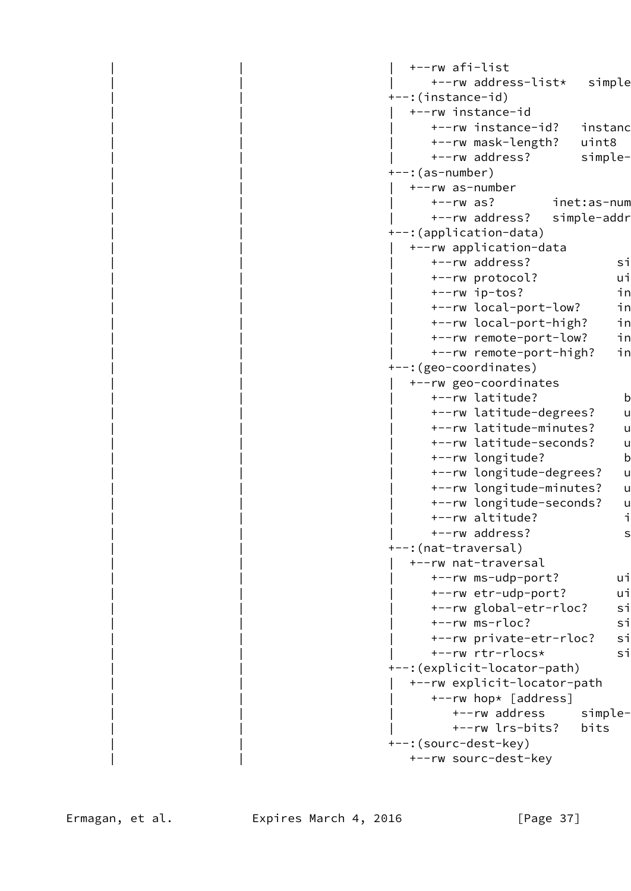```
       |                 |                       |  +--rw afi-list
       |                 |                       |     +--rw address-list*   simple
       |                 |                       +--:(instance-id)
       |                 |                       |  +--rw instance-id
       |                 |                       |     +--rw instance-id?   instanc
       |                 |                       |     +--rw mask-length?   uint8
       |                 |                       |     +--rw address?       simple-
       |                 |                       +--:(as-number)
       |                 |                       |  +--rw as-number
       |                 |                       |     +--rw as?        inet:as-num
       |                 |                       |     +--rw address?   simple-addr
       |                 |                       +--:(application-data)
       |                 |                       |  +--rw application-data
       |                 |                       |     +--rw address?            si
       |                 |                       |     +--rw protocol?           ui
       |                 |                       |     +--rw ip-tos?             in
       |                 |                       |     +--rw local-port-low?     in
       |                 |                       |     +--rw local-port-high?    in
       |                 |                       |     +--rw remote-port-low?    in
       |                 |                       |     +--rw remote-port-high?   in
       |                 |                       +--:(geo-coordinates)
       |                 |                       |  +--rw geo-coordinates
       |                 |                       |     +--rw latitude?            b
       |                 |                       |     +--rw latitude-degrees?    u
       |                 |                       |     +--rw latitude-minutes?    u
       |                 |                       |     +--rw latitude-seconds?    u
       |                 |                       |     +--rw longitude?           b
       |                 |                       |     +--rw longitude-degrees?   u
       |                 |                       |     +--rw longitude-minutes?   u
       |                 |                       |     +--rw longitude-seconds?   u
       |                 |                       |     +--rw altitude?            i
       |                 |                       |     +--rw address?             s
       |                 |                       +--:(nat-traversal)
       |                 |                       |  +--rw nat-traversal
       |                 |                       |     +--rw ms-udp-port?        ui
       |                 |                       |     +--rw etr-udp-port?       ui
       |                 |                       |     +--rw global-etr-rloc?    si
       |                 |                       |     +--rw ms-rloc?            si
       |                 |                       |     +--rw private-etr-rloc?   si
       |                 |                       |     +--rw rtr-rlocs*          si
       |                 |                       +--:(explicit-locator-path)
       |                 |                       |  +--rw explicit-locator-path
       |                 |                       |     +--rw hop* [address]
       |                 |                       |        +--rw address     simple-
       |                 |                       |        +--rw lrs-bits?   bits
       |                 |                       +--:(sourc-dest-key)
       |                 |                          +--rw sourc-dest-key
```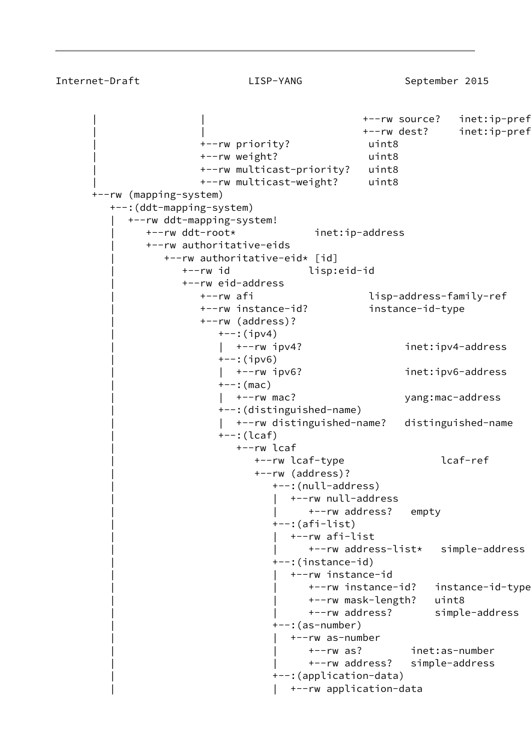```
      |                 |                          +--rw source?   inet:ip-pref
      |                 |                          +--rw dest?     inet:ip-pref
      |                 +--rw priority?             uint8
      |                 +--rw weight?               uint8
      |                 +--rw multicast-priority?   uint8
      |                 +--rw multicast-weight?     uint8
      +--rw (mapping-system)
         +--:(ddt-mapping-system)
         |  +--rw ddt-mapping-system!
         |     +--rw ddt-root*             inet:ip-address
         |     +--rw authoritative-eids
         |        +--rw authoritative-eid* [id]
         |           +--rw id             lisp:eid-id
         |           +--rw eid-address
         |              +--rw afi                   lisp-address-family-ref
         |              +--rw instance-id?          instance-id-type
         |              +--rw (address)?
         |                 +--:(ipv4)
         |                 |  +--rw ipv4?                 inet:ipv4-address
         |                 +--:(ipv6)
         |                 |  +--rw ipv6?                 inet:ipv6-address
         |                 +--:(mac)
         |                 |  +--rw mac?                  yang:mac-address
         |                 +--:(distinguished-name)
         |                 |  +--rw distinguished-name?   distinguished-name
         |                 +--:(lcaf)
         |                    +--rw lcaf
         |                       +--rw lcaf-type                lcaf-ref
         |                       +--rw (address)?
         |                          +--:(null-address)
         |                          |  +--rw null-address
         |                          |     +--rw address?   empty
         |                          +--:(afi-list)
         |                          |  +--rw afi-list
         |                          |     +--rw address-list*   simple-address
         |                          +--:(instance-id)
         |                          |  +--rw instance-id
         |                          |     +--rw instance-id?   instance-id-type
         |                          |     +--rw mask-length?   uint8
         |                          |     +--rw address?       simple-address
         |                          +--:(as-number)
         |                          |  +--rw as-number
         |                          |     +--rw as?        inet:as-number
         |                          |     +--rw address?   simple-address
         |                          +--:(application-data)
         |                          |  +--rw application-data
```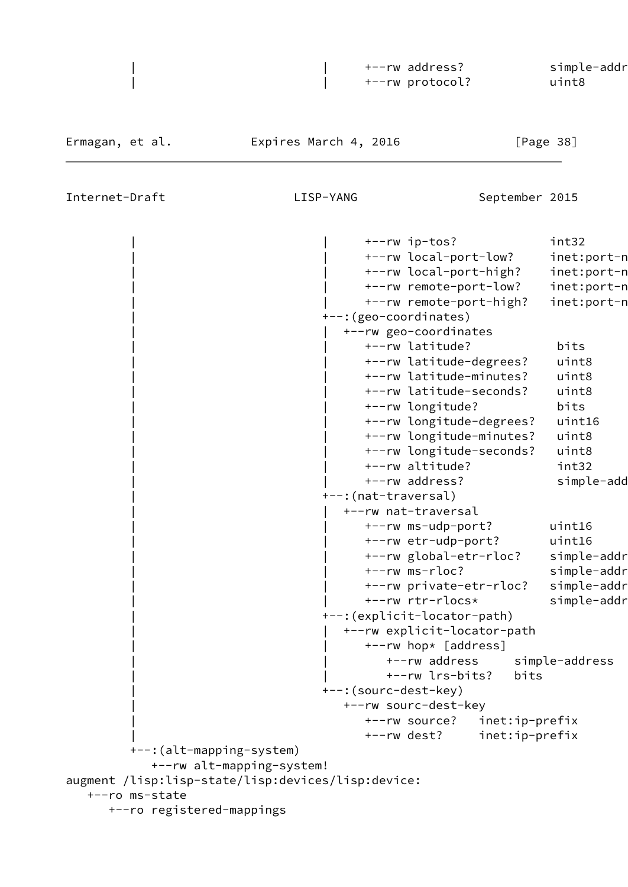```
        |                          |     +--rw address?           simple-addr
        |                          |     +--rw protocol?          uint8
```

```
        |                          |     +--rw ip-tos?            int32
        |                          |     +--rw local-port-low?    inet:port-n
        |                          |     +--rw local-port-high?   inet:port-n
        |                          |     +--rw remote-port-low?   inet:port-n
        |                          |     +--rw remote-port-high?  inet:port-n
        |                          +--:(geo-coordinates)
        |                          |  +--rw geo-coordinates
        |                          |     +--rw latitude?           bits
        |                          |     +--rw latitude-degrees?   uint8
        |                          |     +--rw latitude-minutes?   uint8
        |                          |     +--rw latitude-seconds?   uint8
        |                          |     +--rw longitude?          bits
        |                          |     +--rw longitude-degrees?  uint16
        |                          |     +--rw longitude-minutes?  uint8
        |                          |     +--rw longitude-seconds?  uint8
        |                          |     +--rw altitude?           int32
        |                          |     +--rw address?            simple-add
        |                          +--:(nat-traversal)
        |                          |  +--rw nat-traversal
        |                          |     +--rw ms-udp-port?       uint16
        |                          |     +--rw etr-udp-port?      uint16
        |                          |     +--rw global-etr-rloc?   simple-addr
        |                          |     +--rw ms-rloc?           simple-addr
        |                          |     +--rw private-etr-rloc?  simple-addr
        |                          |     +--rw rtr-rlocs*         simple-addr
        |                          +--:(explicit-locator-path)
        |                          |  +--rw explicit-locator-path
        |                          |     +--rw hop* [address]
        |                          |        +--rw address     simple-address
        |                          |        +--rw lrs-bits?   bits
        |                          +--:(sourc-dest-key)
        |                             +--rw sourc-dest-key
        |                                +--rw source?   inet:ip-prefix
        |                                +--rw dest?     inet:ip-prefix
        +--:(alt-mapping-system)
           +--rw alt-mapping-system!
augment /lisp:lisp-state/lisp:devices/lisp:device:
   +--ro ms-state
      +--ro registered-mappings
```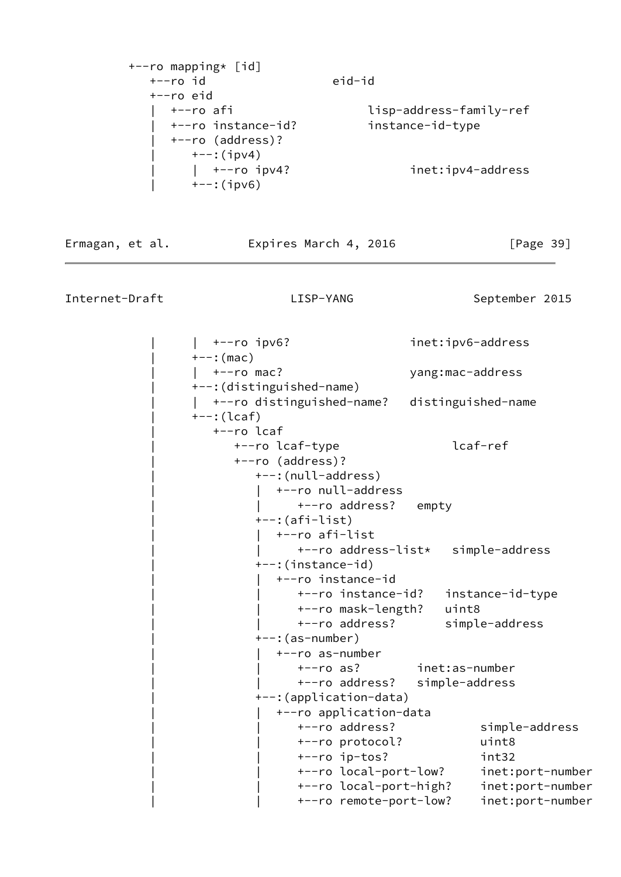```
         +--ro mapping* [id]
            +--ro id                   eid-id
            +--ro eid
            |  +--ro afi                    lisp-address-family-ref
            |  +--ro instance-id?          instance-id-type
            |  +--ro (address)?
            |     +--:(ipv4)
            |     |  +--ro ipv4?                 inet:ipv4-address
            |     +--:(ipv6)
```

```
            |     |  +--ro ipv6?                 inet:ipv6-address
            |     +--:(mac)
            |     |  +--ro mac?                  yang:mac-address
            |     +--:(distinguished-name)
            |     |  +--ro distinguished-name?   distinguished-name
            |     +--:(lcaf)
            |        +--ro lcaf
            |           +--ro lcaf-type               lcaf-ref
            |           +--ro (address)?
            |              +--:(null-address)
            |              |  +--ro null-address
            |              |     +--ro address?   empty
            |              +--:(afi-list)
            |              |  +--ro afi-list
            |              |     +--ro address-list*   simple-address
            |              +--:(instance-id)
            |              |  +--ro instance-id
            |              |     +--ro instance-id?   instance-id-type
            |              |     +--ro mask-length?   uint8
            |              |     +--ro address?       simple-address
            |              +--:(as-number)
            |              |  +--ro as-number
            |              |     +--ro as?        inet:as-number
            |              |     +--ro address?   simple-address
            |              +--:(application-data)
            |              |  +--ro application-data
            |              |     +--ro address?            simple-address
            |              |     +--ro protocol?           uint8
            |              |     +--ro ip-tos?             int32
            |              |     +--ro local-port-low?     inet:port-number
            |              |     +--ro local-port-high?    inet:port-number
            |              |     +--ro remote-port-low?    inet:port-number
```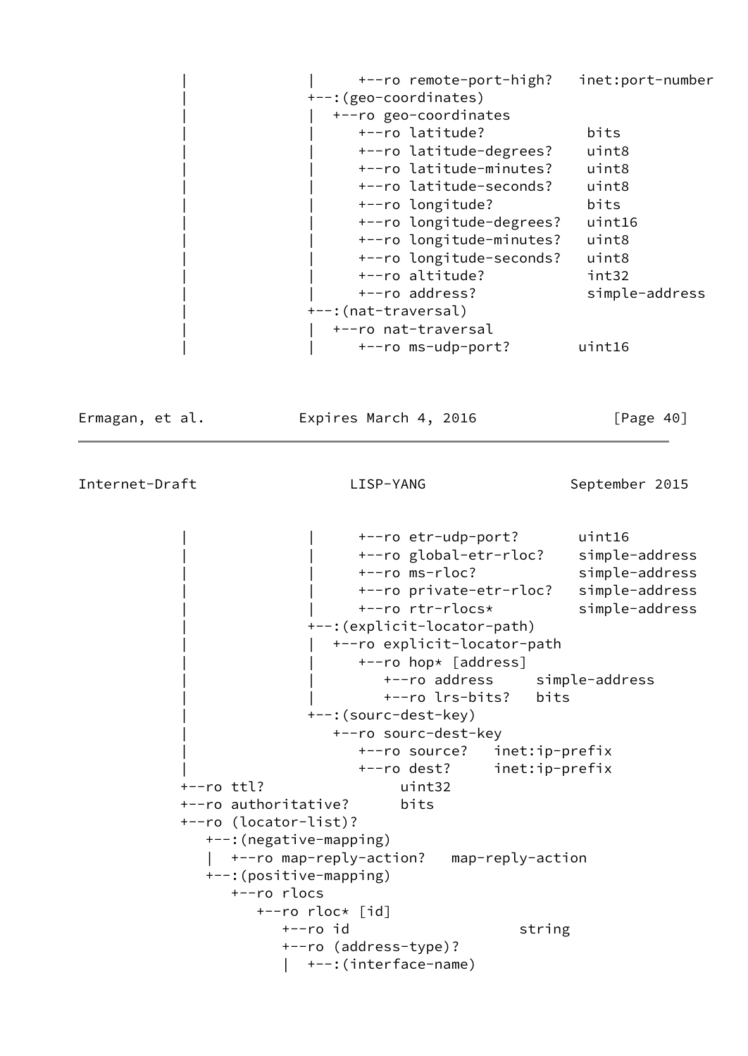```
           |                |     +--ro remote-port-high?   inet:port-number
           |                +--:(geo-coordinates)
           |                |  +--ro geo-coordinates
           |                |     +--ro latitude?            bits
           |                |     +--ro latitude-degrees?    uint8
           |                |     +--ro latitude-minutes?    uint8
           |                |     +--ro latitude-seconds?    uint8
           |                |     +--ro longitude?           bits
           |                |     +--ro longitude-degrees?   uint16
           |                |     +--ro longitude-minutes?   uint8
           |                |     +--ro longitude-seconds?   uint8
           |                |     +--ro altitude?            int32
           |                |     +--ro address?             simple-address
           |                +--:(nat-traversal)
           |                |  +--ro nat-traversal
           |                |     +--ro ms-udp-port?        uint16
```

```
           |                |     +--ro etr-udp-port?       uint16
           |                |     +--ro global-etr-rloc?    simple-address
           |                |     +--ro ms-rloc?            simple-address
           |                |     +--ro private-etr-rloc?   simple-address
           |                |     +--ro rtr-rlocs*          simple-address
           |                +--:(explicit-locator-path)
           |                |  +--ro explicit-locator-path
           |                |     +--ro hop* [address]
           |                |        +--ro address     simple-address
           |                |        +--ro lrs-bits?   bits
           |                +--:(sourc-dest-key)
           |                   +--ro sourc-dest-key
           |                      +--ro source?   inet:ip-prefix
           |                      +--ro dest?     inet:ip-prefix
           +--ro ttl?               uint32
           +--ro authoritative?     bits
           +--ro (locator-list)?
              +--:(negative-mapping)
              |  +--ro map-reply-action?   map-reply-action
              +--:(positive-mapping)
                 +--ro rlocs
                    +--ro rloc* [id]
                       +--ro id                    string
                       +--ro (address-type)?
                       |  +--:(interface-name)
```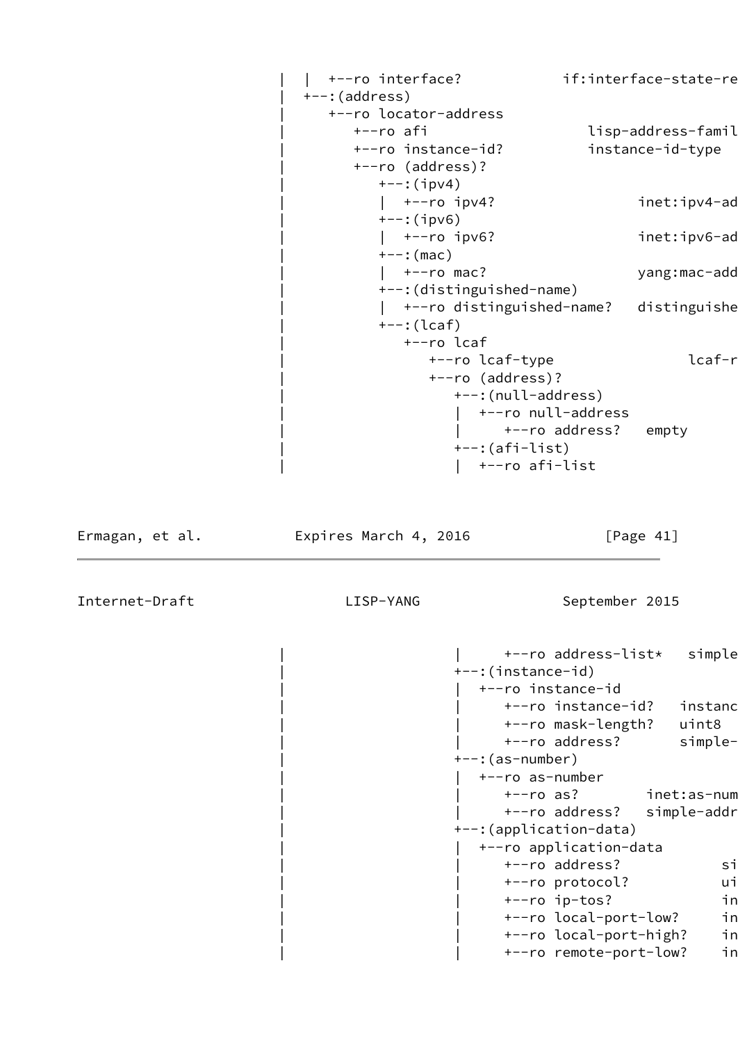```
     |  |  +--ro interface?            if:interface-state-re
     |  +--:(address)
     |     +--ro locator-address
     |        +--ro afi                    lisp-address-famil
     |        +--ro instance-id?          instance-id-type
     |        +--ro (address)?
     |           +--:(ipv4)
     |           |  +--ro ipv4?                 inet:ipv4-ad
     |           +--:(ipv6)
     |           |  +--ro ipv6?                 inet:ipv6-ad
     |           +--:(mac)
     |           |  +--ro mac?                  yang:mac-add
     |           +--:(distinguished-name)
     |           |  +--ro distinguished-name?   distinguishe
     |           +--:(lcaf)
     |              +--ro lcaf
     |                 +--ro lcaf-type                 lcaf-r
     |                 +--ro (address)?
     |                    +--:(null-address)
     |                    |  +--ro null-address
     |                    |     +--ro address?   empty
     |                    +--:(afi-list)
     |                    |  +--ro afi-list
```

```
     |                    |     +--ro address-list*   simple
     |                    +--:(instance-id)
     |                    |  +--ro instance-id
     |                    |     +--ro instance-id?   instanc
     |                    |     +--ro mask-length?   uint8
     |                    |     +--ro address?       simple-
     |                    +--:(as-number)
     |                    |  +--ro as-number
     |                    |     +--ro as?        inet:as-num
     |                    |     +--ro address?   simple-addr
     |                    +--:(application-data)
     |                    |  +--ro application-data
     |                    |     +--ro address?            si
     |                    |     +--ro protocol?           ui
     |                    |     +--ro ip-tos?             in
     |                    |     +--ro local-port-low?     in
     |                    |     +--ro local-port-high?    in
     |                    |     +--ro remote-port-low?    in
```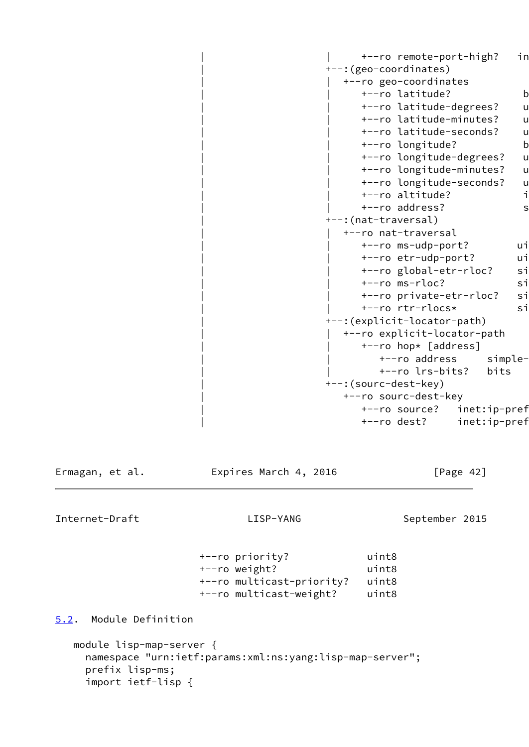```
                    |                    |     +--ro remote-port-high?   in
                    |                    +--:(geo-coordinates)
                    |                    |  +--ro geo-coordinates
                    |                    |     +--ro latitude?           b
                    |                    |     +--ro latitude-degrees?   u
                    |                    |     +--ro latitude-minutes?   u
                    |                    |     +--ro latitude-seconds?   u
                    |                    |     +--ro longitude?          b
                    |                    |     +--ro longitude-degrees?  u
                    |                    |     +--ro longitude-minutes?  u
                    |                    |     +--ro longitude-seconds?  u
                    |                    |     +--ro altitude?           i
                    |                    |     +--ro address?            s
                    |                    +--:(nat-traversal)
                    |                    |  +--ro nat-traversal
                    |                    |     +--ro ms-udp-port?        ui
                    |                    |     +--ro etr-udp-port?       ui
                    |                    |     +--ro global-etr-rloc?    si
                    |                    |     +--ro ms-rloc?            si
                    |                    |     +--ro private-etr-rloc?   si
                    |                    |     +--ro rtr-rlocs*          si
                    |                    +--:(explicit-locator-path)
                    |                    |  +--ro explicit-locator-path
                    |                    |     +--ro hop* [address]
                    |                    |        +--ro address     simple-
                    |                    |        +--ro lrs-bits?   bits
                    |                    +--:(sourc-dest-key)
                    |                       +--ro sourc-dest-key
                    |                          +--ro source?   inet:ip-pref
                    |                          +--ro dest?     inet:ip-pref
```

```
                    +--ro priority?             uint8
                    +--ro weight?               uint8
                    +--ro multicast-priority?   uint8
                    +--ro multicast-weight?     uint8
```

## 5.2. Module Definition

```
   module lisp-map-server {
     namespace "urn:ietf:params:xml:ns:yang:lisp-map-server";
     prefix lisp-ms;
     import ietf-lisp {
```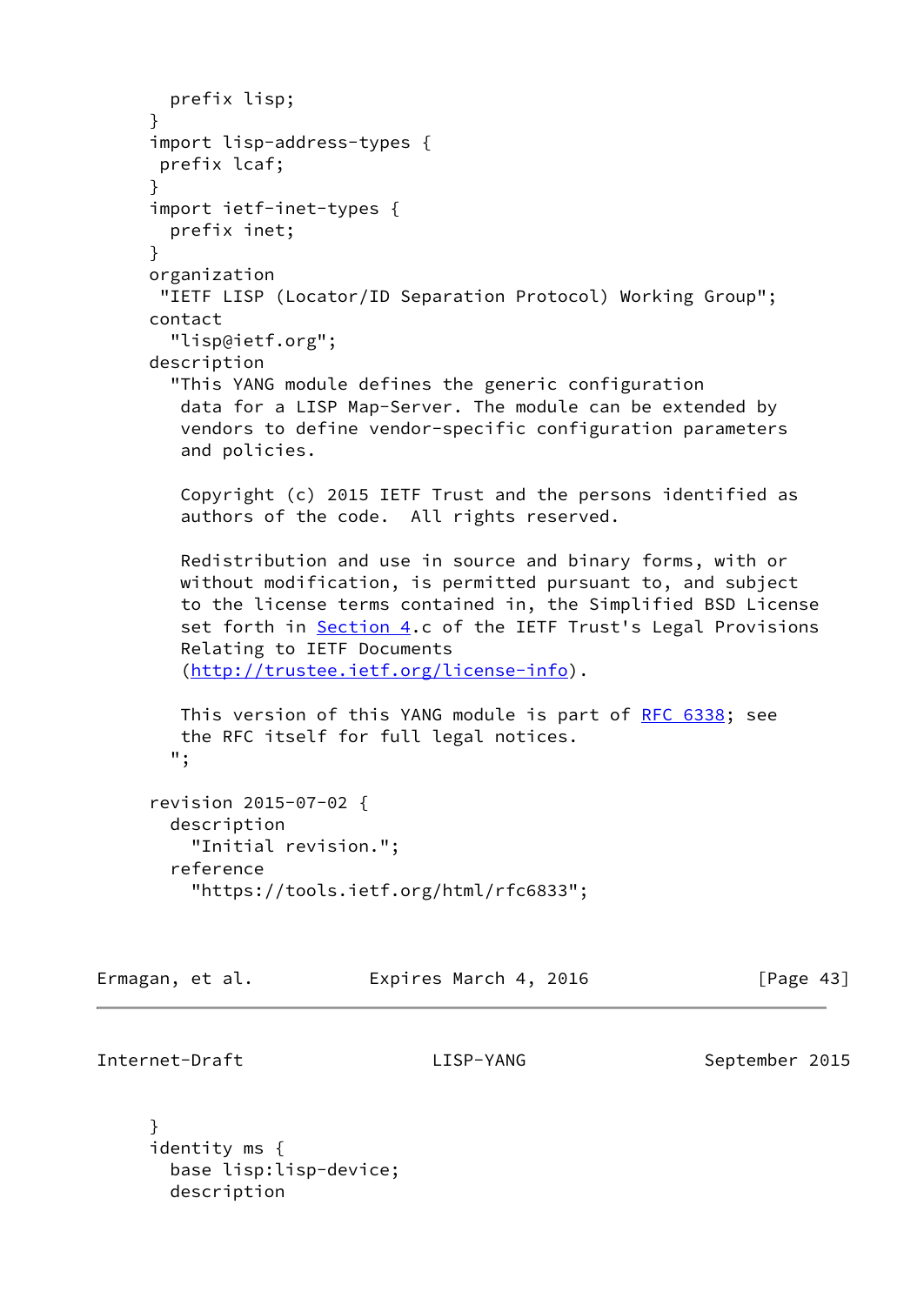```
        prefix lisp;
      }
      import lisp-address-types {
       prefix lcaf;
      }
      import ietf-inet-types {
        prefix inet;
      }
      organization
       "IETF LISP (Locator/ID Separation Protocol) Working Group";
      contact
        "lisp@ietf.org";
      description
        "This YANG module defines the generic configuration
         data for a LISP Map-Server. The module can be extended by
         vendors to define vendor-specific configuration parameters
         and policies.

         Copyright (c) 2015 IETF Trust and the persons identified as
         authors of the code.  All rights reserved.

         Redistribution and use in source and binary forms, with or
         without modification, is permitted pursuant to, and subject
         to the license terms contained in, the Simplified BSD License
         set forth in Section 4.c of the IETF Trust's Legal Provisions
         Relating to IETF Documents
         (http://trustee.ietf.org/license-info).

         This version of this YANG module is part of RFC 6338; see
         the RFC itself for full legal notices.
        ";

      revision 2015-07-02 {
        description
          "Initial revision.";
        reference
          "https://tools.ietf.org/html/rfc6833";
      }
      identity ms {
        base lisp:lisp-device;
        description
```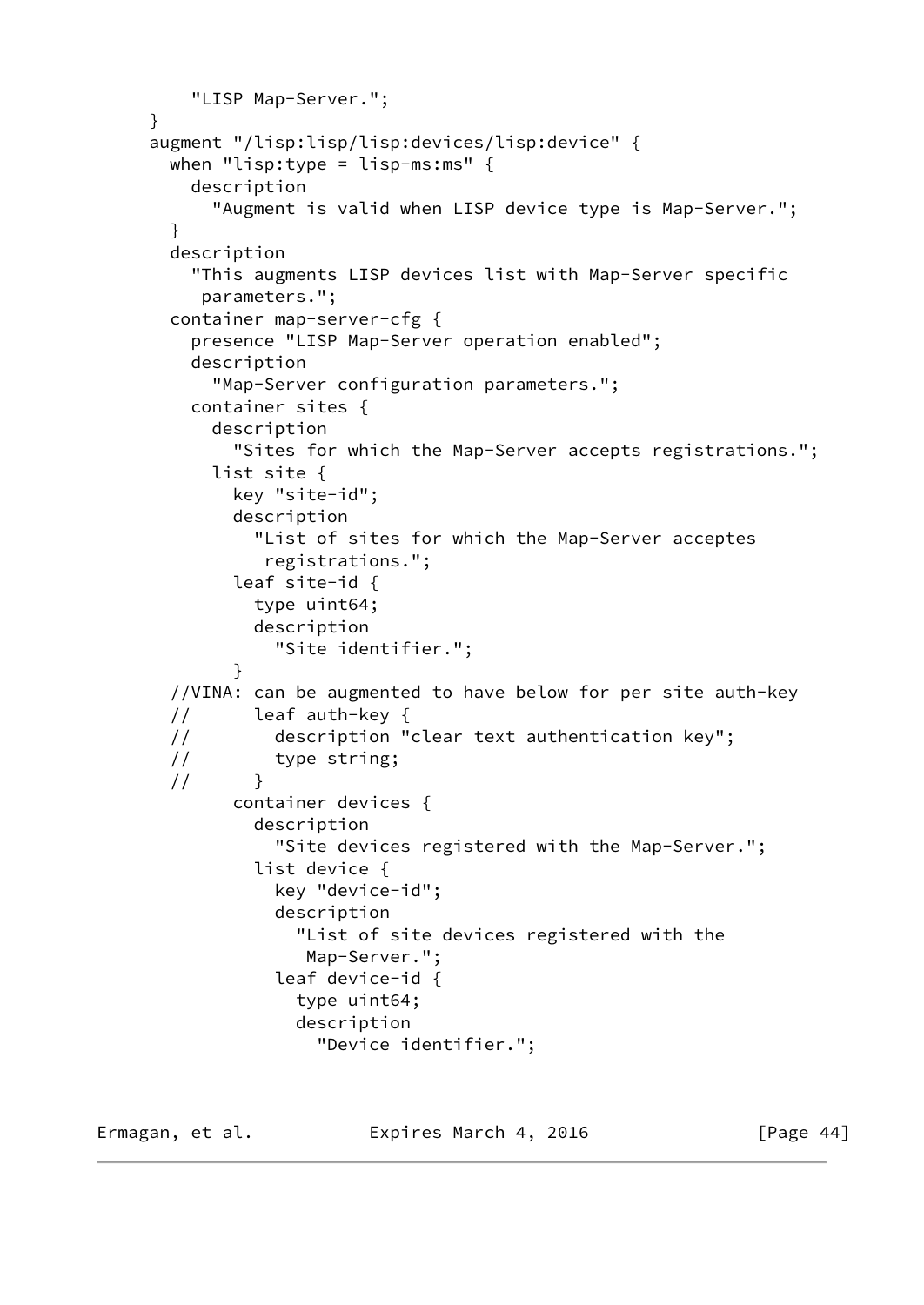```
          "LISP Map-Server.";
     }
     augment "/lisp:lisp/lisp:devices/lisp:device" {
       when "lisp:type = lisp-ms:ms" {
         description
           "Augment is valid when LISP device type is Map-Server.";
       }
       description
         "This augments LISP devices list with Map-Server specific
          parameters.";
       container map-server-cfg {
         presence "LISP Map-Server operation enabled";
         description
           "Map-Server configuration parameters.";
         container sites {
           description
             "Sites for which the Map-Server accepts registrations.";
           list site {
             key "site-id";
             description
               "List of sites for which the Map-Server acceptes
                registrations.";
             leaf site-id {
               type uint64;
               description
                 "Site identifier.";
             }
       //VINA: can be augmented to have below for per site auth-key
       //      leaf auth-key {
       //        description "clear text authentication key";
       //        type string;
       //      }
             container devices {
               description
                 "Site devices registered with the Map-Server.";
               list device {
                 key "device-id";
                 description
                   "List of site devices registered with the
                    Map-Server.";
                 leaf device-id {
                   type uint64;
                   description
                     "Device identifier.";
```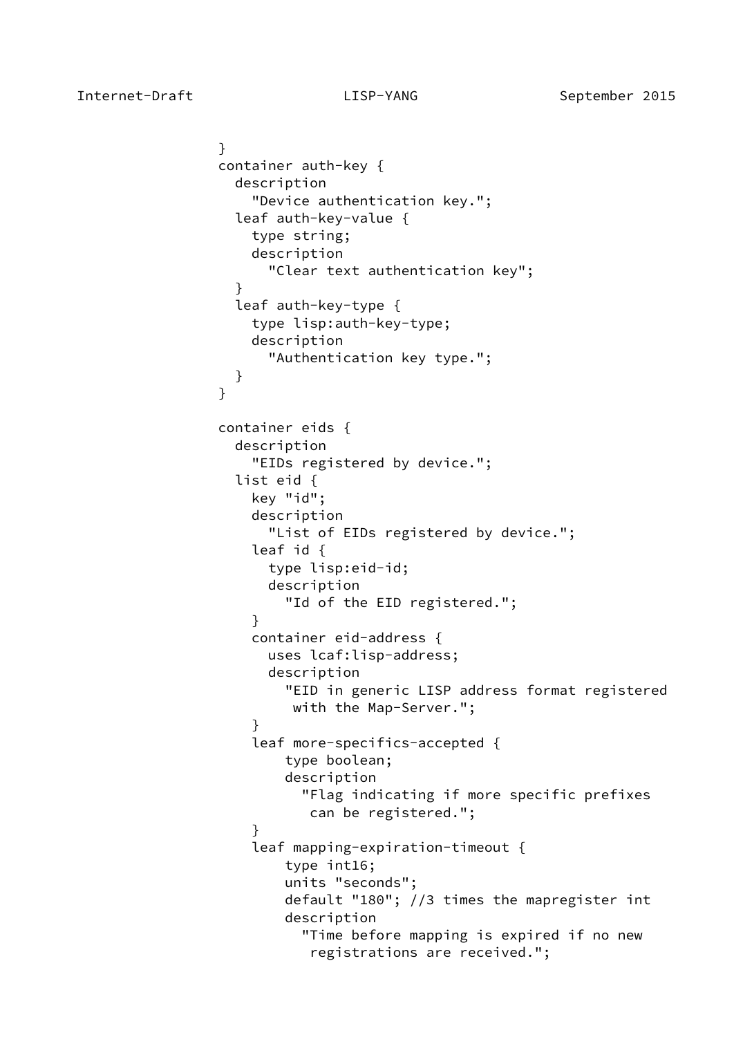```
                }
                container auth-key {
                  description
                    "Device authentication key.";
                  leaf auth-key-value {
                    type string;
                    description
                      "Clear text authentication key";
                  }
                  leaf auth-key-type {
                    type lisp:auth-key-type;
                    description
                      "Authentication key type.";
                  }
                }

                container eids {
                  description
                    "EIDs registered by device.";
                  list eid {
                    key "id";
                    description
                      "List of EIDs registered by device.";
                    leaf id {
                      type lisp:eid-id;
                      description
                        "Id of the EID registered.";
                    }
                    container eid-address {
                      uses lcaf:lisp-address;
                      description
                        "EID in generic LISP address format registered
                         with the Map-Server.";
                    }
                    leaf more-specifics-accepted {
                        type boolean;
                        description
                          "Flag indicating if more specific prefixes
                           can be registered.";
                    }
                    leaf mapping-expiration-timeout {
                        type int16;
                        units "seconds";
                        default "180"; //3 times the mapregister int
                        description
                          "Time before mapping is expired if no new
                           registrations are received.";
```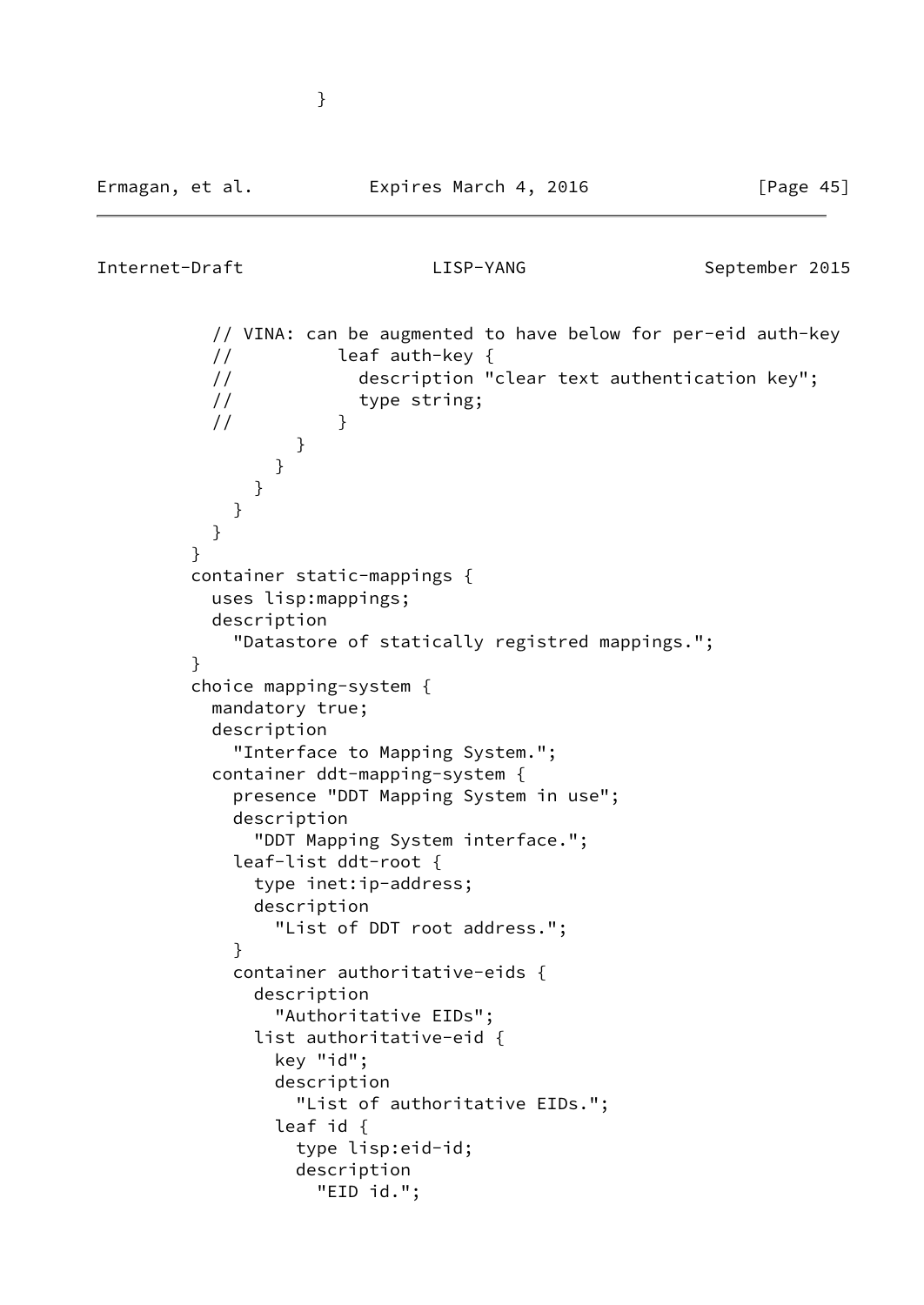```
                  }
```

```
          // VINA: can be augmented to have below for per-eid auth-key
          //          leaf auth-key {
          //            description "clear text authentication key";
          //            type string;
          //          }
                    }
                  }
                }
              }
            }
          }
          container static-mappings {
            uses lisp:mappings;
            description
              "Datastore of statically registred mappings.";
          }
          choice mapping-system {
            mandatory true;
            description
              "Interface to Mapping System.";
            container ddt-mapping-system {
              presence "DDT Mapping System in use";
              description
                "DDT Mapping System interface.";
              leaf-list ddt-root {
                type inet:ip-address;
                description
                  "List of DDT root address.";
              }
              container authoritative-eids {
                description
                  "Authoritative EIDs";
                list authoritative-eid {
                  key "id";
                  description
                    "List of authoritative EIDs.";
                  leaf id {
                    type lisp:eid-id;
                    description
                      "EID id.";
```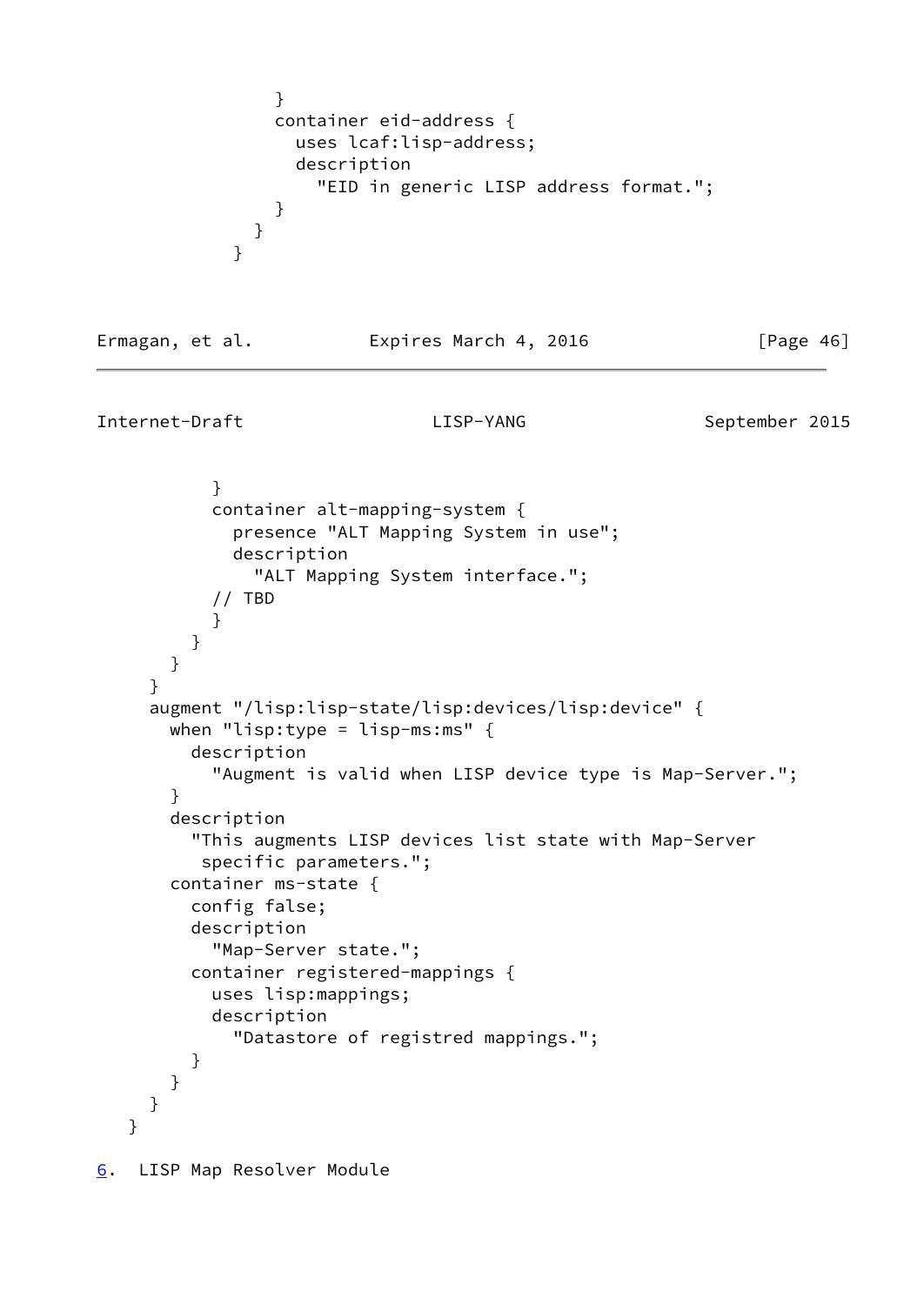```
                }
                container eid-address {
                  uses lcaf:lisp-address;
                  description
                    "EID in generic LISP address format.";
                }
              }
            }
```

```
          }
          container alt-mapping-system {
            presence "ALT Mapping System in use";
            description
              "ALT Mapping System interface.";
          // TBD
          }
        }
      }
    }
    augment "/lisp:lisp-state/lisp:devices/lisp:device" {
      when "lisp:type = lisp-ms:ms" {
        description
          "Augment is valid when LISP device type is Map-Server.";
      }
      description
        "This augments LISP devices list state with Map-Server
         specific parameters.";
      container ms-state {
        config false;
        description
          "Map-Server state.";
        container registered-mappings {
          uses lisp:mappings;
          description
            "Datastore of registred mappings.";
        }
      }
    }
  }
```

## 6. LISP Map Resolver Module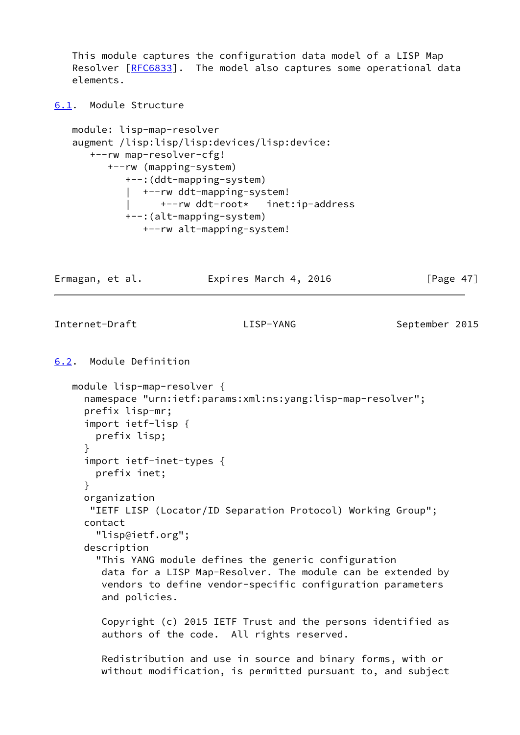This module captures the configuration data model of a LISP Map Resolver [RFC6833]. The model also captures some operational data elements.

### 6.1. Module Structure

```
module: lisp-map-resolver
augment /lisp:lisp/lisp:devices/lisp:device:
   +--rw map-resolver-cfg!
      +--rw (mapping-system)
         +--:(ddt-mapping-system)
         |  +--rw ddt-mapping-system!
         |     +--rw ddt-root*   inet:ip-address
         +--:(alt-mapping-system)
            +--rw alt-mapping-system!
```

### 6.2. Module Definition

```
module lisp-map-resolver {
  namespace "urn:ietf:params:xml:ns:yang:lisp-map-resolver";
  prefix lisp-mr;
  import ietf-lisp {
    prefix lisp;
  }
  import ietf-inet-types {
    prefix inet;
  }
  organization
   "IETF LISP (Locator/ID Separation Protocol) Working Group";
  contact
    "lisp@ietf.org";
  description
    "This YANG module defines the generic configuration
     data for a LISP Map-Resolver. The module can be extended by
     vendors to define vendor-specific configuration parameters
     and policies.

     Copyright (c) 2015 IETF Trust and the persons identified as
     authors of the code.  All rights reserved.

     Redistribution and use in source and binary forms, with or
     without modification, is permitted pursuant to, and subject
```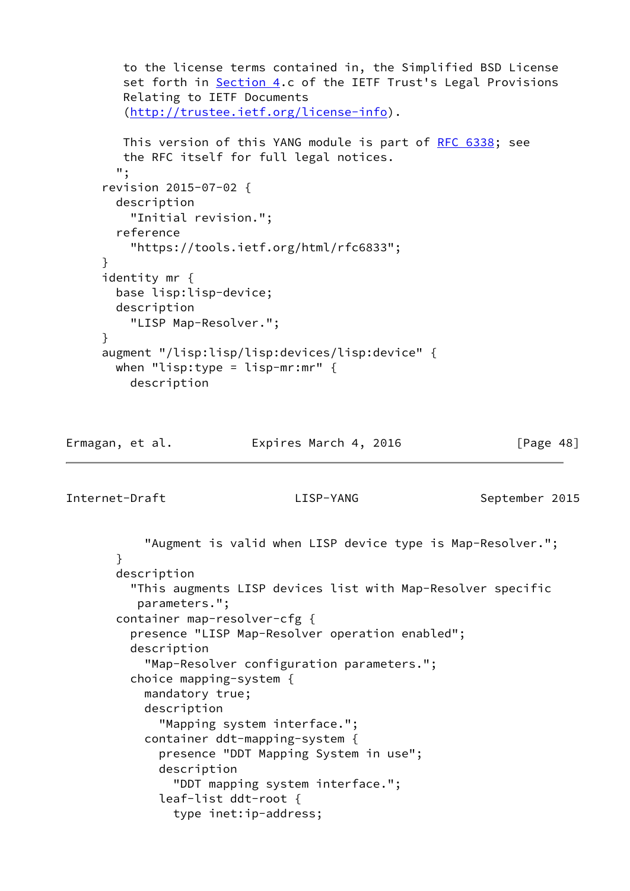```
       to the license terms contained in, the Simplified BSD License
       set forth in Section 4.c of the IETF Trust's Legal Provisions
       Relating to IETF Documents
       (http://trustee.ietf.org/license-info).

       This version of this YANG module is part of RFC 6338; see
       the RFC itself for full legal notices.
      ";
    revision 2015-07-02 {
      description
        "Initial revision.";
      reference
        "https://tools.ietf.org/html/rfc6833";
    }
    identity mr {
      base lisp:lisp-device;
      description
        "LISP Map-Resolver.";
    }
    augment "/lisp:lisp/lisp:devices/lisp:device" {
      when "lisp:type = lisp-mr:mr" {
        description
          "Augment is valid when LISP device type is Map-Resolver.";
      }
      description
        "This augments LISP devices list with Map-Resolver specific
         parameters.";
      container map-resolver-cfg {
        presence "LISP Map-Resolver operation enabled";
        description
          "Map-Resolver configuration parameters.";
        choice mapping-system {
          mandatory true;
          description
            "Mapping system interface.";
          container ddt-mapping-system {
            presence "DDT Mapping System in use";
            description
              "DDT mapping system interface.";
            leaf-list ddt-root {
              type inet:ip-address;
```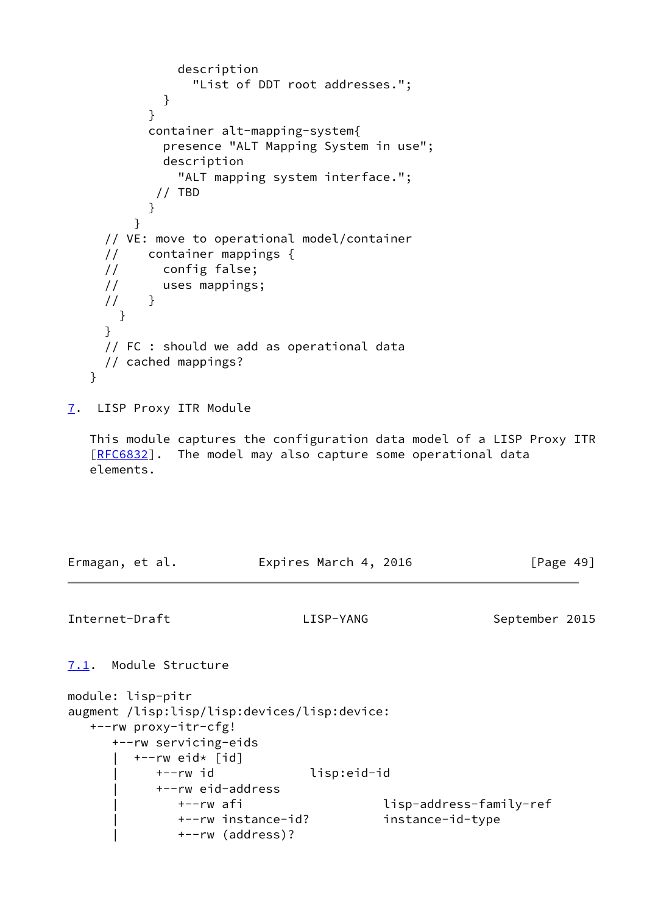```
              description
                "List of DDT root addresses.";
            }
          }
          container alt-mapping-system{
            presence "ALT Mapping System in use";
            description
              "ALT mapping system interface.";
           // TBD
          }
        }
      // VE: move to operational model/container
      //    container mappings {
      //      config false;
      //      uses mappings;
      //    }
        }
      }
      // FC : should we add as operational data
      // cached mappings?
    }
```

## 7. LISP Proxy ITR Module

This module captures the configuration data model of a LISP Proxy ITR [RFC6832]. The model may also capture some operational data elements.

### 7.1. Module Structure

```
module: lisp-pitr
augment /lisp:lisp/lisp:devices/lisp:device:
   +--rw proxy-itr-cfg!
      +--rw servicing-eids
      |  +--rw eid* [id]
      |     +--rw id                   lisp:eid-id
      |     +--rw eid-address
      |        +--rw afi                         lisp-address-family-ref
      |        +--rw instance-id?                instance-id-type
      |        +--rw (address)?
```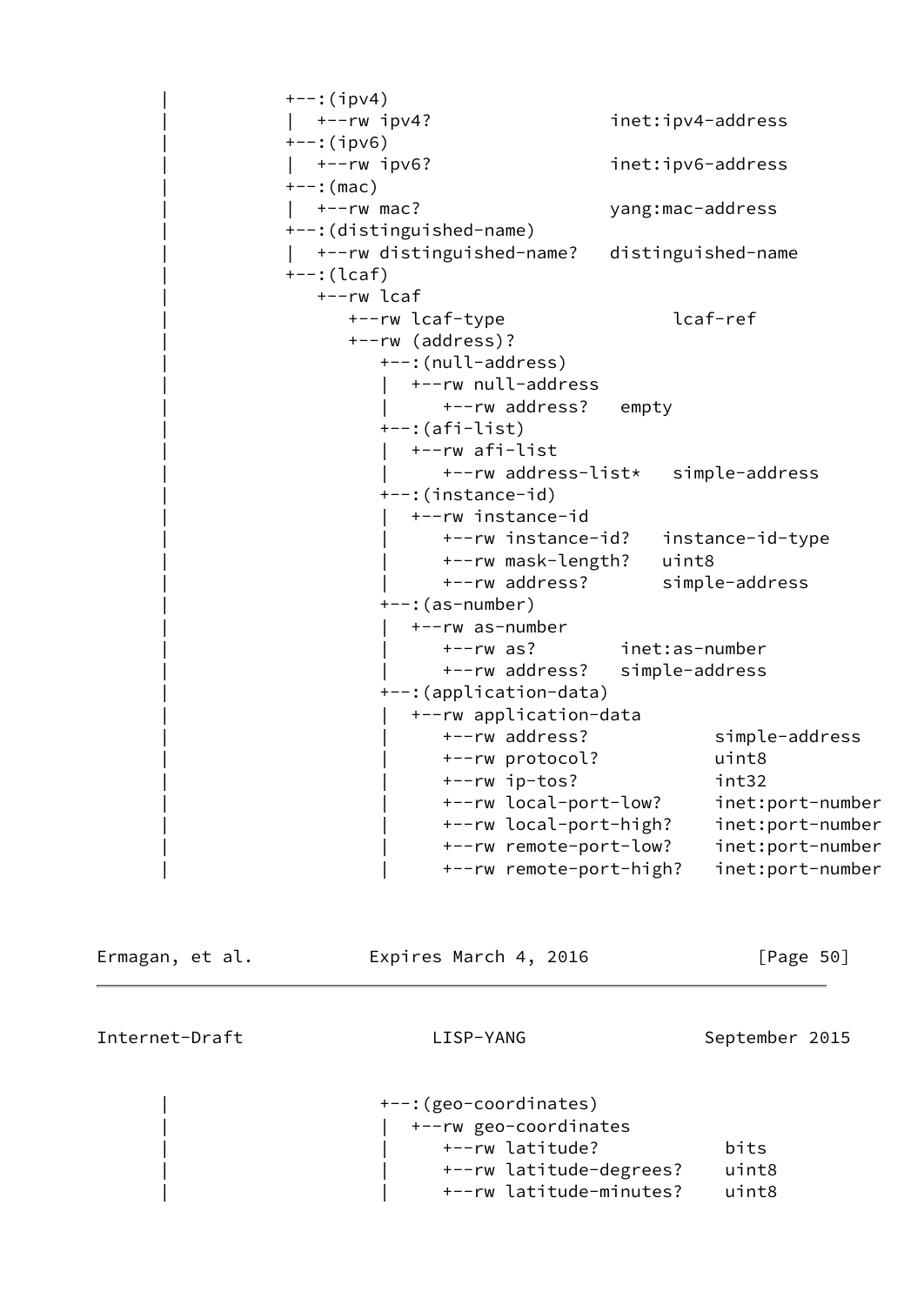```
     |           +--:(ipv4)
     |           |  +--rw ipv4?                 inet:ipv4-address
     |           +--:(ipv6)
     |           |  +--rw ipv6?                 inet:ipv6-address
     |           +--:(mac)
     |           |  +--rw mac?                  yang:mac-address
     |           +--:(distinguished-name)
     |           |  +--rw distinguished-name?   distinguished-name
     |           +--:(lcaf)
     |              +--rw lcaf
     |                 +--rw lcaf-type                lcaf-ref
     |                 +--rw (address)?
     |                    +--:(null-address)
     |                    |  +--rw null-address
     |                    |     +--rw address?   empty
     |                    +--:(afi-list)
     |                    |  +--rw afi-list
     |                    |     +--rw address-list*   simple-address
     |                    +--:(instance-id)
     |                    |  +--rw instance-id
     |                    |     +--rw instance-id?   instance-id-type
     |                    |     +--rw mask-length?   uint8
     |                    |     +--rw address?       simple-address
     |                    +--:(as-number)
     |                    |  +--rw as-number
     |                    |     +--rw as?        inet:as-number
     |                    |     +--rw address?   simple-address
     |                    +--:(application-data)
     |                    |  +--rw application-data
     |                    |     +--rw address?            simple-address
     |                    |     +--rw protocol?           uint8
     |                    |     +--rw ip-tos?             int32
     |                    |     +--rw local-port-low?     inet:port-number
     |                    |     +--rw local-port-high?    inet:port-number
     |                    |     +--rw remote-port-low?    inet:port-number
     |                    |     +--rw remote-port-high?   inet:port-number
```

```
     |                    +--:(geo-coordinates)
     |                    |  +--rw geo-coordinates
     |                    |     +--rw latitude?            bits
     |                    |     +--rw latitude-degrees?    uint8
     |                    |     +--rw latitude-minutes?    uint8
```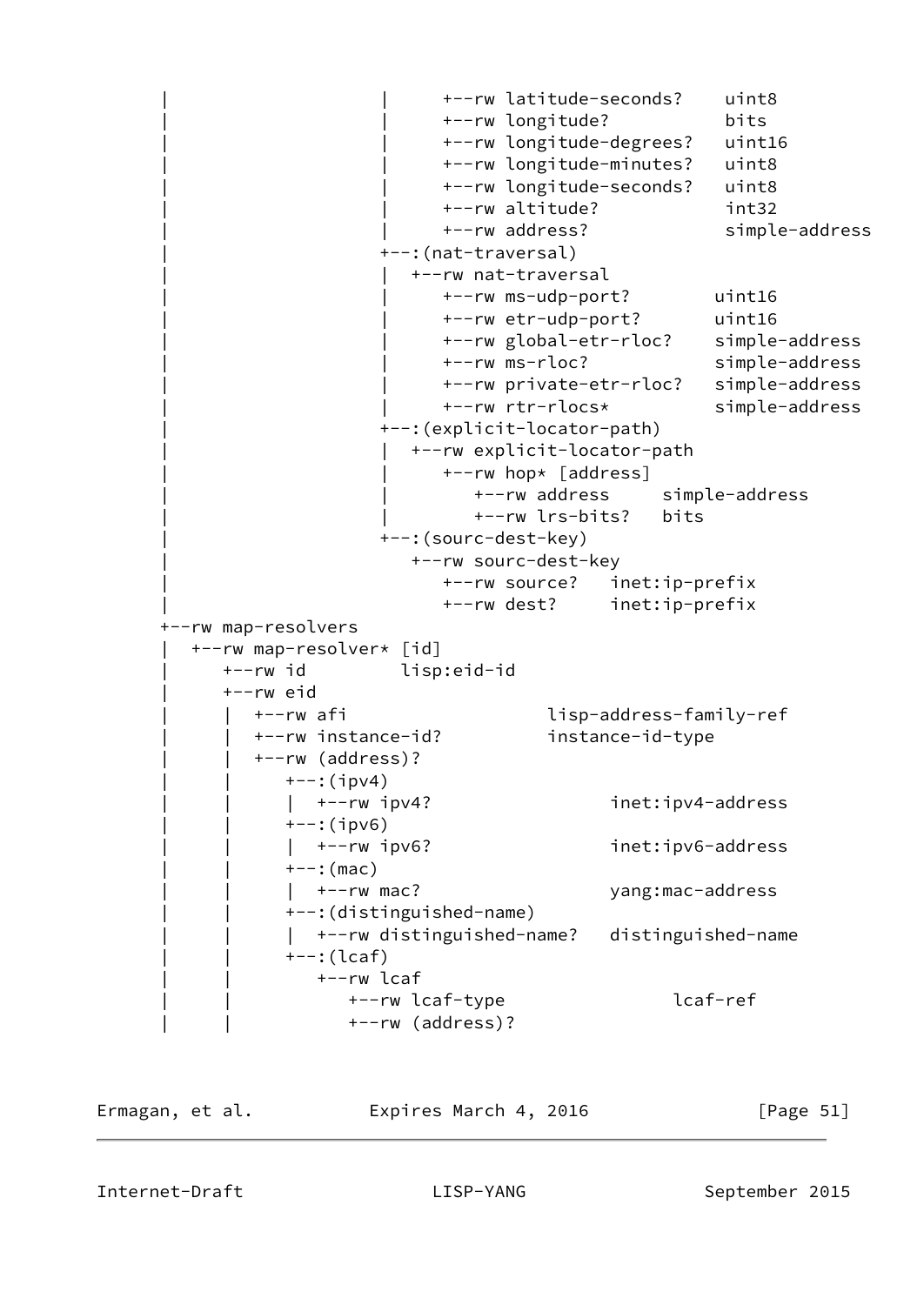```
       |                    |      +--rw latitude-seconds?    uint8
       |                    |      +--rw longitude?           bits
       |                    |      +--rw longitude-degrees?   uint16
       |                    |      +--rw longitude-minutes?   uint8
       |                    |      +--rw longitude-seconds?   uint8
       |                    |      +--rw altitude?            int32
       |                    |      +--rw address?             simple-address
       |                    +--:(nat-traversal)
       |                    |  +--rw nat-traversal
       |                    |     +--rw ms-udp-port?        uint16
       |                    |     +--rw etr-udp-port?       uint16
       |                    |     +--rw global-etr-rloc?    simple-address
       |                    |     +--rw ms-rloc?            simple-address
       |                    |     +--rw private-etr-rloc?   simple-address
       |                    |     +--rw rtr-rlocs*          simple-address
       |                    +--:(explicit-locator-path)
       |                    |  +--rw explicit-locator-path
       |                    |     +--rw hop* [address]
       |                    |        +--rw address     simple-address
       |                    |        +--rw lrs-bits?   bits
       |                    +--:(sourc-dest-key)
       |                       +--rw sourc-dest-key
       |                          +--rw source?   inet:ip-prefix
       |                          +--rw dest?     inet:ip-prefix
       +--rw map-resolvers
       |  +--rw map-resolver* [id]
       |     +--rw id         lisp:eid-id
       |     +--rw eid
       |     |  +--rw afi                    lisp-address-family-ref
       |     |  +--rw instance-id?          instance-id-type
       |     |  +--rw (address)?
       |     |     +--:(ipv4)
       |     |     |  +--rw ipv4?                 inet:ipv4-address
       |     |     +--:(ipv6)
       |     |     |  +--rw ipv6?                 inet:ipv6-address
       |     |     +--:(mac)
       |     |     |  +--rw mac?                  yang:mac-address
       |     |     +--:(distinguished-name)
       |     |     |  +--rw distinguished-name?   distinguished-name
       |     |     +--:(lcaf)
       |     |        +--rw lcaf
       |     |           +--rw lcaf-type                lcaf-ref
       |     |           +--rw (address)?
```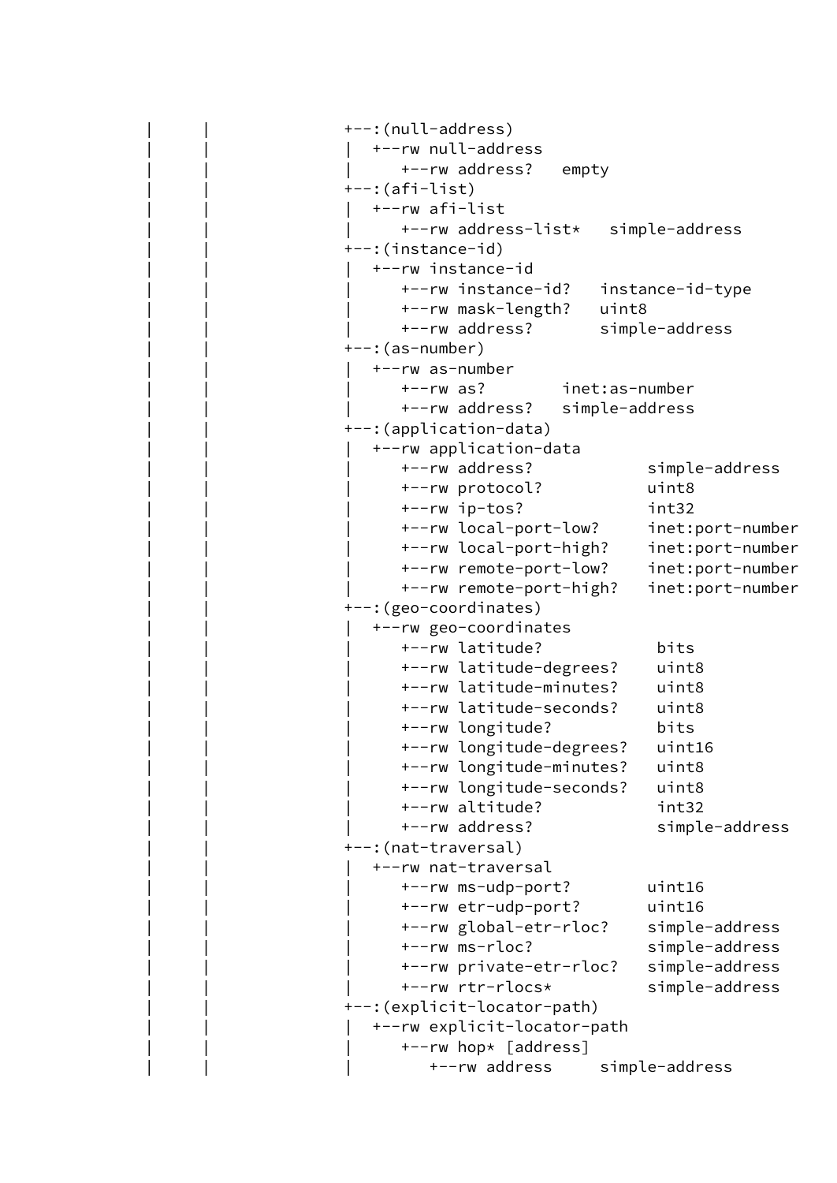```
   |      |              +--:(null-address)
   |      |              |  +--rw null-address
   |      |              |     +--rw address?   empty
   |      |              +--:(afi-list)
   |      |              |  +--rw afi-list
   |      |              |     +--rw address-list*   simple-address
   |      |              +--:(instance-id)
   |      |              |  +--rw instance-id
   |      |              |     +--rw instance-id?   instance-id-type
   |      |              |     +--rw mask-length?   uint8
   |      |              |     +--rw address?       simple-address
   |      |              +--:(as-number)
   |      |              |  +--rw as-number
   |      |              |     +--rw as?        inet:as-number
   |      |              |     +--rw address?   simple-address
   |      |              +--:(application-data)
   |      |              |  +--rw application-data
   |      |              |     +--rw address?            simple-address
   |      |              |     +--rw protocol?           uint8
   |      |              |     +--rw ip-tos?             int32
   |      |              |     +--rw local-port-low?     inet:port-number
   |      |              |     +--rw local-port-high?    inet:port-number
   |      |              |     +--rw remote-port-low?    inet:port-number
   |      |              |     +--rw remote-port-high?   inet:port-number
   |      |              +--:(geo-coordinates)
   |      |              |  +--rw geo-coordinates
   |      |              |     +--rw latitude?            bits
   |      |              |     +--rw latitude-degrees?    uint8
   |      |              |     +--rw latitude-minutes?    uint8
   |      |              |     +--rw latitude-seconds?    uint8
   |      |              |     +--rw longitude?           bits
   |      |              |     +--rw longitude-degrees?   uint16
   |      |              |     +--rw longitude-minutes?   uint8
   |      |              |     +--rw longitude-seconds?   uint8
   |      |              |     +--rw altitude?            int32
   |      |              |     +--rw address?             simple-address
   |      |              +--:(nat-traversal)
   |      |              |  +--rw nat-traversal
   |      |              |     +--rw ms-udp-port?        uint16
   |      |              |     +--rw etr-udp-port?       uint16
   |      |              |     +--rw global-etr-rloc?    simple-address
   |      |              |     +--rw ms-rloc?            simple-address
   |      |              |     +--rw private-etr-rloc?   simple-address
   |      |              |     +--rw rtr-rlocs*          simple-address
   |      |              +--:(explicit-locator-path)
   |      |              |  +--rw explicit-locator-path
   |      |              |     +--rw hop* [address]
   |      |              |        +--rw address     simple-address
```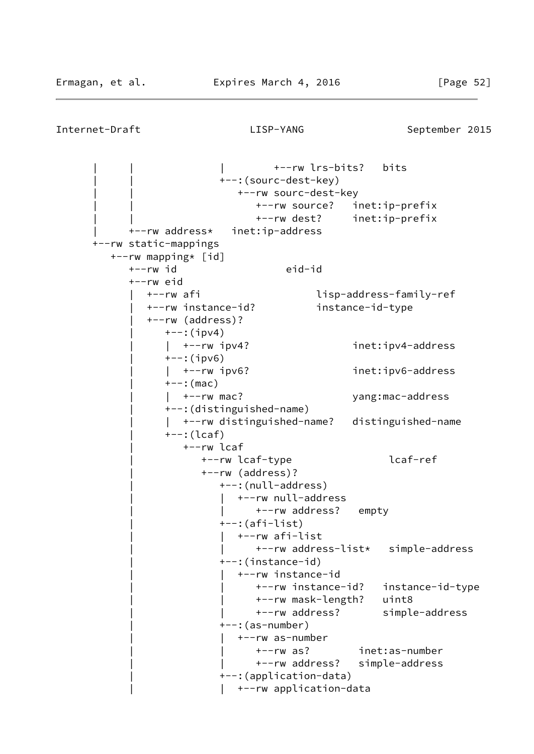```
      |     |              |        +--rw lrs-bits?   bits
      |     |              +--:(sourc-dest-key)
      |     |                 +--rw sourc-dest-key
      |     |                    +--rw source?   inet:ip-prefix
      |     |                    +--rw dest?     inet:ip-prefix
      |     +--rw address*   inet:ip-address
      +--rw static-mappings
         +--rw mapping* [id]
            +--rw id                  eid-id
            +--rw eid
            |  +--rw afi                    lisp-address-family-ref
            |  +--rw instance-id?           instance-id-type
            |  +--rw (address)?
            |     +--:(ipv4)
            |     |  +--rw ipv4?                  inet:ipv4-address
            |     +--:(ipv6)
            |     |  +--rw ipv6?                  inet:ipv6-address
            |     +--:(mac)
            |     |  +--rw mac?                   yang:mac-address
            |     +--:(distinguished-name)
            |     |  +--rw distinguished-name?   distinguished-name
            |     +--:(lcaf)
            |        +--rw lcaf
            |           +--rw lcaf-type                lcaf-ref
            |           +--rw (address)?
            |              +--:(null-address)
            |              |  +--rw null-address
            |              |     +--rw address?   empty
            |              +--:(afi-list)
            |              |  +--rw afi-list
            |              |     +--rw address-list*   simple-address
            |              +--:(instance-id)
            |              |  +--rw instance-id
            |              |     +--rw instance-id?   instance-id-type
            |              |     +--rw mask-length?   uint8
            |              |     +--rw address?       simple-address
            |              +--:(as-number)
            |              |  +--rw as-number
            |              |     +--rw as?        inet:as-number
            |              |     +--rw address?   simple-address
            |              +--:(application-data)
            |              |  +--rw application-data
```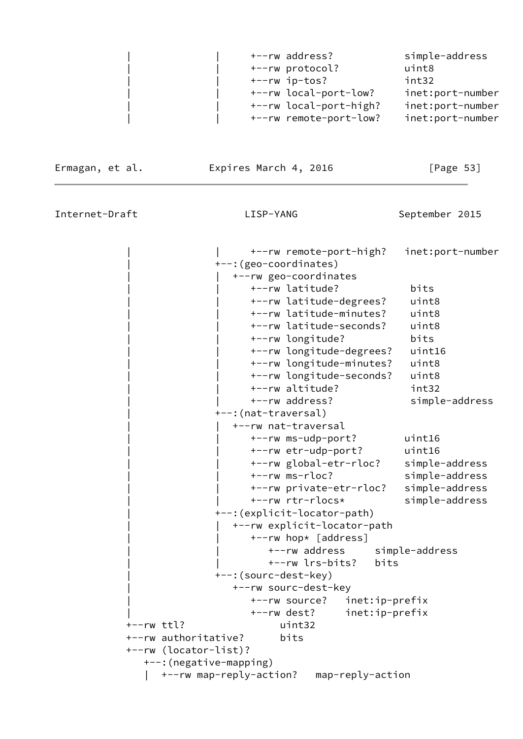```
           |              |     +--rw address?           simple-address
           |              |     +--rw protocol?          uint8
           |              |     +--rw ip-tos?            int32
           |              |     +--rw local-port-low?    inet:port-number
           |              |     +--rw local-port-high?   inet:port-number
           |              |     +--rw remote-port-low?   inet:port-number
```

```
           |              |     +--rw remote-port-high?   inet:port-number
           |              +--:(geo-coordinates)
           |              |  +--rw geo-coordinates
           |              |     +--rw latitude?            bits
           |              |     +--rw latitude-degrees?    uint8
           |              |     +--rw latitude-minutes?    uint8
           |              |     +--rw latitude-seconds?    uint8
           |              |     +--rw longitude?           bits
           |              |     +--rw longitude-degrees?   uint16
           |              |     +--rw longitude-minutes?   uint8
           |              |     +--rw longitude-seconds?   uint8
           |              |     +--rw altitude?            int32
           |              |     +--rw address?             simple-address
           |              +--:(nat-traversal)
           |              |  +--rw nat-traversal
           |              |     +--rw ms-udp-port?        uint16
           |              |     +--rw etr-udp-port?       uint16
           |              |     +--rw global-etr-rloc?    simple-address
           |              |     +--rw ms-rloc?            simple-address
           |              |     +--rw private-etr-rloc?   simple-address
           |              |     +--rw rtr-rlocs*          simple-address
           |              +--:(explicit-locator-path)
           |              |  +--rw explicit-locator-path
           |              |     +--rw hop* [address]
           |              |        +--rw address     simple-address
           |              |        +--rw lrs-bits?   bits
           |              +--:(sourc-dest-key)
           |                 +--rw sourc-dest-key
           |                    +--rw source?   inet:ip-prefix
           |                    +--rw dest?     inet:ip-prefix
           +--rw ttl?                uint32
           +--rw authoritative?      bits
           +--rw (locator-list)?
              +--:(negative-mapping)
              |  +--rw map-reply-action?   map-reply-action
```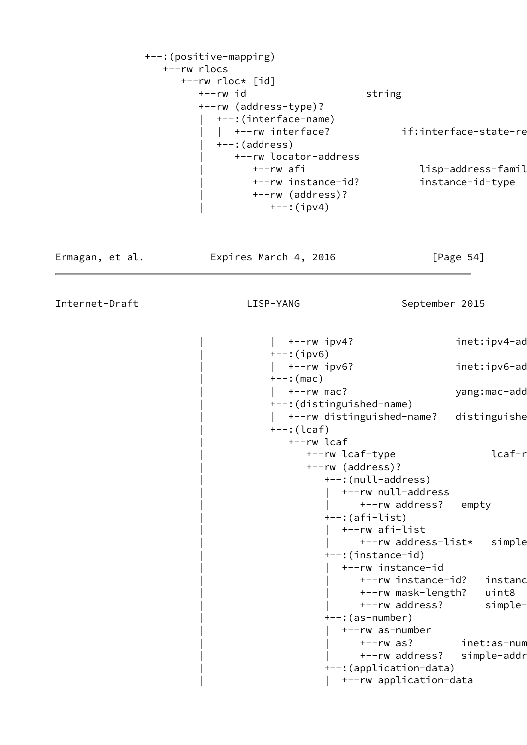```
           +--:(positive-mapping)
              +--rw rlocs
                 +--rw rloc* [id]
                    +--rw id                     string
                    +--rw (address-type)?
                    |  +--:(interface-name)
                    |  |  +--rw interface?           if:interface-state-re
                    |  +--:(address)
                    |     +--rw locator-address
                    |        +--rw afi                   lisp-address-famil
                    |        +--rw instance-id?          instance-id-type
                    |        +--rw (address)?
                    |           +--:(ipv4)
```

```
                    |           |  +--rw ipv4?                 inet:ipv4-ad
                    |           +--:(ipv6)
                    |           |  +--rw ipv6?                 inet:ipv6-ad
                    |           +--:(mac)
                    |           |  +--rw mac?                  yang:mac-add
                    |           +--:(distinguished-name)
                    |           |  +--rw distinguished-name?   distinguishe
                    |           +--:(lcaf)
                    |              +--rw lcaf
                    |                 +--rw lcaf-type               lcaf-r
                    |                 +--rw (address)?
                    |                    +--:(null-address)
                    |                    |  +--rw null-address
                    |                    |     +--rw address?   empty
                    |                    +--:(afi-list)
                    |                    |  +--rw afi-list
                    |                    |     +--rw address-list*   simple
                    |                    +--:(instance-id)
                    |                    |  +--rw instance-id
                    |                    |     +--rw instance-id?   instanc
                    |                    |     +--rw mask-length?   uint8
                    |                    |     +--rw address?       simple-
                    |                    +--:(as-number)
                    |                    |  +--rw as-number
                    |                    |     +--rw as?        inet:as-num
                    |                    |     +--rw address?   simple-addr
                    |                    +--:(application-data)
                    |                    |  +--rw application-data
```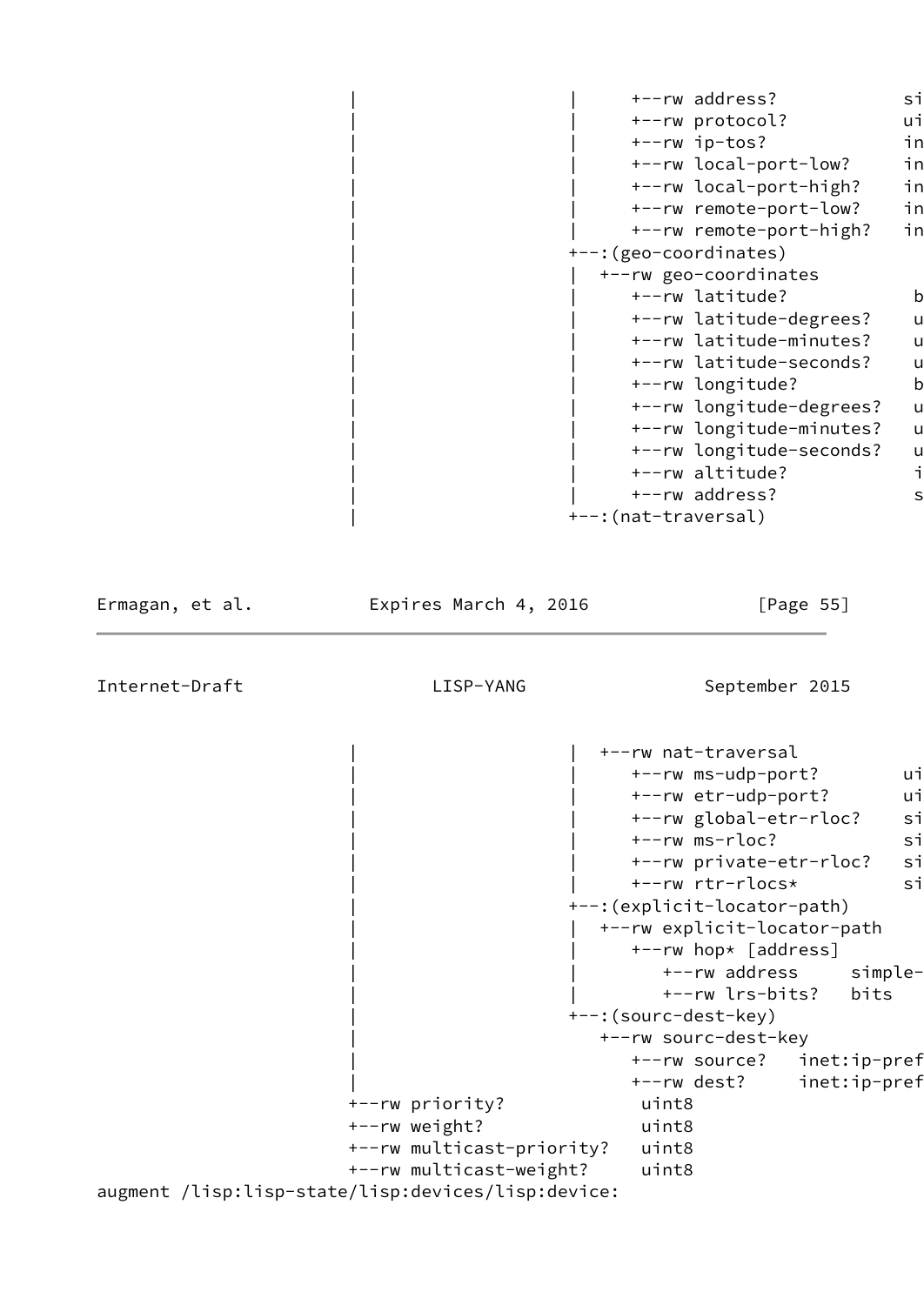```
                   |                      |     +--rw address?            si
                   |                      |     +--rw protocol?           ui
                   |                      |     +--rw ip-tos?             in
                   |                      |     +--rw local-port-low?     in
                   |                      |     +--rw local-port-high?    in
                   |                      |     +--rw remote-port-low?    in
                   |                      |     +--rw remote-port-high?   in
                   |                      +--:(geo-coordinates)
                   |                      |  +--rw geo-coordinates
                   |                      |     +--rw latitude?            b
                   |                      |     +--rw latitude-degrees?    u
                   |                      |     +--rw latitude-minutes?    u
                   |                      |     +--rw latitude-seconds?    u
                   |                      |     +--rw longitude?           b
                   |                      |     +--rw longitude-degrees?   u
                   |                      |     +--rw longitude-minutes?   u
                   |                      |     +--rw longitude-seconds?   u
                   |                      |     +--rw altitude?            i
                   |                      |     +--rw address?             s
                   |                      +--:(nat-traversal)
```

```
                   |                      |  +--rw nat-traversal
                   |                      |     +--rw ms-udp-port?        ui
                   |                      |     +--rw etr-udp-port?       ui
                   |                      |     +--rw global-etr-rloc?    si
                   |                      |     +--rw ms-rloc?            si
                   |                      |     +--rw private-etr-rloc?   si
                   |                      |     +--rw rtr-rlocs*          si
                   |                      +--:(explicit-locator-path)
                   |                      |  +--rw explicit-locator-path
                   |                      |     +--rw hop* [address]
                   |                      |        +--rw address     simple-
                   |                      |        +--rw lrs-bits?   bits
                   |                      +--:(sourc-dest-key)
                   |                         +--rw sourc-dest-key
                   |                            +--rw source?   inet:ip-pref
                   |                            +--rw dest?     inet:ip-pref
                   +--rw priority?             uint8
                   +--rw weight?               uint8
                   +--rw multicast-priority?   uint8
                   +--rw multicast-weight?     uint8
augment /lisp:lisp-state/lisp:devices/lisp:device:
```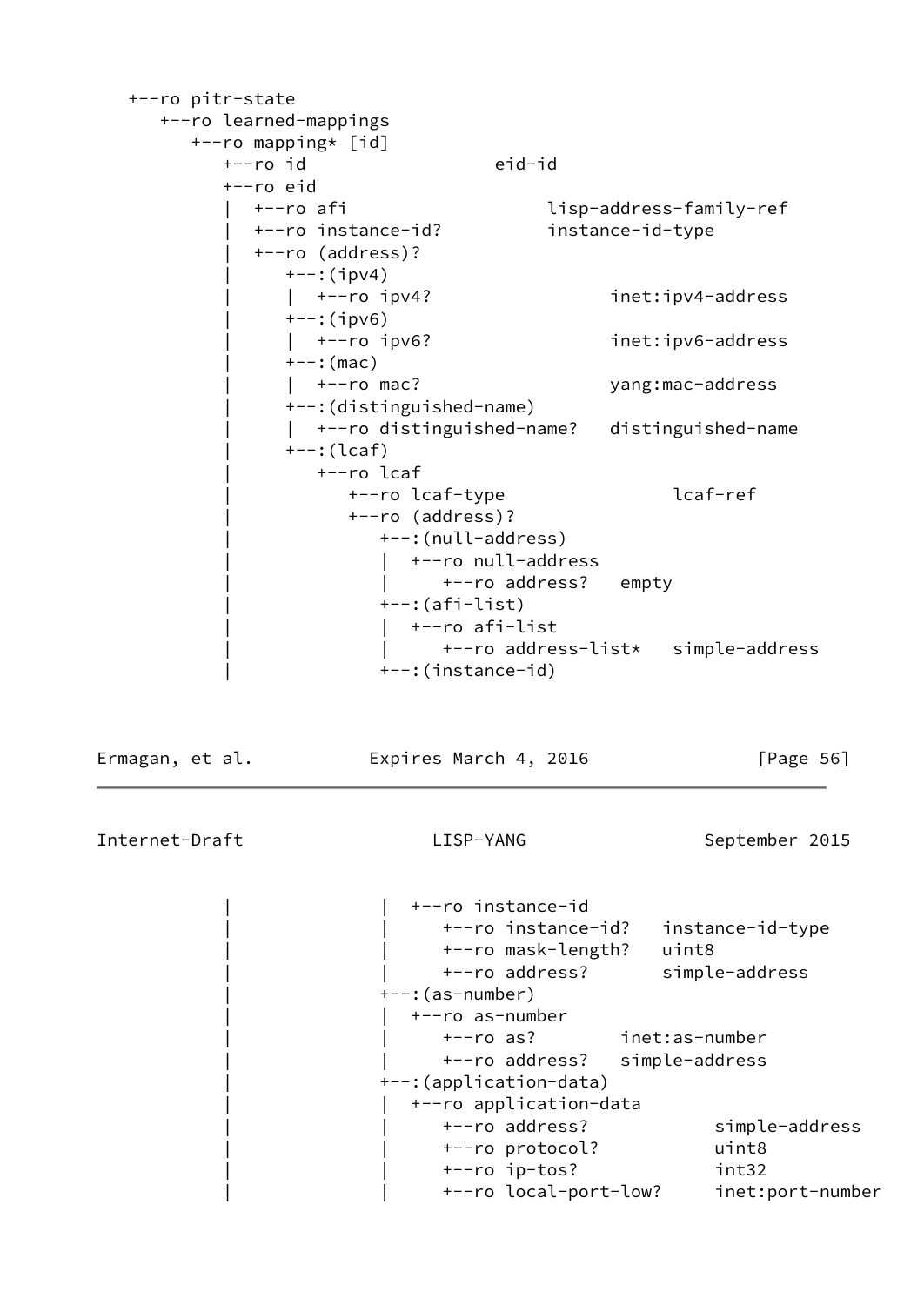```
   +--ro pitr-state
      +--ro learned-mappings
         +--ro mapping* [id]
            +--ro id                  eid-id
            +--ro eid
            |  +--ro afi                    lisp-address-family-ref
            |  +--ro instance-id?          instance-id-type
            |  +--ro (address)?
            |     +--:(ipv4)
            |     |  +--ro ipv4?                 inet:ipv4-address
            |     +--:(ipv6)
            |     |  +--ro ipv6?                 inet:ipv6-address
            |     +--:(mac)
            |     |  +--ro mac?                  yang:mac-address
            |     +--:(distinguished-name)
            |     |  +--ro distinguished-name?   distinguished-name
            |     +--:(lcaf)
            |        +--ro lcaf
            |           +--ro lcaf-type                lcaf-ref
            |           +--ro (address)?
            |              +--:(null-address)
            |              |  +--ro null-address
            |              |     +--ro address?   empty
            |              +--:(afi-list)
            |              |  +--ro afi-list
            |              |     +--ro address-list*   simple-address
            |              +--:(instance-id)
            |              |  +--ro instance-id
            |              |     +--ro instance-id?   instance-id-type
            |              |     +--ro mask-length?   uint8
            |              |     +--ro address?       simple-address
            |              +--:(as-number)
            |              |  +--ro as-number
            |              |     +--ro as?        inet:as-number
            |              |     +--ro address?   simple-address
            |              +--:(application-data)
            |              |  +--ro application-data
            |              |     +--ro address?            simple-address
            |              |     +--ro protocol?           uint8
            |              |     +--ro ip-tos?             int32
            |              |     +--ro local-port-low?     inet:port-number
```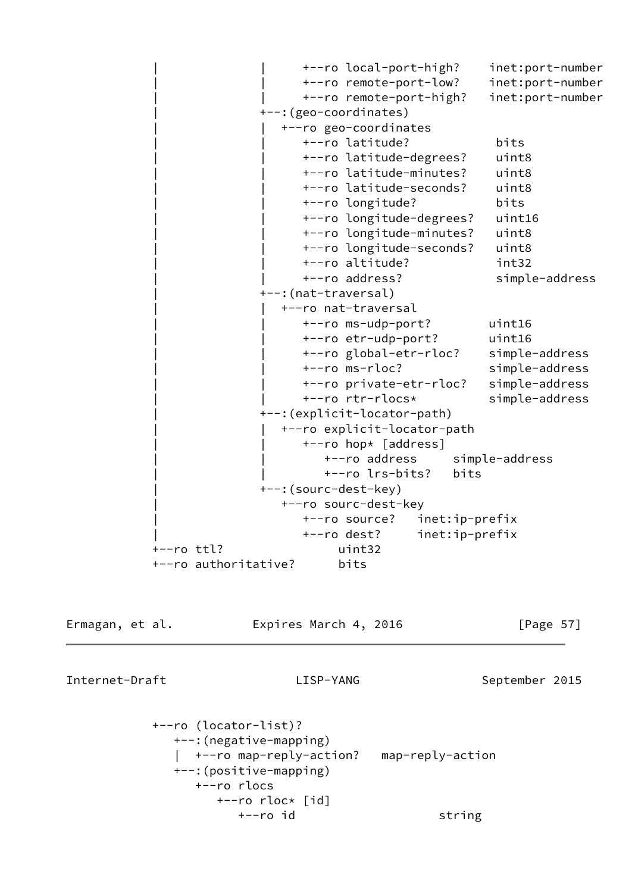```
        |              |     +--ro local-port-high?    inet:port-number
        |              |     +--ro remote-port-low?    inet:port-number
        |              |     +--ro remote-port-high?   inet:port-number
        |              +--:(geo-coordinates)
        |              |  +--ro geo-coordinates
        |              |     +--ro latitude?            bits
        |              |     +--ro latitude-degrees?    uint8
        |              |     +--ro latitude-minutes?    uint8
        |              |     +--ro latitude-seconds?    uint8
        |              |     +--ro longitude?           bits
        |              |     +--ro longitude-degrees?   uint16
        |              |     +--ro longitude-minutes?   uint8
        |              |     +--ro longitude-seconds?   uint8
        |              |     +--ro altitude?            int32
        |              |     +--ro address?             simple-address
        |              +--:(nat-traversal)
        |              |  +--ro nat-traversal
        |              |     +--ro ms-udp-port?        uint16
        |              |     +--ro etr-udp-port?       uint16
        |              |     +--ro global-etr-rloc?    simple-address
        |              |     +--ro ms-rloc?            simple-address
        |              |     +--ro private-etr-rloc?   simple-address
        |              |     +--ro rtr-rlocs*          simple-address
        |              +--:(explicit-locator-path)
        |              |  +--ro explicit-locator-path
        |              |     +--ro hop* [address]
        |              |        +--ro address     simple-address
        |              |        +--ro lrs-bits?   bits
        |              +--:(sourc-dest-key)
        |                 +--ro sourc-dest-key
        |                    +--ro source?   inet:ip-prefix
        |                    +--ro dest?     inet:ip-prefix
        +--ro ttl?               uint32
        +--ro authoritative?      bits
```

```
        +--ro (locator-list)?
           +--:(negative-mapping)
           |  +--ro map-reply-action?   map-reply-action
           +--:(positive-mapping)
              +--ro rlocs
                 +--ro rloc* [id]
                    +--ro id                    string
```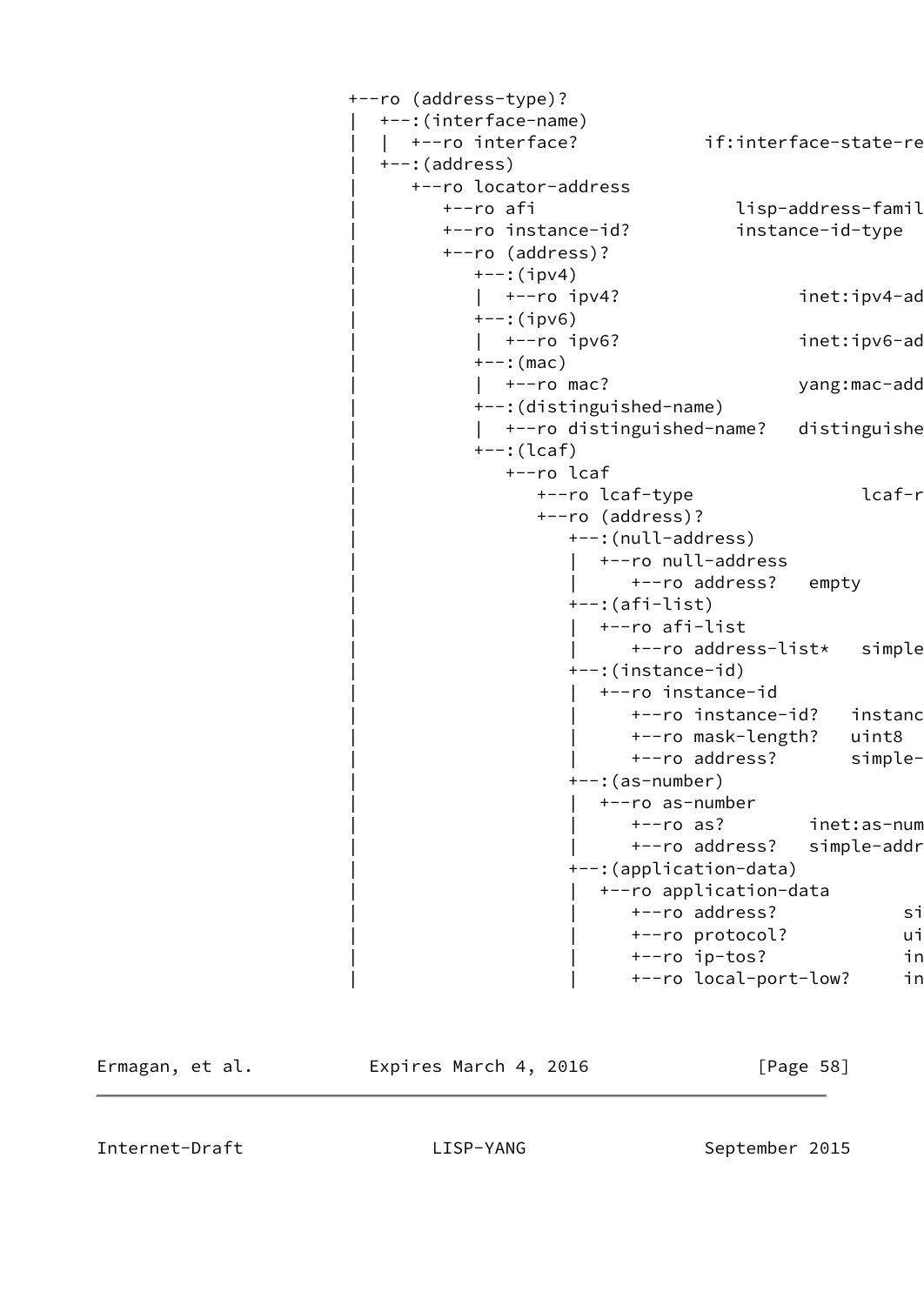```
                       +--ro (address-type)?
                       |  +--:(interface-name)
                       |  |  +--ro interface?           if:interface-state-re
                       |  +--:(address)
                       |     +--ro locator-address
                       |        +--ro afi                    lisp-address-famil
                       |        +--ro instance-id?          instance-id-type
                       |        +--ro (address)?
                       |           +--:(ipv4)
                       |           |  +--ro ipv4?                 inet:ipv4-ad
                       |           +--:(ipv6)
                       |           |  +--ro ipv6?                 inet:ipv6-ad
                       |           +--:(mac)
                       |           |  +--ro mac?                  yang:mac-add
                       |           +--:(distinguished-name)
                       |           |  +--ro distinguished-name?   distinguishe
                       |           +--:(lcaf)
                       |              +--ro lcaf
                       |                 +--ro lcaf-type                lcaf-r
                       |                 +--ro (address)?
                       |                    +--:(null-address)
                       |                    |  +--ro null-address
                       |                    |     +--ro address?   empty
                       |                    +--:(afi-list)
                       |                    |  +--ro afi-list
                       |                    |     +--ro address-list*   simple
                       |                    +--:(instance-id)
                       |                    |  +--ro instance-id
                       |                    |     +--ro instance-id?   instanc
                       |                    |     +--ro mask-length?   uint8
                       |                    |     +--ro address?       simple-
                       |                    +--:(as-number)
                       |                    |  +--ro as-number
                       |                    |     +--ro as?        inet:as-num
                       |                    |     +--ro address?   simple-addr
                       |                    +--:(application-data)
                       |                    |  +--ro application-data
                       |                    |     +--ro address?            si
                       |                    |     +--ro protocol?           ui
                       |                    |     +--ro ip-tos?             in
                       |                    |     +--ro local-port-low?     in
```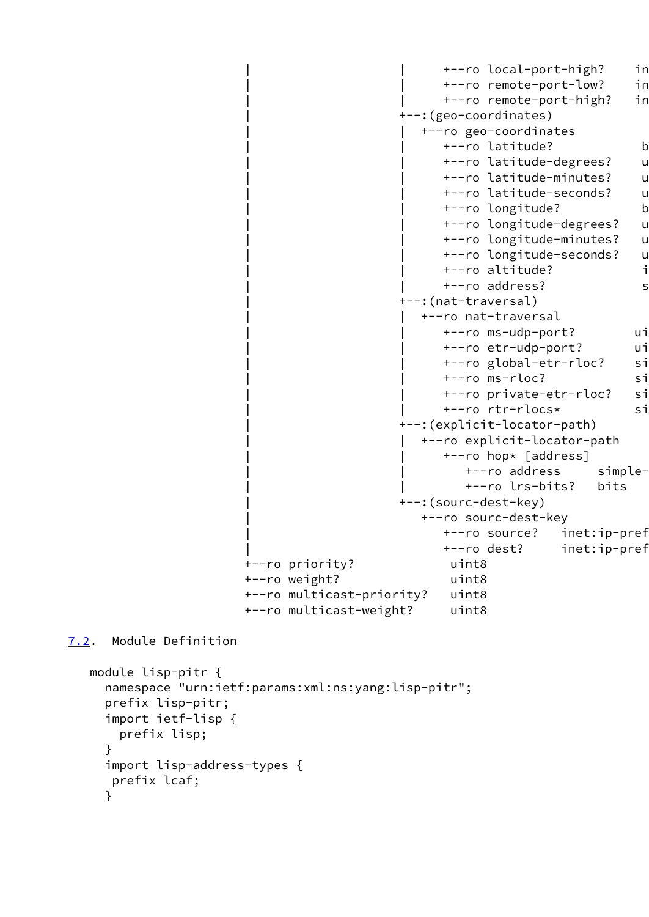```
                       |                    |     +--ro local-port-high?    in
                       |                    |     +--ro remote-port-low?    in
                       |                    |     +--ro remote-port-high?   in
                       |                    +--:(geo-coordinates)
                       |                    |  +--ro geo-coordinates
                       |                    |     +--ro latitude?            b
                       |                    |     +--ro latitude-degrees?    u
                       |                    |     +--ro latitude-minutes?    u
                       |                    |     +--ro latitude-seconds?    u
                       |                    |     +--ro longitude?           b
                       |                    |     +--ro longitude-degrees?   u
                       |                    |     +--ro longitude-minutes?   u
                       |                    |     +--ro longitude-seconds?   u
                       |                    |     +--ro altitude?            i
                       |                    |     +--ro address?             s
                       |                    +--:(nat-traversal)
                       |                    |  +--ro nat-traversal
                       |                    |     +--ro ms-udp-port?        ui
                       |                    |     +--ro etr-udp-port?       ui
                       |                    |     +--ro global-etr-rloc?    si
                       |                    |     +--ro ms-rloc?            si
                       |                    |     +--ro private-etr-rloc?   si
                       |                    |     +--ro rtr-rlocs*          si
                       |                    +--:(explicit-locator-path)
                       |                    |  +--ro explicit-locator-path
                       |                    |     +--ro hop* [address]
                       |                    |        +--ro address     simple-
                       |                    |        +--ro lrs-bits?   bits
                       |                    +--:(sourc-dest-key)
                       |                       +--ro sourc-dest-key
                       |                          +--ro source?   inet:ip-pref
                       |                          +--ro dest?     inet:ip-pref
                       +--ro priority?            uint8
                       +--ro weight?              uint8
                       +--ro multicast-priority?   uint8
                       +--ro multicast-weight?     uint8
```

## 7.2. Module Definition

```
module lisp-pitr {
  namespace "urn:ietf:params:xml:ns:yang:lisp-pitr";
  prefix lisp-pitr;
  import ietf-lisp {
    prefix lisp;
  }
  import lisp-address-types {
   prefix lcaf;
  }
```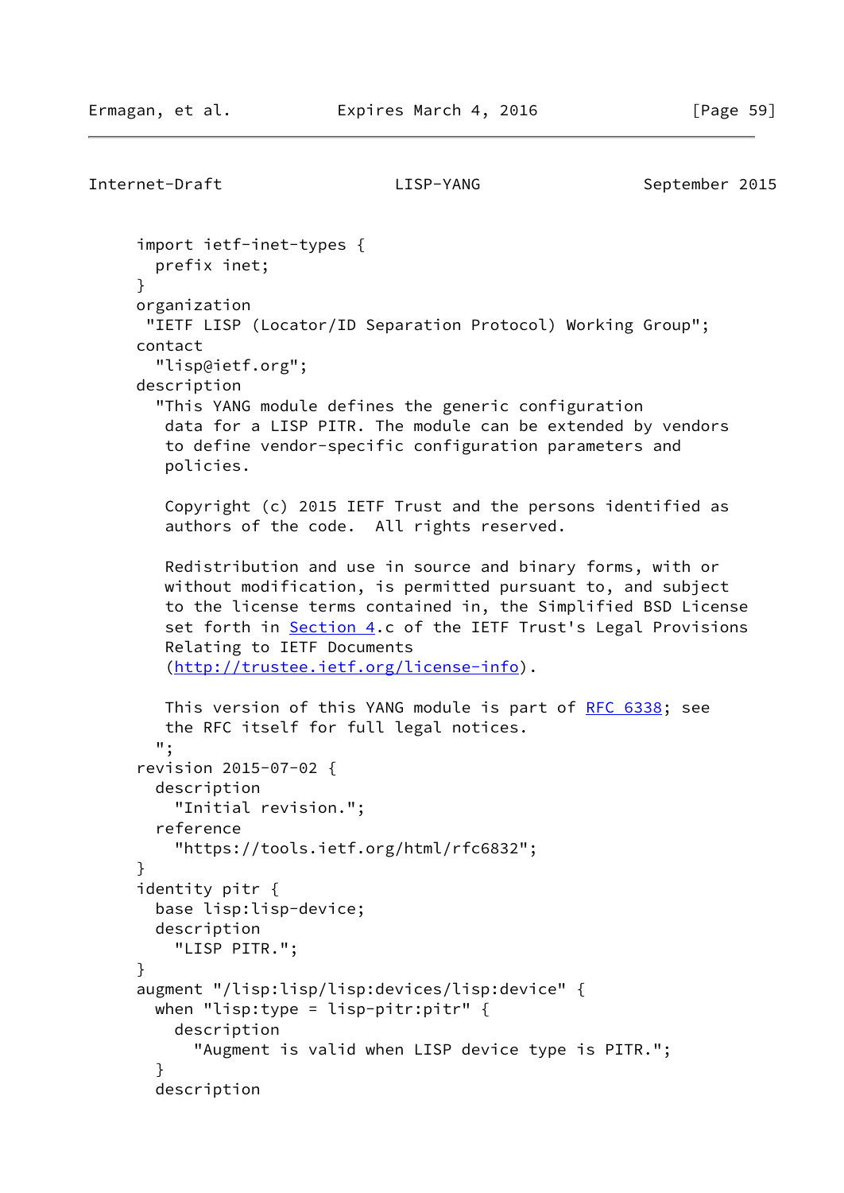```
     import ietf-inet-types {
       prefix inet;
     }
     organization
      "IETF LISP (Locator/ID Separation Protocol) Working Group";
     contact
       "lisp@ietf.org";
     description
       "This YANG module defines the generic configuration
        data for a LISP PITR. The module can be extended by vendors
        to define vendor-specific configuration parameters and
        policies.

        Copyright (c) 2015 IETF Trust and the persons identified as
        authors of the code.  All rights reserved.

        Redistribution and use in source and binary forms, with or
        without modification, is permitted pursuant to, and subject
        to the license terms contained in, the Simplified BSD License
        set forth in Section 4.c of the IETF Trust's Legal Provisions
        Relating to IETF Documents
        (http://trustee.ietf.org/license-info).

        This version of this YANG module is part of RFC 6338; see
        the RFC itself for full legal notices.
       ";
     revision 2015-07-02 {
       description
         "Initial revision.";
       reference
         "https://tools.ietf.org/html/rfc6832";
     }
     identity pitr {
       base lisp:lisp-device;
       description
         "LISP PITR.";
     }
     augment "/lisp:lisp/lisp:devices/lisp:device" {
       when "lisp:type = lisp-pitr:pitr" {
         description
           "Augment is valid when LISP device type is PITR.";
       }
       description
```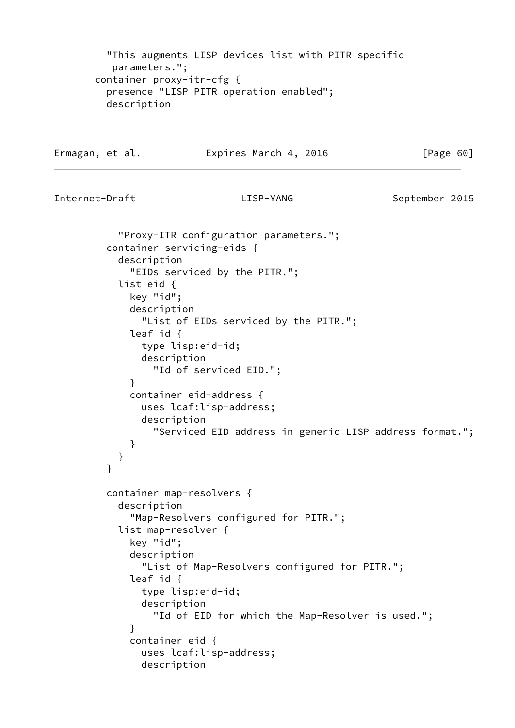```
         "This augments LISP devices list with PITR specific
          parameters.";
       container proxy-itr-cfg {
         presence "LISP PITR operation enabled";
         description
           "Proxy-ITR configuration parameters.";
         container servicing-eids {
           description
             "EIDs serviced by the PITR.";
           list eid {
             key "id";
             description
               "List of EIDs serviced by the PITR.";
             leaf id {
               type lisp:eid-id;
               description
                 "Id of serviced EID.";
             }
             container eid-address {
               uses lcaf:lisp-address;
               description
                 "Serviced EID address in generic LISP address format.";
             }
           }
         }

         container map-resolvers {
           description
             "Map-Resolvers configured for PITR.";
           list map-resolver {
             key "id";
             description
               "List of Map-Resolvers configured for PITR.";
             leaf id {
               type lisp:eid-id;
               description
                 "Id of EID for which the Map-Resolver is used.";
             }
             container eid {
               uses lcaf:lisp-address;
               description
```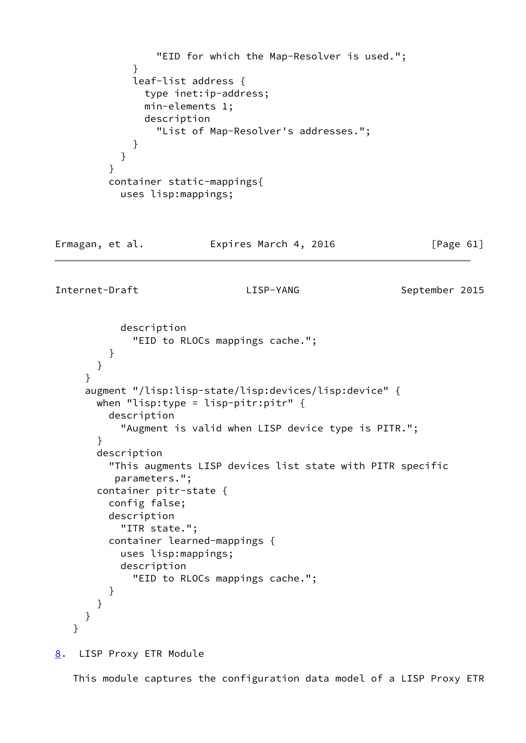```
                "EID for which the Map-Resolver is used.";
            }
            leaf-list address {
              type inet:ip-address;
              min-elements 1;
              description
                "List of Map-Resolver's addresses.";
            }
          }
        }
        container static-mappings{
          uses lisp:mappings;
          description
            "EID to RLOCs mappings cache.";
        }
      }
    }
    augment "/lisp:lisp-state/lisp:devices/lisp:device" {
      when "lisp:type = lisp-pitr:pitr" {
        description
          "Augment is valid when LISP device type is PITR.";
      }
      description
        "This augments LISP devices list state with PITR specific
         parameters.";
      container pitr-state {
        config false;
        description
          "ITR state.";
        container learned-mappings {
          uses lisp:mappings;
          description
            "EID to RLOCs mappings cache.";
        }
      }
    }
  }
```

## 8. LISP Proxy ETR Module

This module captures the configuration data model of a LISP Proxy ETR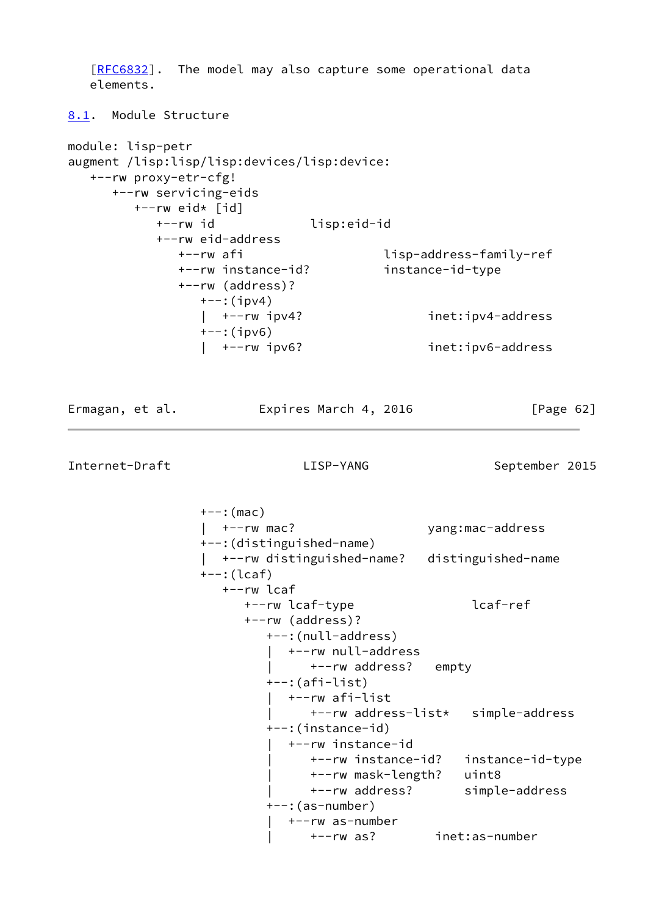[RFC6832]. The model may also capture some operational data elements.

## 8.1. Module Structure

```
module: lisp-petr
augment /lisp:lisp/lisp:devices/lisp:device:
   +--rw proxy-etr-cfg!
      +--rw servicing-eids
         +--rw eid* [id]
            +--rw id             lisp:eid-id
            +--rw eid-address
               +--rw afi                    lisp-address-family-ref
               +--rw instance-id?           instance-id-type
               +--rw (address)?
                  +--:(ipv4)
                  |  +--rw ipv4?                 inet:ipv4-address
                  +--:(ipv6)
                  |  +--rw ipv6?                 inet:ipv6-address
                  +--:(mac)
                  |  +--rw mac?                  yang:mac-address
                  +--:(distinguished-name)
                  |  +--rw distinguished-name?   distinguished-name
                  +--:(lcaf)
                     +--rw lcaf
                        +--rw lcaf-type                lcaf-ref
                        +--rw (address)?
                           +--:(null-address)
                           |  +--rw null-address
                           |     +--rw address?   empty
                           +--:(afi-list)
                           |  +--rw afi-list
                           |     +--rw address-list*   simple-address
                           +--:(instance-id)
                           |  +--rw instance-id
                           |     +--rw instance-id?   instance-id-type
                           |     +--rw mask-length?   uint8
                           |     +--rw address?       simple-address
                           +--:(as-number)
                           |  +--rw as-number
                           |     +--rw as?       inet:as-number
```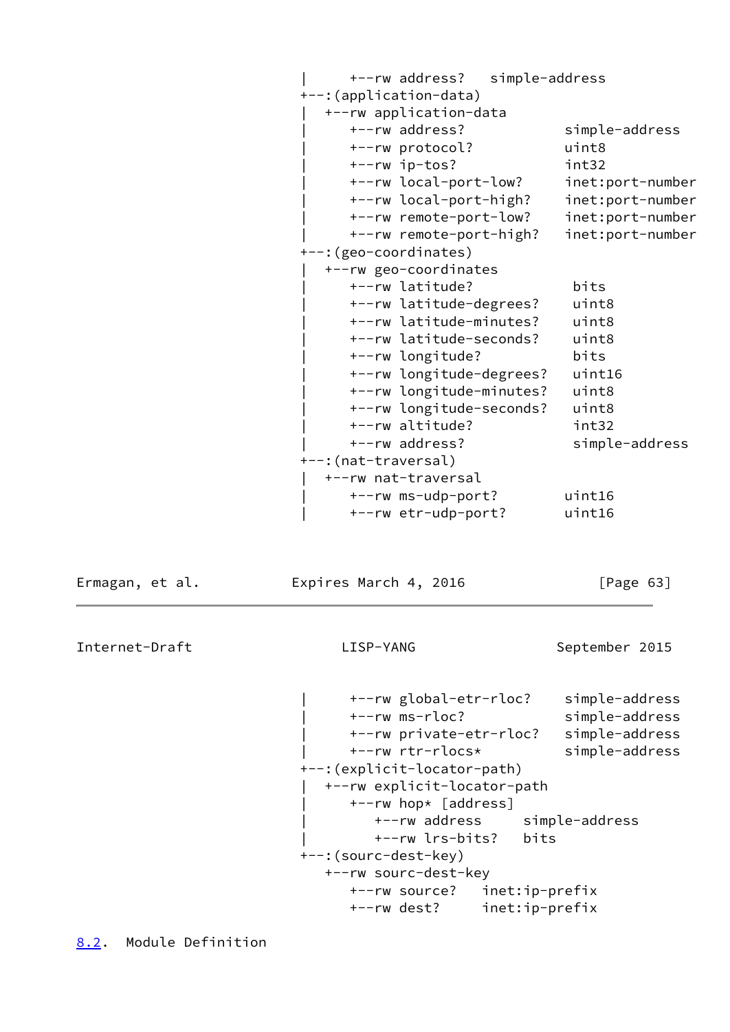```
            |     +--rw address?   simple-address
            +--:(application-data)
            |  +--rw application-data
            |     +--rw address?            simple-address
            |     +--rw protocol?           uint8
            |     +--rw ip-tos?             int32
            |     +--rw local-port-low?     inet:port-number
            |     +--rw local-port-high?    inet:port-number
            |     +--rw remote-port-low?    inet:port-number
            |     +--rw remote-port-high?   inet:port-number
            +--:(geo-coordinates)
            |  +--rw geo-coordinates
            |     +--rw latitude?            bits
            |     +--rw latitude-degrees?    uint8
            |     +--rw latitude-minutes?    uint8
            |     +--rw latitude-seconds?    uint8
            |     +--rw longitude?           bits
            |     +--rw longitude-degrees?   uint16
            |     +--rw longitude-minutes?   uint8
            |     +--rw longitude-seconds?   uint8
            |     +--rw altitude?            int32
            |     +--rw address?             simple-address
            +--:(nat-traversal)
            |  +--rw nat-traversal
            |     +--rw ms-udp-port?        uint16
            |     +--rw etr-udp-port?       uint16
            |     +--rw global-etr-rloc?    simple-address
            |     +--rw ms-rloc?            simple-address
            |     +--rw private-etr-rloc?   simple-address
            |     +--rw rtr-rlocs*          simple-address
            +--:(explicit-locator-path)
            |  +--rw explicit-locator-path
            |     +--rw hop* [address]
            |        +--rw address     simple-address
            |        +--rw lrs-bits?   bits
            +--:(sourc-dest-key)
               +--rw sourc-dest-key
                  +--rw source?   inet:ip-prefix
                  +--rw dest?     inet:ip-prefix
```

## 8.2. Module Definition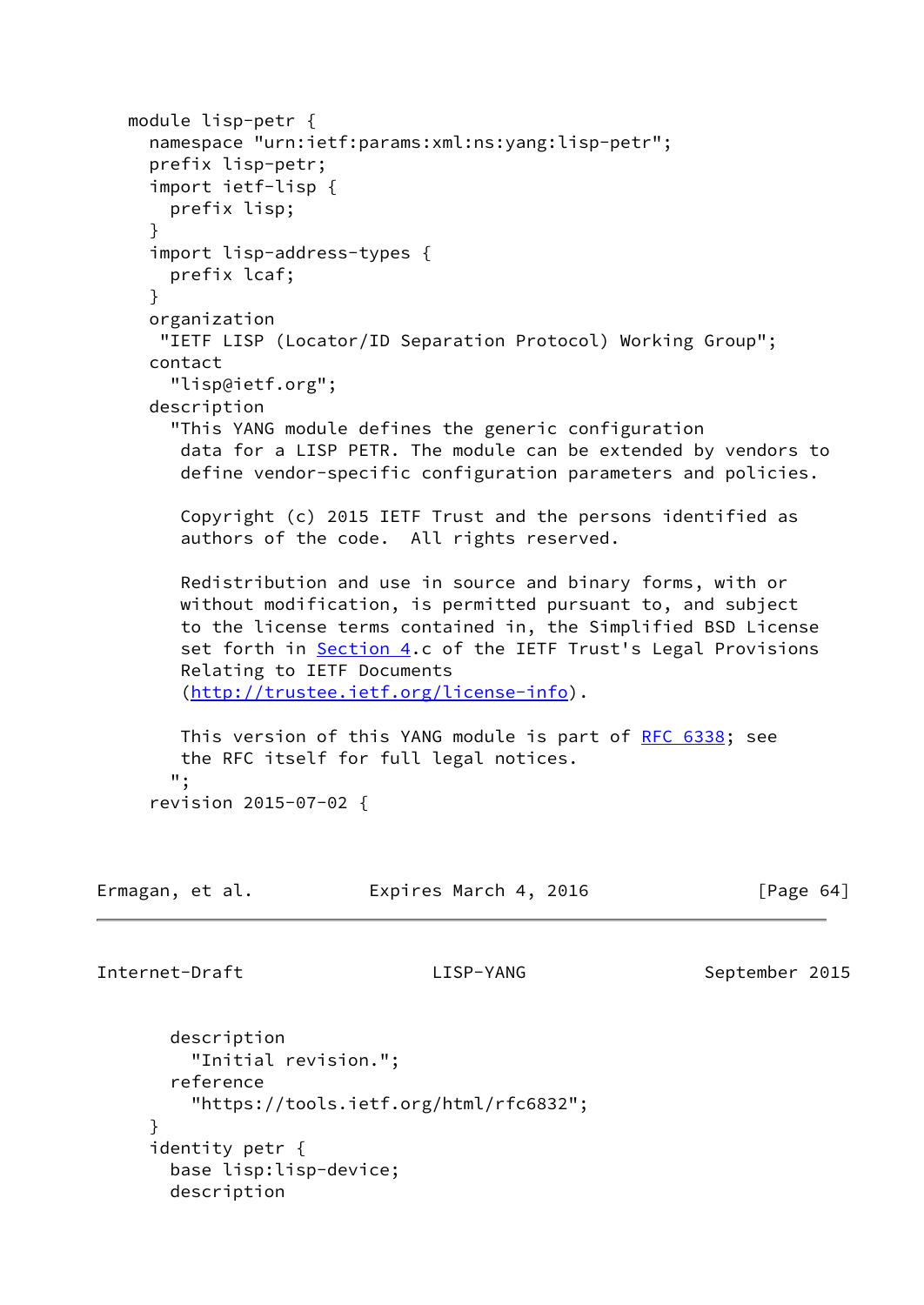```
   module lisp-petr {
     namespace "urn:ietf:params:xml:ns:yang:lisp-petr";
     prefix lisp-petr;
     import ietf-lisp {
       prefix lisp;
     }
     import lisp-address-types {
       prefix lcaf;
     }
     organization
      "IETF LISP (Locator/ID Separation Protocol) Working Group";
     contact
       "lisp@ietf.org";
     description
       "This YANG module defines the generic configuration
        data for a LISP PETR. The module can be extended by vendors to
        define vendor-specific configuration parameters and policies.

        Copyright (c) 2015 IETF Trust and the persons identified as
        authors of the code.  All rights reserved.

        Redistribution and use in source and binary forms, with or
        without modification, is permitted pursuant to, and subject
        to the license terms contained in, the Simplified BSD License
        set forth in Section 4.c of the IETF Trust's Legal Provisions
        Relating to IETF Documents
        (http://trustee.ietf.org/license-info).

        This version of this YANG module is part of RFC 6338; see
        the RFC itself for full legal notices.
       ";
     revision 2015-07-02 {
       description
         "Initial revision.";
       reference
         "https://tools.ietf.org/html/rfc6832";
     }
     identity petr {
       base lisp:lisp-device;
       description
```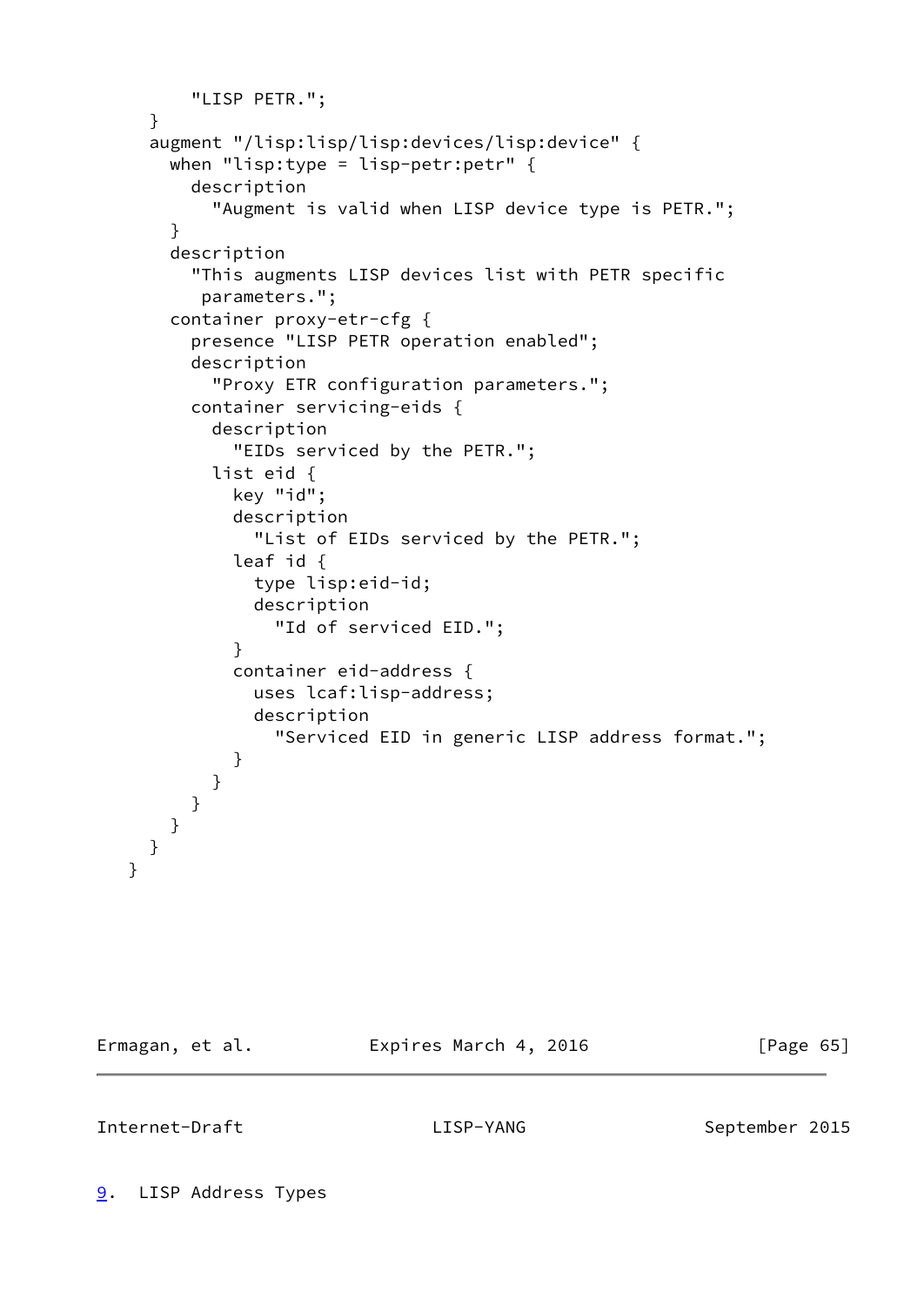```
        "LISP PETR.";
    }
    augment "/lisp:lisp/lisp:devices/lisp:device" {
      when "lisp:type = lisp-petr:petr" {
        description
          "Augment is valid when LISP device type is PETR.";
      }
      description
        "This augments LISP devices list with PETR specific
         parameters.";
      container proxy-etr-cfg {
        presence "LISP PETR operation enabled";
        description
          "Proxy ETR configuration parameters.";
        container servicing-eids {
          description
            "EIDs serviced by the PETR.";
          list eid {
            key "id";
            description
              "List of EIDs serviced by the PETR.";
            leaf id {
              type lisp:eid-id;
              description
                "Id of serviced EID.";
            }
            container eid-address {
              uses lcaf:lisp-address;
              description
                "Serviced EID in generic LISP address format.";
            }
          }
        }
      }
    }
  }
```

## 9. LISP Address Types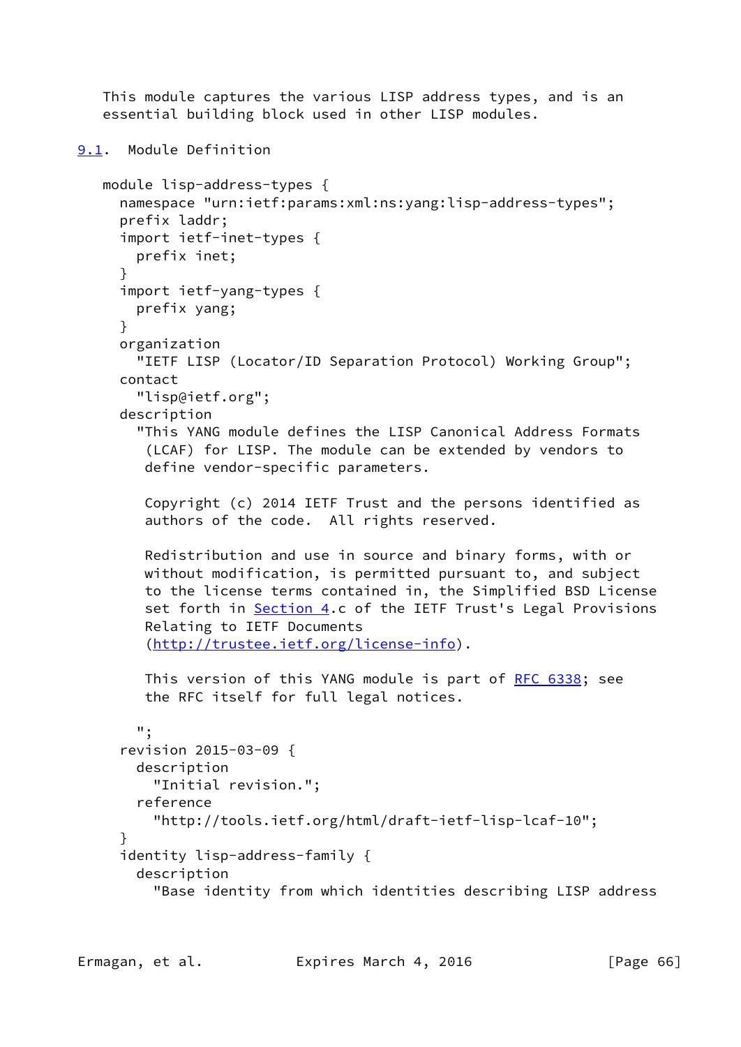This module captures the various LISP address types, and is an essential building block used in other LISP modules.

## 9.1. Module Definition

```
module lisp-address-types {
  namespace "urn:ietf:params:xml:ns:yang:lisp-address-types";
  prefix laddr;
  import ietf-inet-types {
    prefix inet;
  }
  import ietf-yang-types {
    prefix yang;
  }
  organization
    "IETF LISP (Locator/ID Separation Protocol) Working Group";
  contact
    "lisp@ietf.org";
  description
    "This YANG module defines the LISP Canonical Address Formats
     (LCAF) for LISP. The module can be extended by vendors to
     define vendor-specific parameters.

     Copyright (c) 2014 IETF Trust and the persons identified as
     authors of the code.  All rights reserved.

     Redistribution and use in source and binary forms, with or
     without modification, is permitted pursuant to, and subject
     to the license terms contained in, the Simplified BSD License
     set forth in Section 4.c of the IETF Trust's Legal Provisions
     Relating to IETF Documents
     (http://trustee.ietf.org/license-info).

     This version of this YANG module is part of RFC 6338; see
     the RFC itself for full legal notices.

    ";
  revision 2015-03-09 {
    description
      "Initial revision.";
    reference
      "http://tools.ietf.org/html/draft-ietf-lisp-lcaf-10";
  }
  identity lisp-address-family {
    description
      "Base identity from which identities describing LISP address
```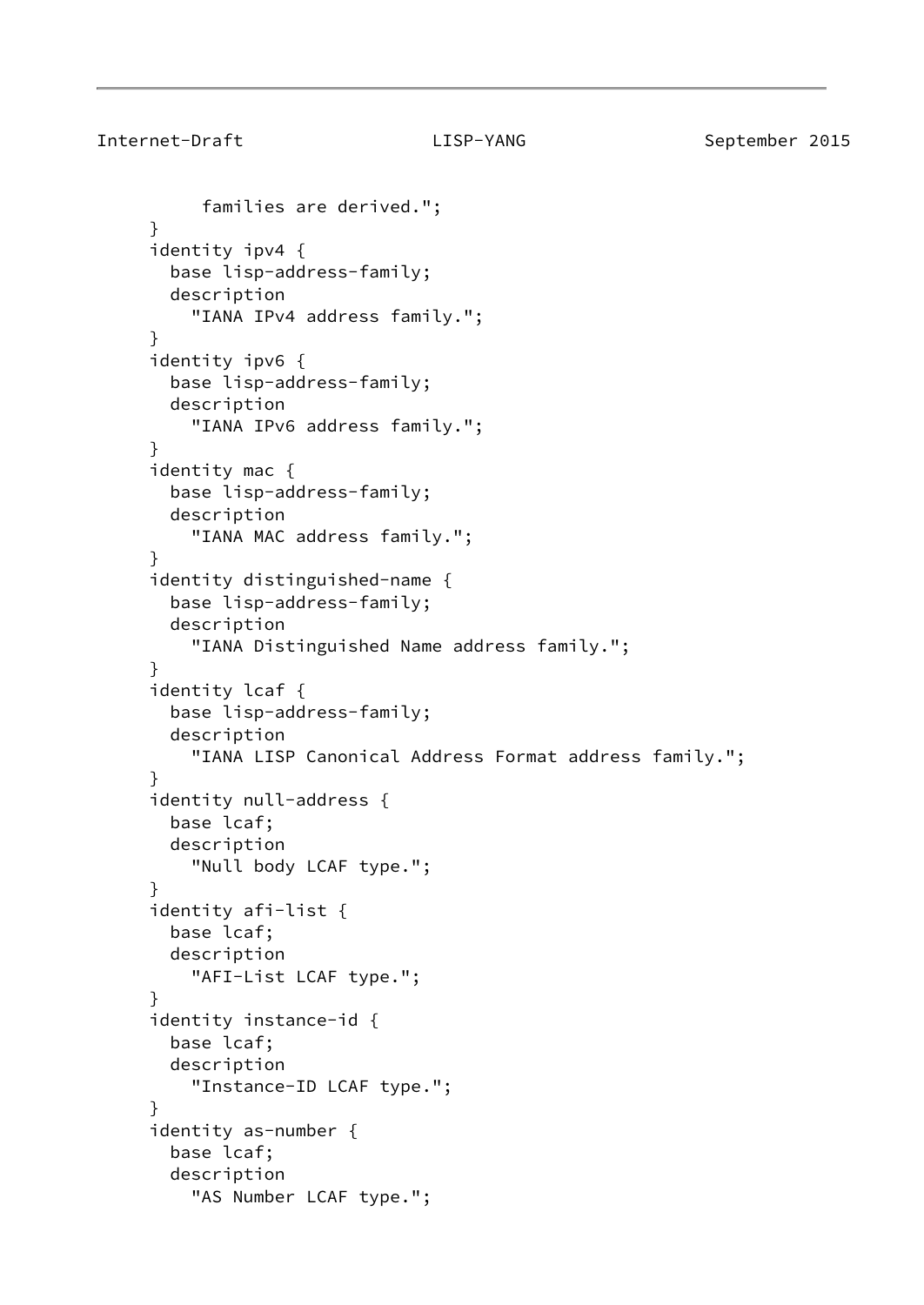```
          families are derived.";
     }
     identity ipv4 {
       base lisp-address-family;
       description
         "IANA IPv4 address family.";
     }
     identity ipv6 {
       base lisp-address-family;
       description
         "IANA IPv6 address family.";
     }
     identity mac {
       base lisp-address-family;
       description
         "IANA MAC address family.";
     }
     identity distinguished-name {
       base lisp-address-family;
       description
         "IANA Distinguished Name address family.";
     }
     identity lcaf {
       base lisp-address-family;
       description
         "IANA LISP Canonical Address Format address family.";
     }
     identity null-address {
       base lcaf;
       description
         "Null body LCAF type.";
     }
     identity afi-list {
       base lcaf;
       description
         "AFI-List LCAF type.";
     }
     identity instance-id {
       base lcaf;
       description
         "Instance-ID LCAF type.";
     }
     identity as-number {
       base lcaf;
       description
         "AS Number LCAF type.";
```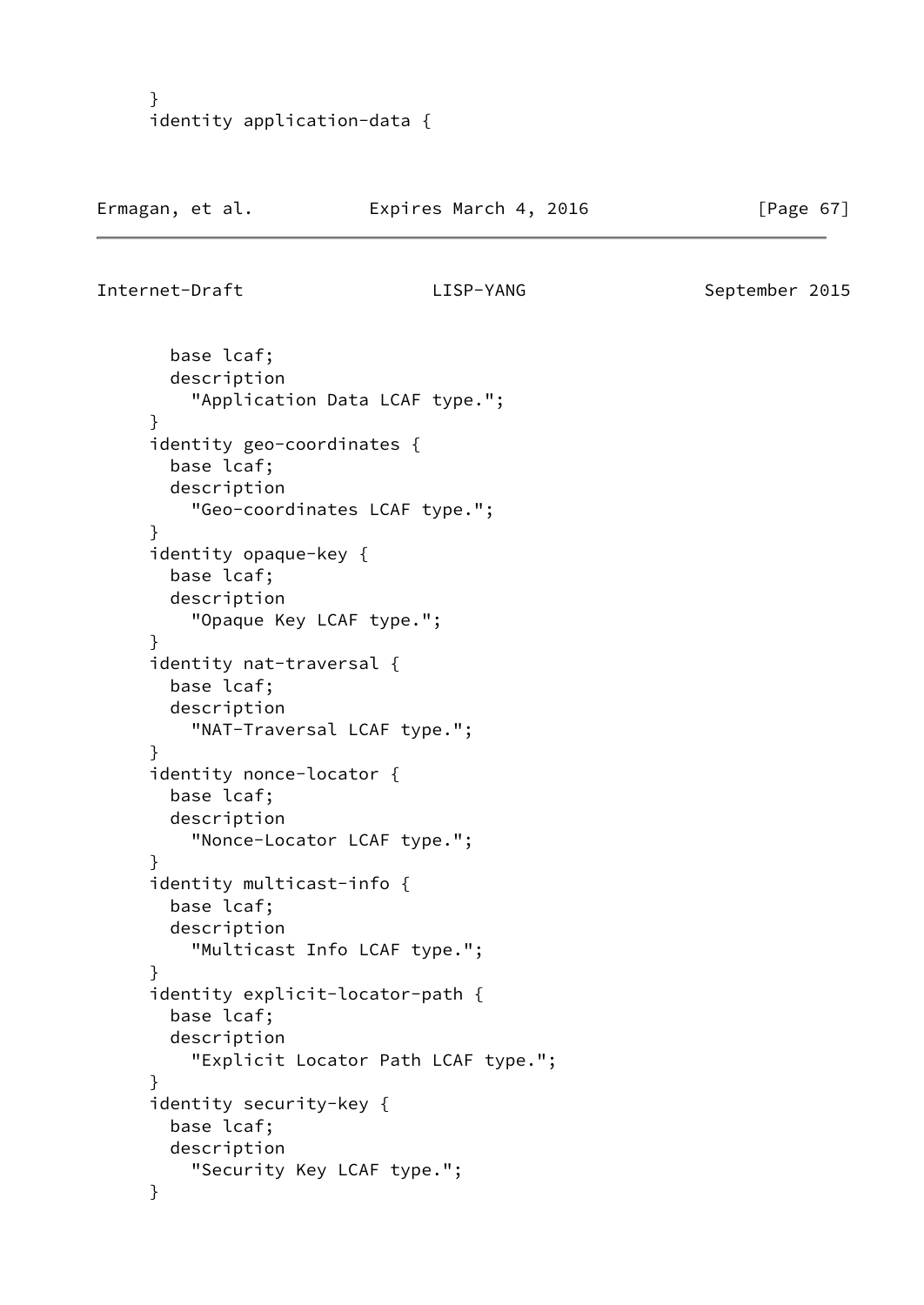```
     }
     identity application-data {
       base lcaf;
       description
         "Application Data LCAF type.";
     }
     identity geo-coordinates {
       base lcaf;
       description
         "Geo-coordinates LCAF type.";
     }
     identity opaque-key {
       base lcaf;
       description
         "Opaque Key LCAF type.";
     }
     identity nat-traversal {
       base lcaf;
       description
         "NAT-Traversal LCAF type.";
     }
     identity nonce-locator {
       base lcaf;
       description
         "Nonce-Locator LCAF type.";
     }
     identity multicast-info {
       base lcaf;
       description
         "Multicast Info LCAF type.";
     }
     identity explicit-locator-path {
       base lcaf;
       description
         "Explicit Locator Path LCAF type.";
     }
     identity security-key {
       base lcaf;
       description
         "Security Key LCAF type.";
     }
```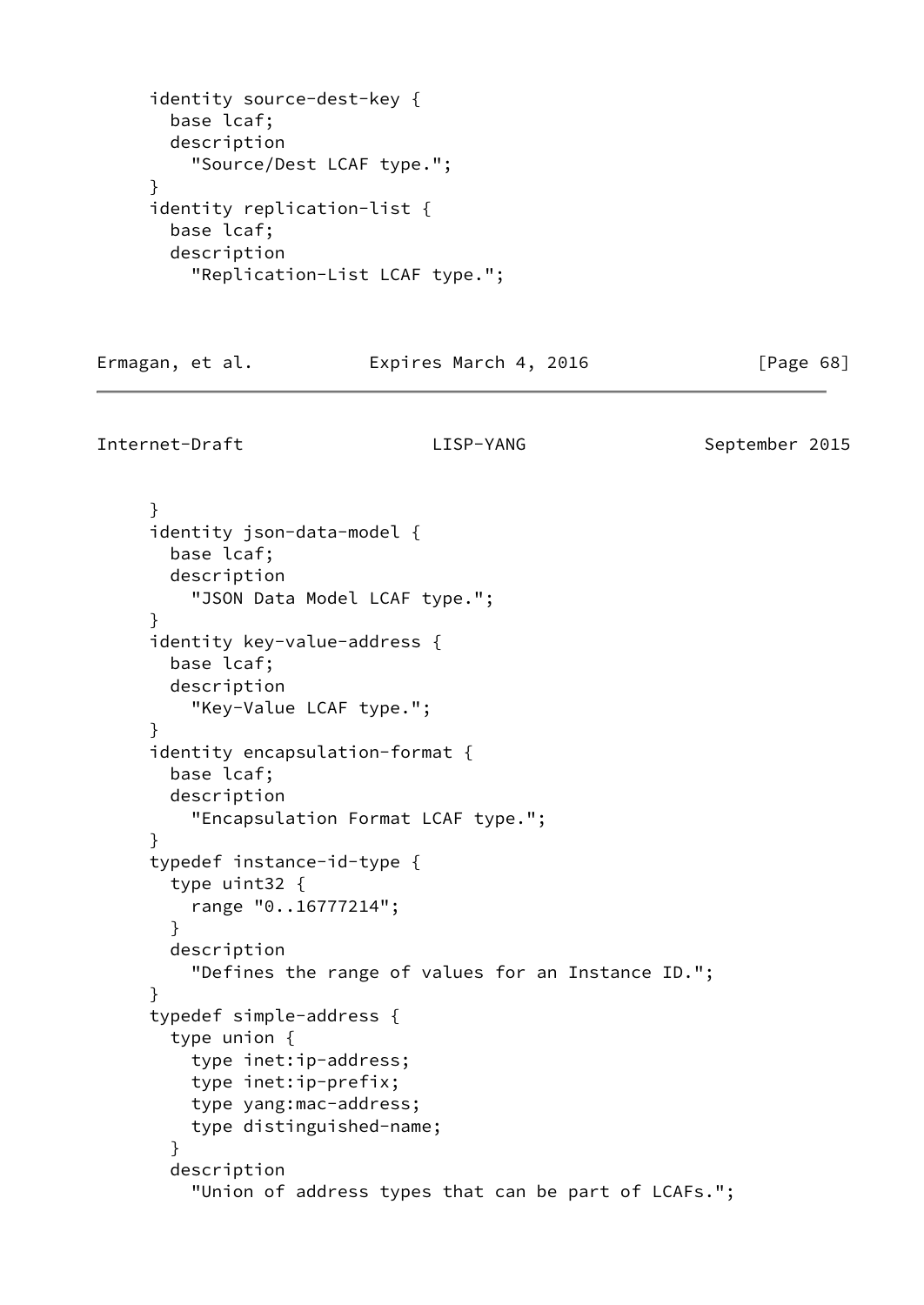```
     identity source-dest-key {
       base lcaf;
       description
         "Source/Dest LCAF type.";
     }
     identity replication-list {
       base lcaf;
       description
         "Replication-List LCAF type.";
     }
     identity json-data-model {
       base lcaf;
       description
         "JSON Data Model LCAF type.";
     }
     identity key-value-address {
       base lcaf;
       description
         "Key-Value LCAF type.";
     }
     identity encapsulation-format {
       base lcaf;
       description
         "Encapsulation Format LCAF type.";
     }
     typedef instance-id-type {
       type uint32 {
         range "0..16777214";
       }
       description
         "Defines the range of values for an Instance ID.";
     }
     typedef simple-address {
       type union {
         type inet:ip-address;
         type inet:ip-prefix;
         type yang:mac-address;
         type distinguished-name;
       }
       description
         "Union of address types that can be part of LCAFs.";
```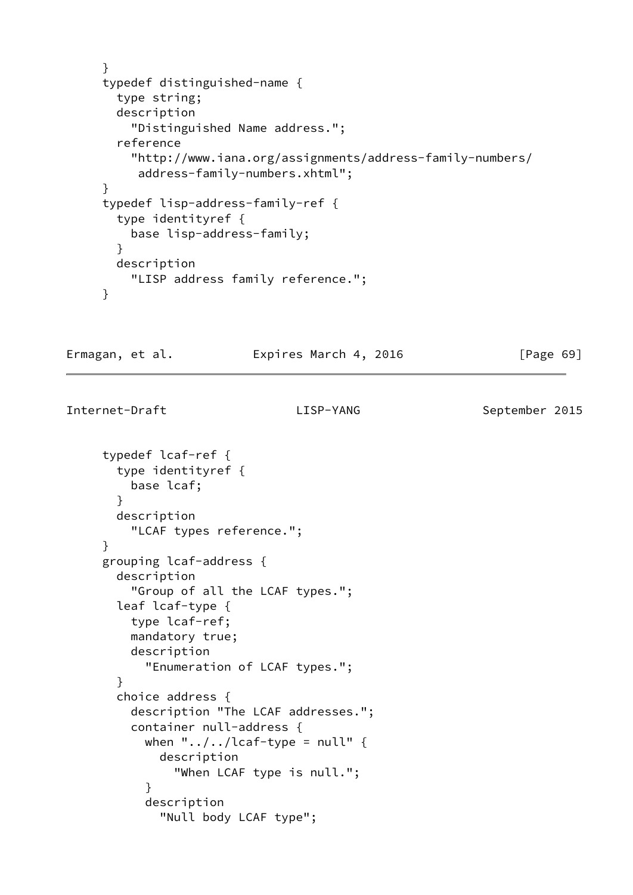```
     }
     typedef distinguished-name {
       type string;
       description
         "Distinguished Name address.";
       reference
         "http://www.iana.org/assignments/address-family-numbers/
          address-family-numbers.xhtml";
     }
     typedef lisp-address-family-ref {
       type identityref {
         base lisp-address-family;
       }
       description
         "LISP address family reference.";
     }
```

```
     typedef lcaf-ref {
       type identityref {
         base lcaf;
       }
       description
         "LCAF types reference.";
     }
     grouping lcaf-address {
       description
         "Group of all the LCAF types.";
       leaf lcaf-type {
         type lcaf-ref;
         mandatory true;
         description
           "Enumeration of LCAF types.";
       }
       choice address {
         description "The LCAF addresses.";
         container null-address {
           when "../../lcaf-type = null" {
             description
               "When LCAF type is null.";
           }
           description
             "Null body LCAF type";
```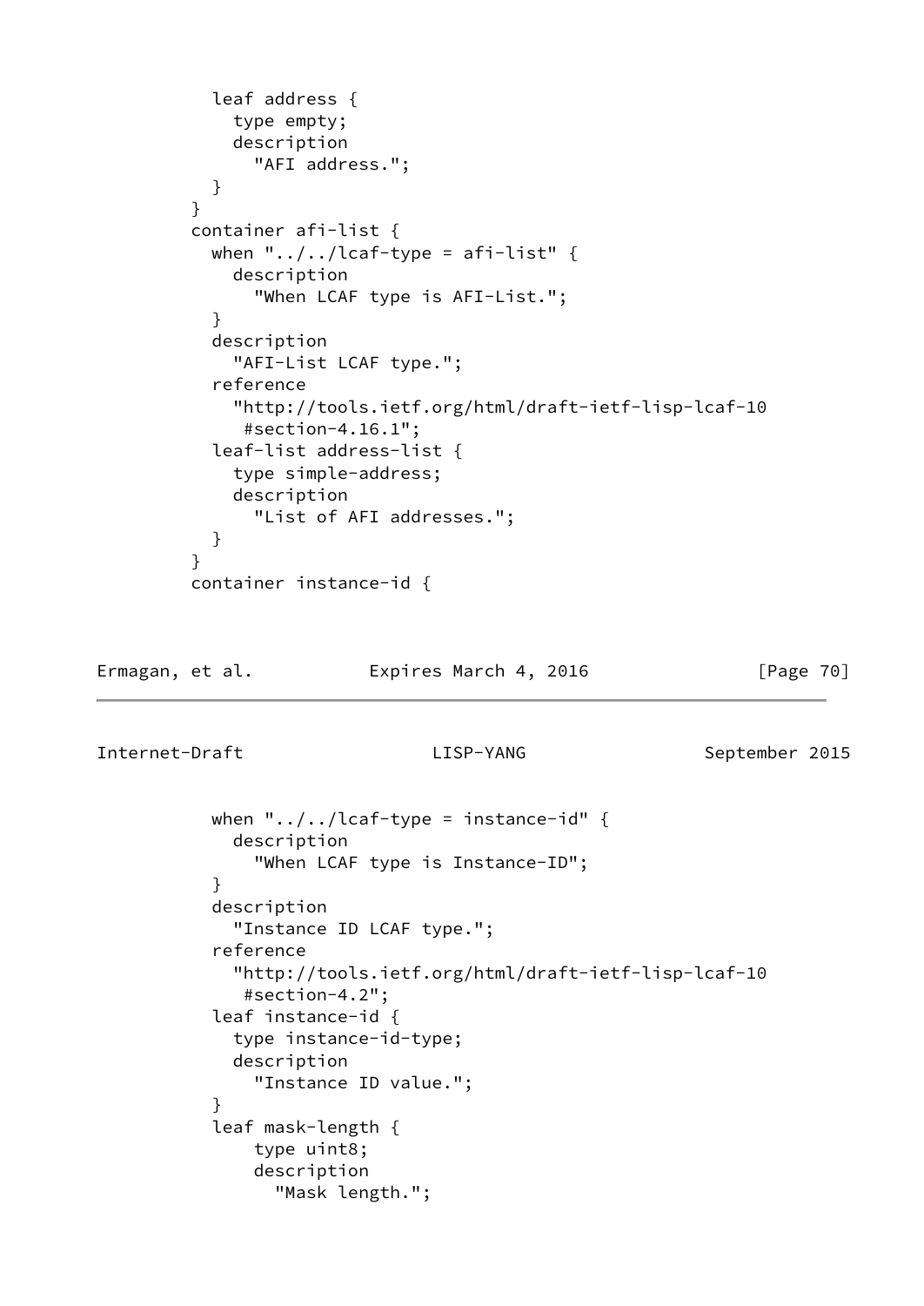```
          leaf address {
            type empty;
            description
              "AFI address.";
          }
        }
        container afi-list {
          when "../../lcaf-type = afi-list" {
            description
              "When LCAF type is AFI-List.";
          }
          description
            "AFI-List LCAF type.";
          reference
            "http://tools.ietf.org/html/draft-ietf-lisp-lcaf-10
             #section-4.16.1";
          leaf-list address-list {
            type simple-address;
            description
              "List of AFI addresses.";
          }
        }
        container instance-id {
```

```
          when "../../lcaf-type = instance-id" {
            description
              "When LCAF type is Instance-ID";
          }
          description
            "Instance ID LCAF type.";
          reference
            "http://tools.ietf.org/html/draft-ietf-lisp-lcaf-10
             #section-4.2";
          leaf instance-id {
            type instance-id-type;
            description
              "Instance ID value.";
          }
          leaf mask-length {
              type uint8;
              description
                "Mask length.";
```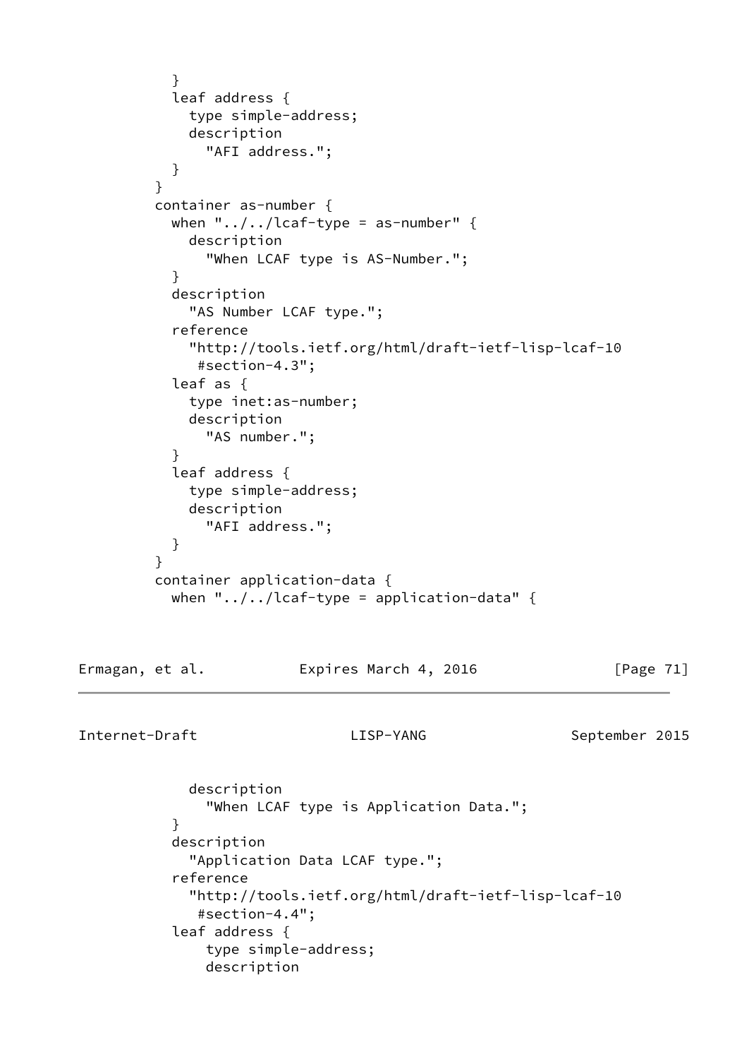```
          }
          leaf address {
            type simple-address;
            description
              "AFI address.";
          }
        }
        container as-number {
          when "../../lcaf-type = as-number" {
            description
              "When LCAF type is AS-Number.";
          }
          description
            "AS Number LCAF type.";
          reference
            "http://tools.ietf.org/html/draft-ietf-lisp-lcaf-10
             #section-4.3";
          leaf as {
            type inet:as-number;
            description
              "AS number.";
          }
          leaf address {
            type simple-address;
            description
              "AFI address.";
          }
        }
        container application-data {
          when "../../lcaf-type = application-data" {
            description
              "When LCAF type is Application Data.";
          }
          description
            "Application Data LCAF type.";
          reference
            "http://tools.ietf.org/html/draft-ietf-lisp-lcaf-10
             #section-4.4";
          leaf address {
              type simple-address;
              description
```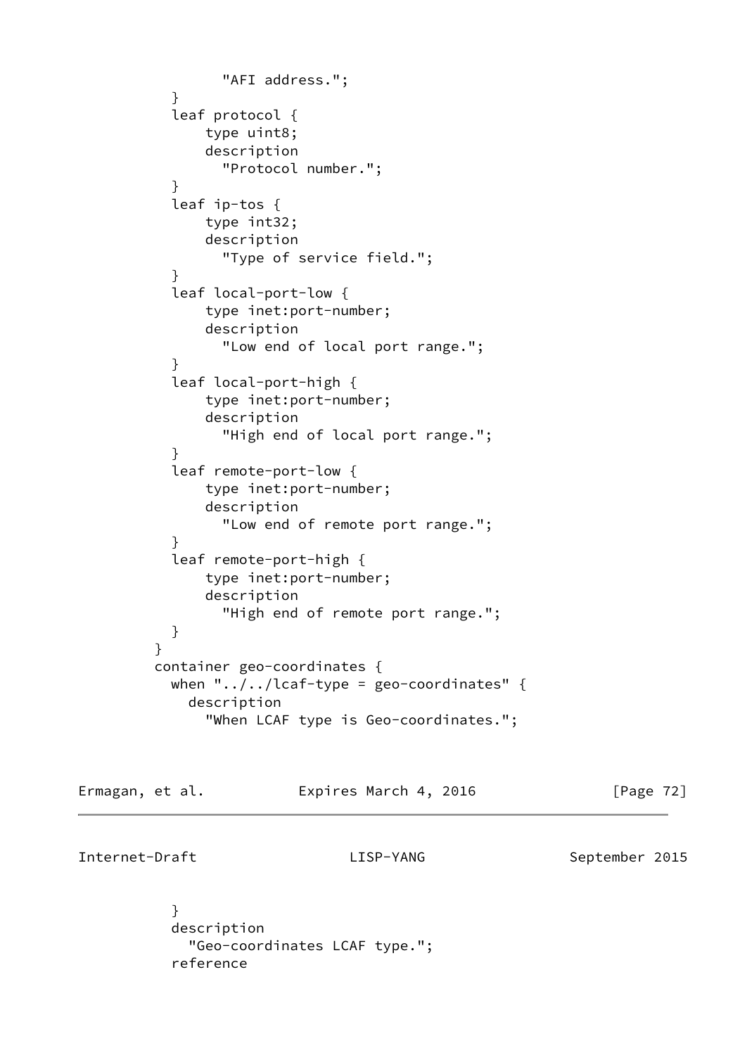```
                "AFI address.";
          }
          leaf protocol {
              type uint8;
              description
                "Protocol number.";
          }
          leaf ip-tos {
              type int32;
              description
                "Type of service field.";
          }
          leaf local-port-low {
              type inet:port-number;
              description
                "Low end of local port range.";
          }
          leaf local-port-high {
              type inet:port-number;
              description
                "High end of local port range.";
          }
          leaf remote-port-low {
              type inet:port-number;
              description
                "Low end of remote port range.";
          }
          leaf remote-port-high {
              type inet:port-number;
              description
                "High end of remote port range.";
          }
        }
        container geo-coordinates {
          when "../../lcaf-type = geo-coordinates" {
            description
              "When LCAF type is Geo-coordinates.";
          }
          description
            "Geo-coordinates LCAF type.";
          reference
```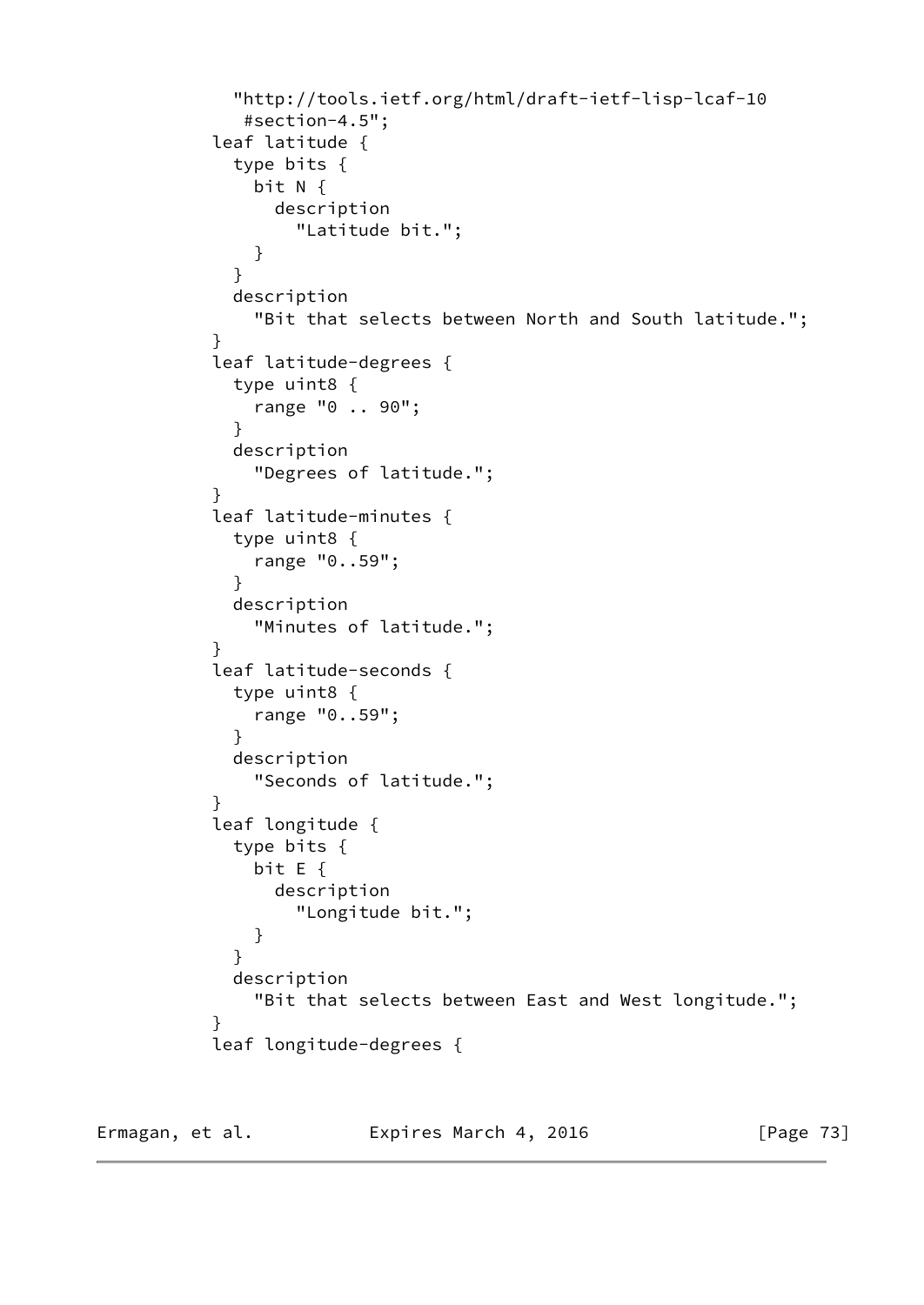```
            "http://tools.ietf.org/html/draft-ietf-lisp-lcaf-10
             #section-4.5";
          leaf latitude {
            type bits {
              bit N {
                description
                  "Latitude bit.";
              }
            }
            description
              "Bit that selects between North and South latitude.";
          }
          leaf latitude-degrees {
            type uint8 {
              range "0 .. 90";
            }
            description
              "Degrees of latitude.";
          }
          leaf latitude-minutes {
            type uint8 {
              range "0..59";
            }
            description
              "Minutes of latitude.";
          }
          leaf latitude-seconds {
            type uint8 {
              range "0..59";
            }
            description
              "Seconds of latitude.";
          }
          leaf longitude {
            type bits {
              bit E {
                description
                  "Longitude bit.";
              }
            }
            description
              "Bit that selects between East and West longitude.";
          }
          leaf longitude-degrees {
```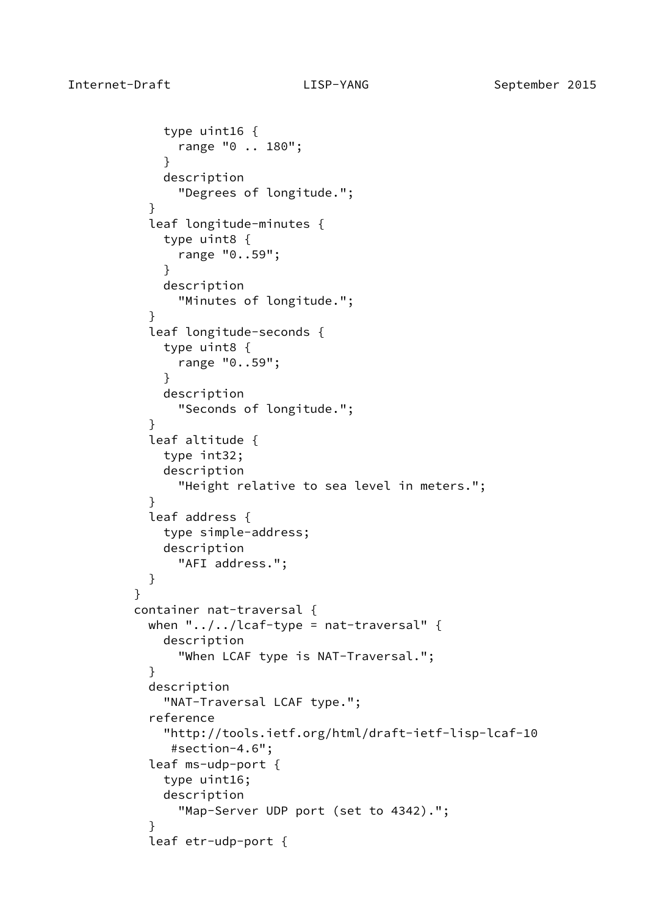```
            type uint16 {
              range "0 .. 180";
            }
            description
              "Degrees of longitude.";
          }
          leaf longitude-minutes {
            type uint8 {
              range "0..59";
            }
            description
              "Minutes of longitude.";
          }
          leaf longitude-seconds {
            type uint8 {
              range "0..59";
            }
            description
              "Seconds of longitude.";
          }
          leaf altitude {
            type int32;
            description
              "Height relative to sea level in meters.";
          }
          leaf address {
            type simple-address;
            description
              "AFI address.";
          }
        }
        container nat-traversal {
          when "../../lcaf-type = nat-traversal" {
            description
              "When LCAF type is NAT-Traversal.";
          }
          description
            "NAT-Traversal LCAF type.";
          reference
            "http://tools.ietf.org/html/draft-ietf-lisp-lcaf-10
             #section-4.6";
          leaf ms-udp-port {
            type uint16;
            description
              "Map-Server UDP port (set to 4342).";
          }
          leaf etr-udp-port {
```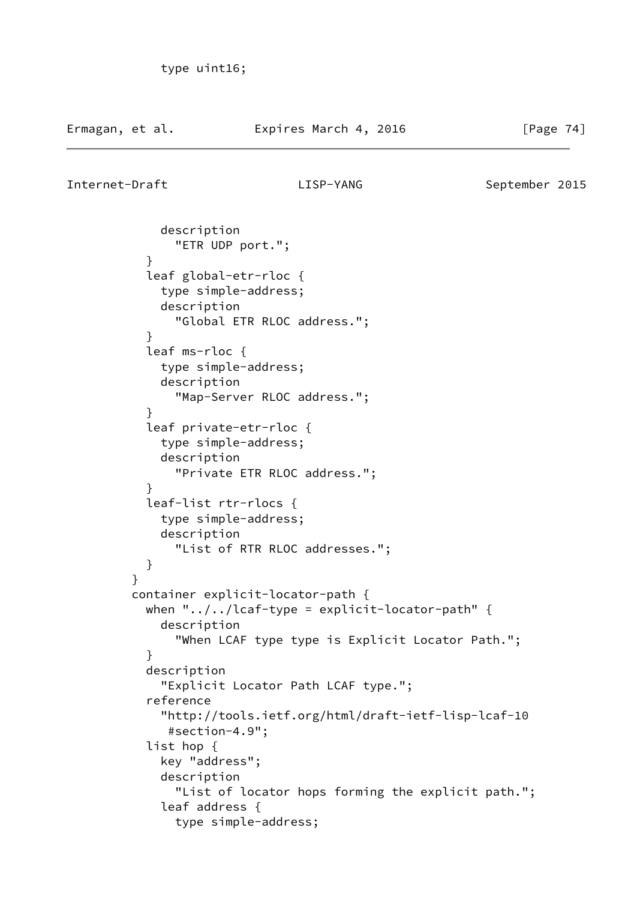```
            type uint16;
```

```
            description
              "ETR UDP port.";
          }
          leaf global-etr-rloc {
            type simple-address;
            description
              "Global ETR RLOC address.";
          }
          leaf ms-rloc {
            type simple-address;
            description
              "Map-Server RLOC address.";
          }
          leaf private-etr-rloc {
            type simple-address;
            description
              "Private ETR RLOC address.";
          }
          leaf-list rtr-rlocs {
            type simple-address;
            description
              "List of RTR RLOC addresses.";
          }
        }
        container explicit-locator-path {
          when "../../lcaf-type = explicit-locator-path" {
            description
              "When LCAF type type is Explicit Locator Path.";
          }
          description
            "Explicit Locator Path LCAF type.";
          reference
            "http://tools.ietf.org/html/draft-ietf-lisp-lcaf-10
             #section-4.9";
          list hop {
            key "address";
            description
              "List of locator hops forming the explicit path.";
            leaf address {
              type simple-address;
```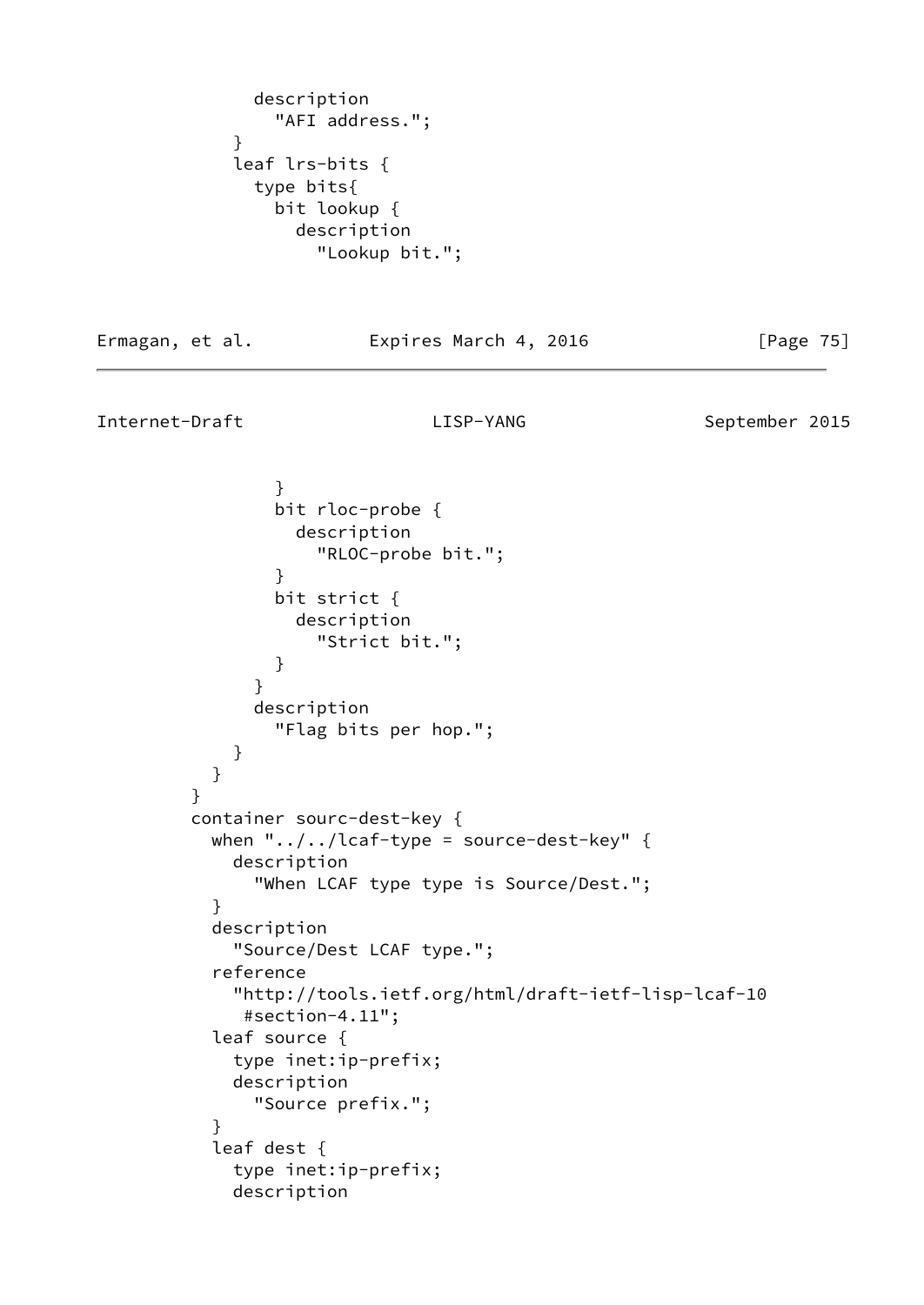```
              description
                "AFI address.";
            }
            leaf lrs-bits {
              type bits{
                bit lookup {
                  description
                    "Lookup bit.";
                }
                bit rloc-probe {
                  description
                    "RLOC-probe bit.";
                }
                bit strict {
                  description
                    "Strict bit.";
                }
              }
              description
                "Flag bits per hop.";
            }
          }
        }
        container sourc-dest-key {
          when "../../lcaf-type = source-dest-key" {
            description
              "When LCAF type type is Source/Dest.";
          }
          description
            "Source/Dest LCAF type.";
          reference
            "http://tools.ietf.org/html/draft-ietf-lisp-lcaf-10
             #section-4.11";
          leaf source {
            type inet:ip-prefix;
            description
              "Source prefix.";
          }
          leaf dest {
            type inet:ip-prefix;
            description
```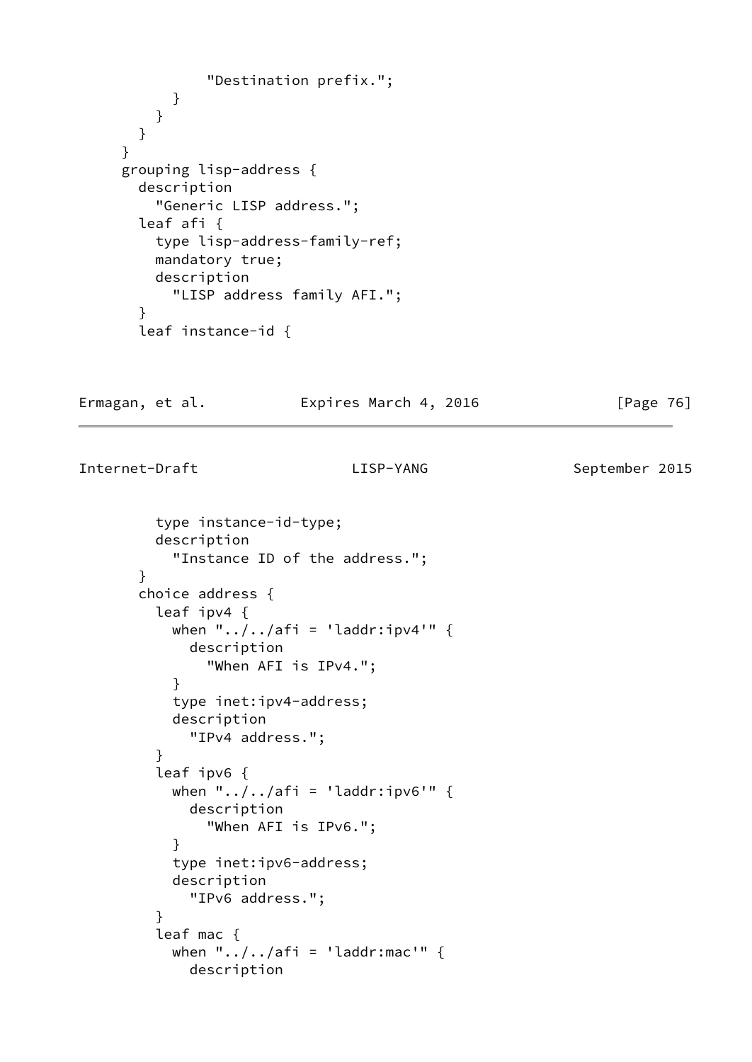```
              "Destination prefix.";
          }
        }
      }
    }
    grouping lisp-address {
      description
        "Generic LISP address.";
      leaf afi {
        type lisp-address-family-ref;
        mandatory true;
        description
          "LISP address family AFI.";
      }
      leaf instance-id {
        type instance-id-type;
        description
          "Instance ID of the address.";
      }
      choice address {
        leaf ipv4 {
          when "../../afi = 'laddr:ipv4'" {
            description
              "When AFI is IPv4.";
          }
          type inet:ipv4-address;
          description
            "IPv4 address.";
        }
        leaf ipv6 {
          when "../../afi = 'laddr:ipv6'" {
            description
              "When AFI is IPv6.";
          }
          type inet:ipv6-address;
          description
            "IPv6 address.";
        }
        leaf mac {
          when "../../afi = 'laddr:mac'" {
            description
```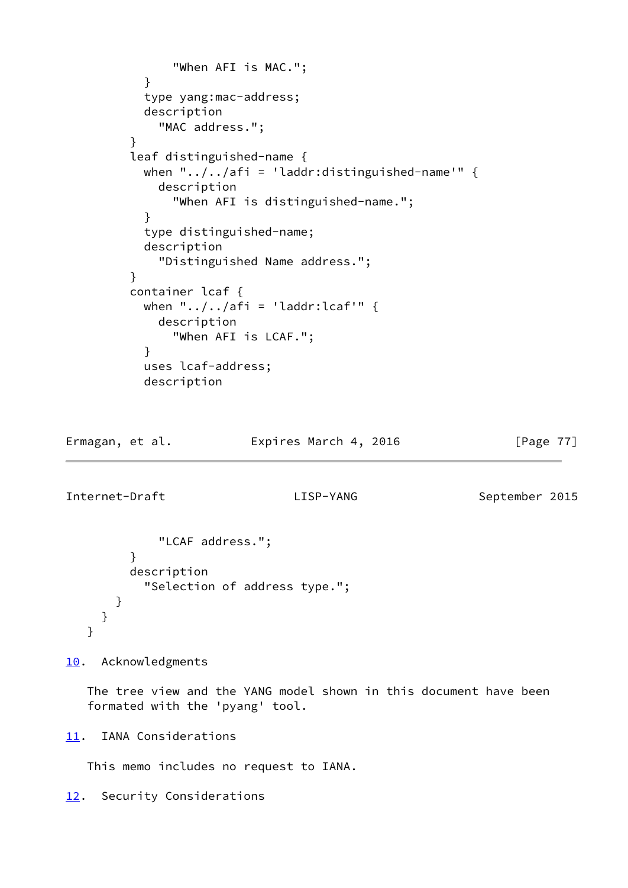```
              "When AFI is MAC.";
          }
          type yang:mac-address;
          description
            "MAC address.";
        }
        leaf distinguished-name {
          when "../../afi = 'laddr:distinguished-name'" {
            description
              "When AFI is distinguished-name.";
          }
          type distinguished-name;
          description
            "Distinguished Name address.";
        }
        container lcaf {
          when "../../afi = 'laddr:lcaf'" {
            description
              "When AFI is LCAF.";
          }
          uses lcaf-address;
          description
            "LCAF address.";
        }
        description
          "Selection of address type.";
      }
    }
  }
```

## 10. Acknowledgments

The tree view and the YANG model shown in this document have been formated with the 'pyang' tool.

## 11. IANA Considerations

This memo includes no request to IANA.

## 12. Security Considerations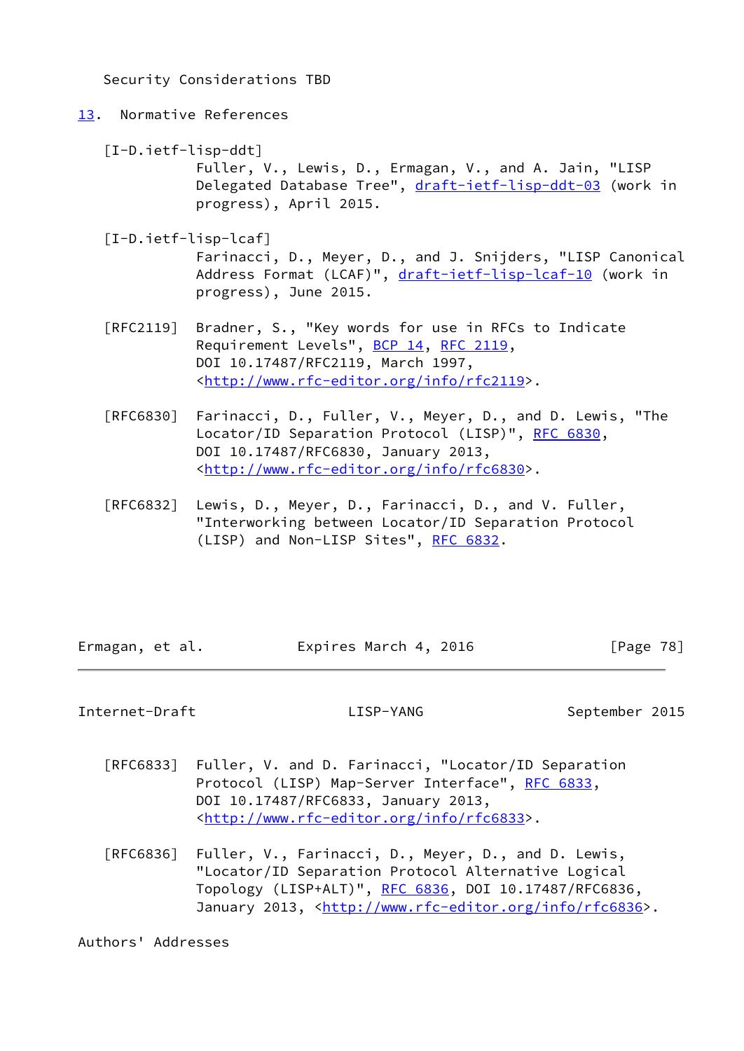Security Considerations TBD

## 13. Normative References

[I-D.ietf-lisp-ddt]
Fuller, V., Lewis, D., Ermagan, V., and A. Jain, "LISP Delegated Database Tree", draft-ietf-lisp-ddt-03 (work in progress), April 2015.

[I-D.ietf-lisp-lcaf]
Farinacci, D., Meyer, D., and J. Snijders, "LISP Canonical Address Format (LCAF)", draft-ietf-lisp-lcaf-10 (work in progress), June 2015.

[RFC2119] Bradner, S., "Key words for use in RFCs to Indicate Requirement Levels", BCP 14, RFC 2119, DOI 10.17487/RFC2119, March 1997, <http://www.rfc-editor.org/info/rfc2119>.

[RFC6830] Farinacci, D., Fuller, V., Meyer, D., and D. Lewis, "The Locator/ID Separation Protocol (LISP)", RFC 6830, DOI 10.17487/RFC6830, January 2013, <http://www.rfc-editor.org/info/rfc6830>.

[RFC6832] Lewis, D., Meyer, D., Farinacci, D., and V. Fuller, "Interworking between Locator/ID Separation Protocol (LISP) and Non-LISP Sites", RFC 6832.

[RFC6833] Fuller, V. and D. Farinacci, "Locator/ID Separation Protocol (LISP) Map-Server Interface", RFC 6833, DOI 10.17487/RFC6833, January 2013, <http://www.rfc-editor.org/info/rfc6833>.

[RFC6836] Fuller, V., Farinacci, D., Meyer, D., and D. Lewis, "Locator/ID Separation Protocol Alternative Logical Topology (LISP+ALT)", RFC 6836, DOI 10.17487/RFC6836, January 2013, <http://www.rfc-editor.org/info/rfc6836>.

## Authors' Addresses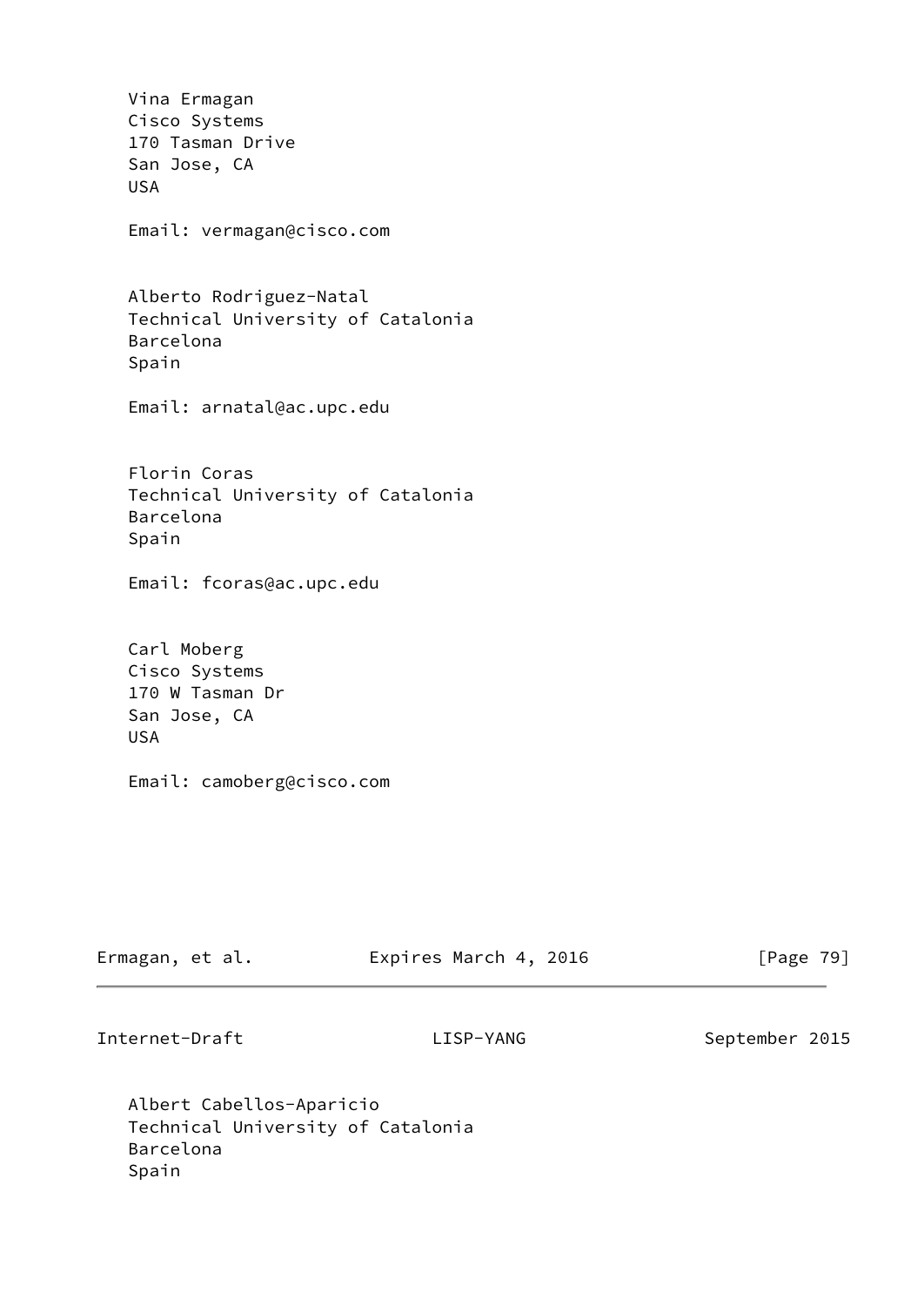Vina Ermagan
Cisco Systems
170 Tasman Drive
San Jose, CA
USA

Email: vermagan@cisco.com

Alberto Rodriguez-Natal
Technical University of Catalonia
Barcelona
Spain

Email: arnatal@ac.upc.edu

Florin Coras
Technical University of Catalonia
Barcelona
Spain

Email: fcoras@ac.upc.edu

Carl Moberg
Cisco Systems
170 W Tasman Dr
San Jose, CA
USA

Email: camoberg@cisco.com

Albert Cabellos-Aparicio
Technical University of Catalonia
Barcelona
Spain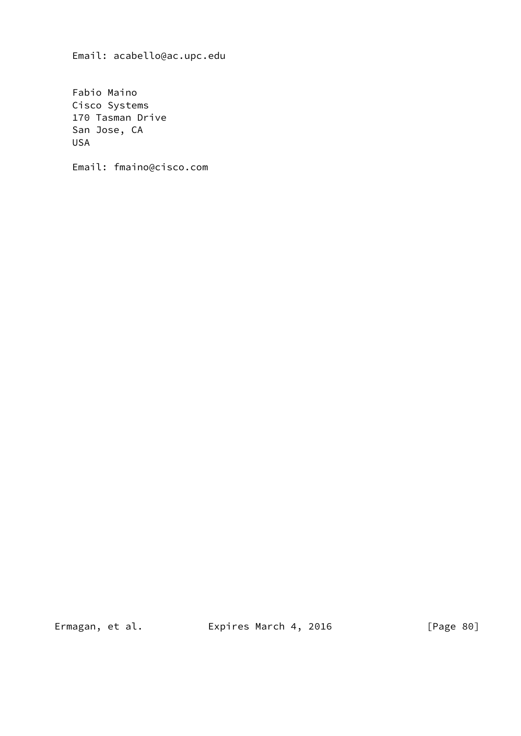Email: acabello@ac.upc.edu

Fabio Maino
Cisco Systems
170 Tasman Drive
San Jose, CA
USA

Email: fmaino@cisco.com